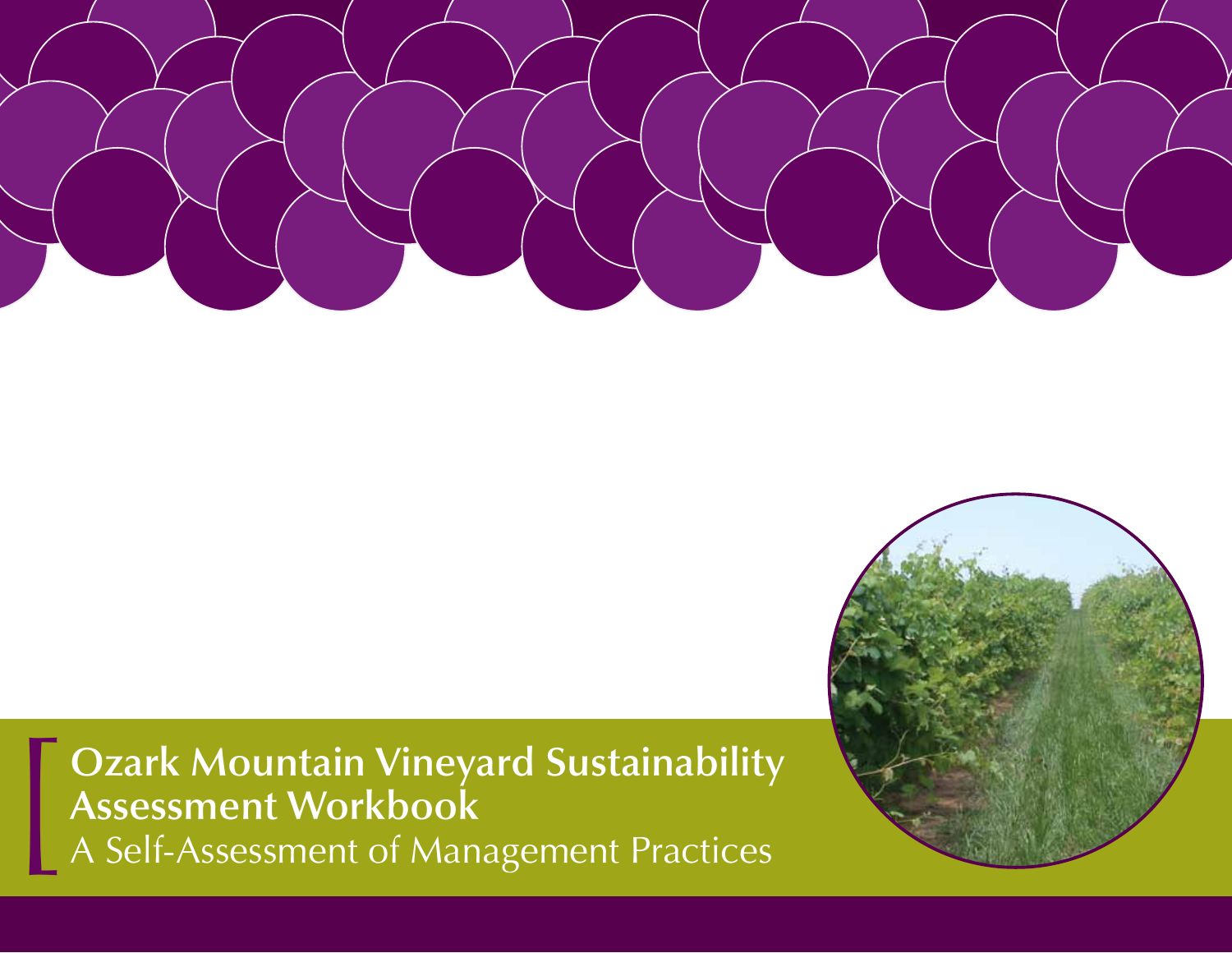# Ozark Mountain Vineyard Sustainability Assessment Workbook

## A Self-Assessment of Management Practices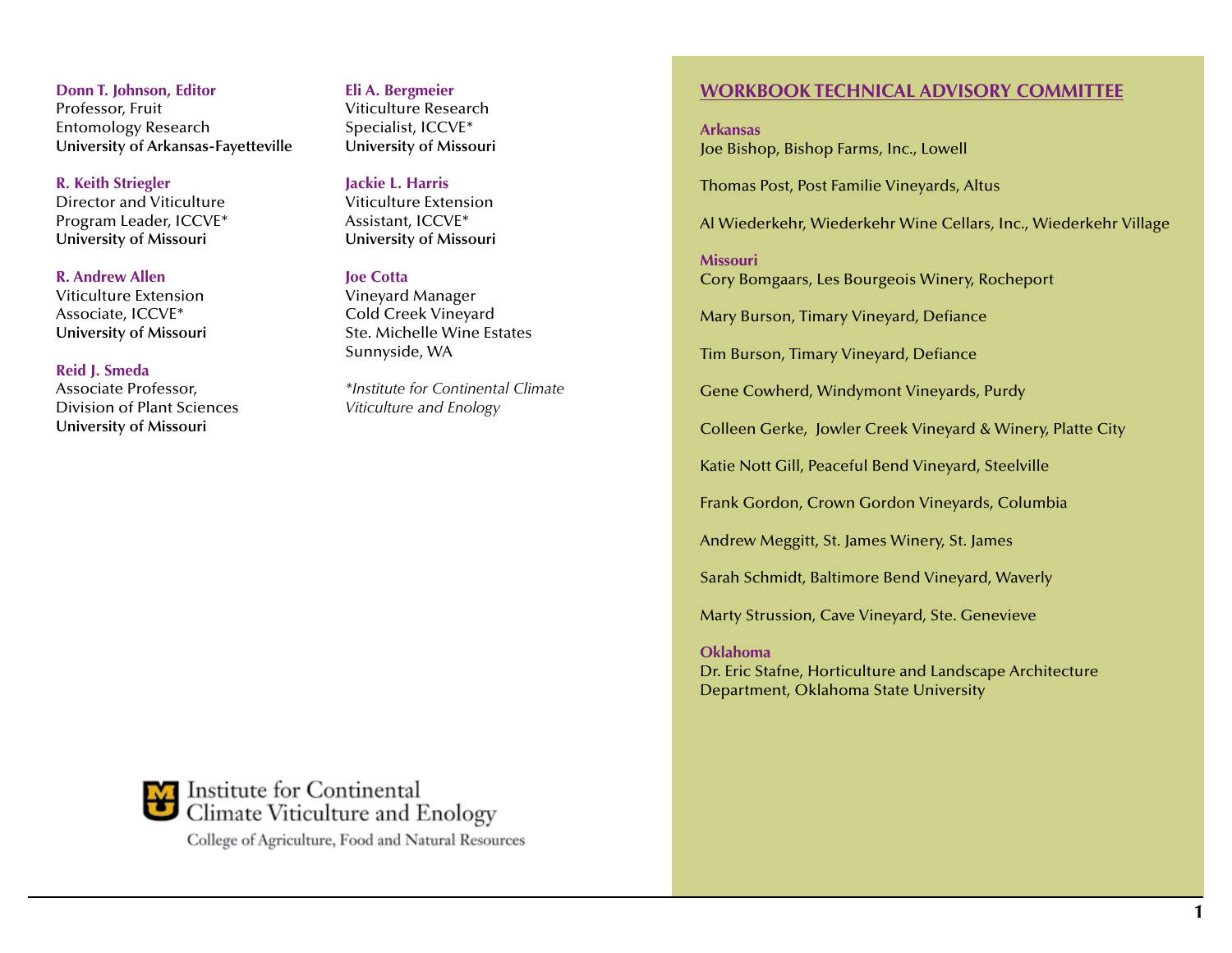**Donn T. Johnson, Editor**
Professor, Fruit
Entomology Research
**University of Arkansas-Fayetteville**

**R. Keith Striegler**
Director and Viticulture
Program Leader, ICCVE*
**University of Missouri**

**R. Andrew Allen**
Viticulture Extension
Associate, ICCVE*
**University of Missouri**

**Reid J. Smeda**
Associate Professor,
Division of Plant Sciences
**University of Missouri**

**Eli A. Bergmeier**
Viticulture Research
Specialist, ICCVE*
**University of Missouri**

**Jackie L. Harris**
Viticulture Extension
Assistant, ICCVE*
**University of Missouri**

**Joe Cotta**
Vineyard Manager
Cold Creek Vineyard
Ste. Michelle Wine Estates
Sunnyside, WA

*\*Institute for Continental Climate Viticulture and Enology*

Institute for Continental Climate Viticulture and Enology
College of Agriculture, Food and Natural Resources

## WORKBOOK TECHNICAL ADVISORY COMMITTEE

**Arkansas**

Joe Bishop, Bishop Farms, Inc., Lowell

Thomas Post, Post Familie Vineyards, Altus

Al Wiederkehr, Wiederkehr Wine Cellars, Inc., Wiederkehr Village

**Missouri**

Cory Bomgaars, Les Bourgeois Winery, Rocheport

Mary Burson, Timary Vineyard, Defiance

Tim Burson, Timary Vineyard, Defiance

Gene Cowherd, Windymont Vineyards, Purdy

Colleen Gerke, Jowler Creek Vineyard & Winery, Platte City

Katie Nott Gill, Peaceful Bend Vineyard, Steelville

Frank Gordon, Crown Gordon Vineyards, Columbia

Andrew Meggitt, St. James Winery, St. James

Sarah Schmidt, Baltimore Bend Vineyard, Waverly

Marty Strussion, Cave Vineyard, Ste. Genevieve

**Oklahoma**

Dr. Eric Stafne, Horticulture and Landscape Architecture Department, Oklahoma State University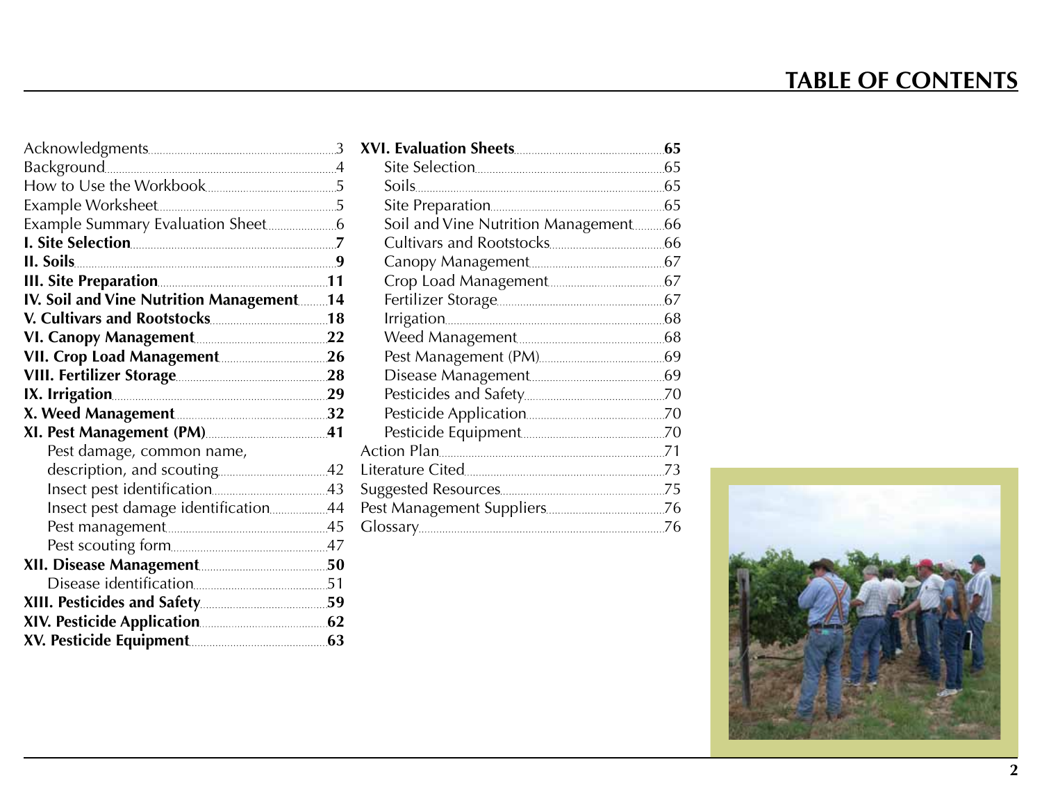# TABLE OF CONTENTS

Acknowledgments ... 3
Background ... 4
How to Use the Workbook ... 5
Example Worksheet ... 5
Example Summary Evaluation Sheet ... 6
**I. Site Selection ... 7**
**II. Soils ... 9**
**III. Site Preparation ... 11**
**IV. Soil and Vine Nutrition Management ... 14**
**V. Cultivars and Rootstocks ... 18**
**VI. Canopy Management ... 22**
**VII. Crop Load Management ... 26**
**VIII. Fertilizer Storage ... 28**
**IX. Irrigation ... 29**
**X. Weed Management ... 32**
**XI. Pest Management (PM) ... 41**
- Pest damage, common name, description, and scouting ... 42
- Insect pest identification ... 43
- Insect pest damage identification ... 44
- Pest management ... 45
- Pest scouting form ... 47

**XII. Disease Management ... 50**
- Disease identification ... 51

**XIII. Pesticides and Safety ... 59**
**XIV. Pesticide Application ... 62**
**XV. Pesticide Equipment ... 63**
**XVI. Evaluation Sheets ... 65**
- Site Selection ... 65
- Soils ... 65
- Site Preparation ... 65
- Soil and Vine Nutrition Management ... 66
- Cultivars and Rootstocks ... 66
- Canopy Management ... 67
- Crop Load Management ... 67
- Fertilizer Storage ... 67
- Irrigation ... 68
- Weed Management ... 68
- Pest Management (PM) ... 69
- Disease Management ... 69
- Pesticides and Safety ... 70
- Pesticide Application ... 70
- Pesticide Equipment ... 70

Action Plan ... 71
Literature Cited ... 73
Suggested Resources ... 75
Pest Management Suppliers ... 76
Glossary ... 76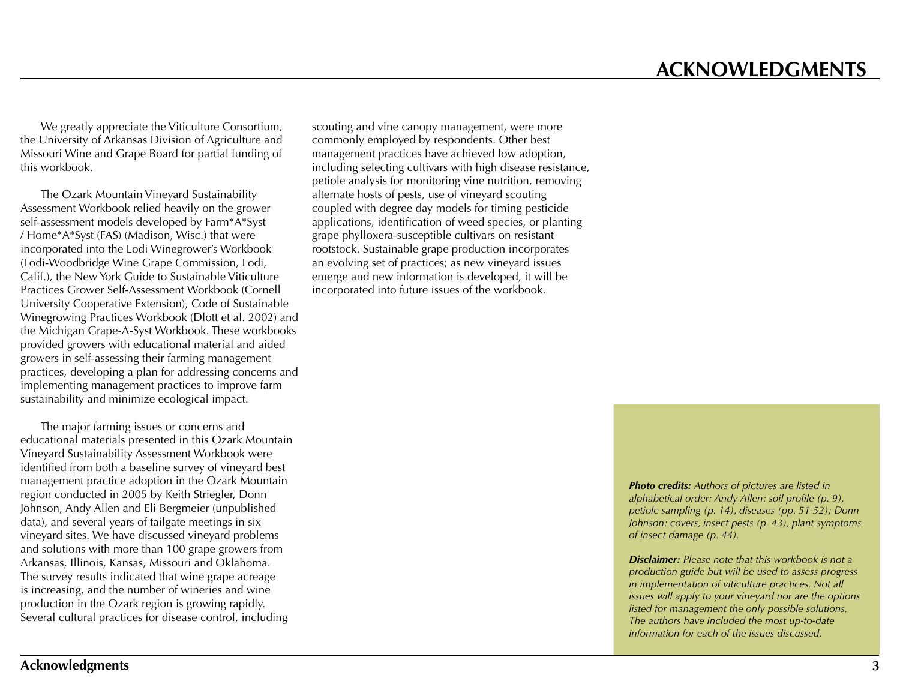# ACKNOWLEDGMENTS

We greatly appreciate the Viticulture Consortium, the University of Arkansas Division of Agriculture and Missouri Wine and Grape Board for partial funding of this workbook.

The Ozark Mountain Vineyard Sustainability Assessment Workbook relied heavily on the grower self-assessment models developed by Farm*A*Syst / Home*A*Syst (FAS) (Madison, Wisc.) that were incorporated into the Lodi Winegrower's Workbook (Lodi-Woodbridge Wine Grape Commission, Lodi, Calif.), the New York Guide to Sustainable Viticulture Practices Grower Self-Assessment Workbook (Cornell University Cooperative Extension), Code of Sustainable Winegrowing Practices Workbook (Dlott et al. 2002) and the Michigan Grape-A-Syst Workbook. These workbooks provided growers with educational material and aided growers in self-assessing their farming management practices, developing a plan for addressing concerns and implementing management practices to improve farm sustainability and minimize ecological impact.

The major farming issues or concerns and educational materials presented in this Ozark Mountain Vineyard Sustainability Assessment Workbook were identified from both a baseline survey of vineyard best management practice adoption in the Ozark Mountain region conducted in 2005 by Keith Striegler, Donn Johnson, Andy Allen and Eli Bergmeier (unpublished data), and several years of tailgate meetings in six vineyard sites. We have discussed vineyard problems and solutions with more than 100 grape growers from Arkansas, Illinois, Kansas, Missouri and Oklahoma. The survey results indicated that wine grape acreage is increasing, and the number of wineries and wine production in the Ozark region is growing rapidly. Several cultural practices for disease control, including scouting and vine canopy management, were more commonly employed by respondents. Other best management practices have achieved low adoption, including selecting cultivars with high disease resistance, petiole analysis for monitoring vine nutrition, removing alternate hosts of pests, use of vineyard scouting coupled with degree day models for timing pesticide applications, identification of weed species, or planting grape phylloxera-susceptible cultivars on resistant rootstock. Sustainable grape production incorporates an evolving set of practices; as new vineyard issues emerge and new information is developed, it will be incorporated into future issues of the workbook.

***Photo credits:*** *Authors of pictures are listed in alphabetical order: Andy Allen: soil profile (p. 9), petiole sampling (p. 14), diseases (pp. 51-52); Donn Johnson: covers, insect pests (p. 43), plant symptoms of insect damage (p. 44).*

***Disclaimer:*** *Please note that this workbook is not a production guide but will be used to assess progress in implementation of viticulture practices. Not all issues will apply to your vineyard nor are the options listed for management the only possible solutions. The authors have included the most up-to-date information for each of the issues discussed.*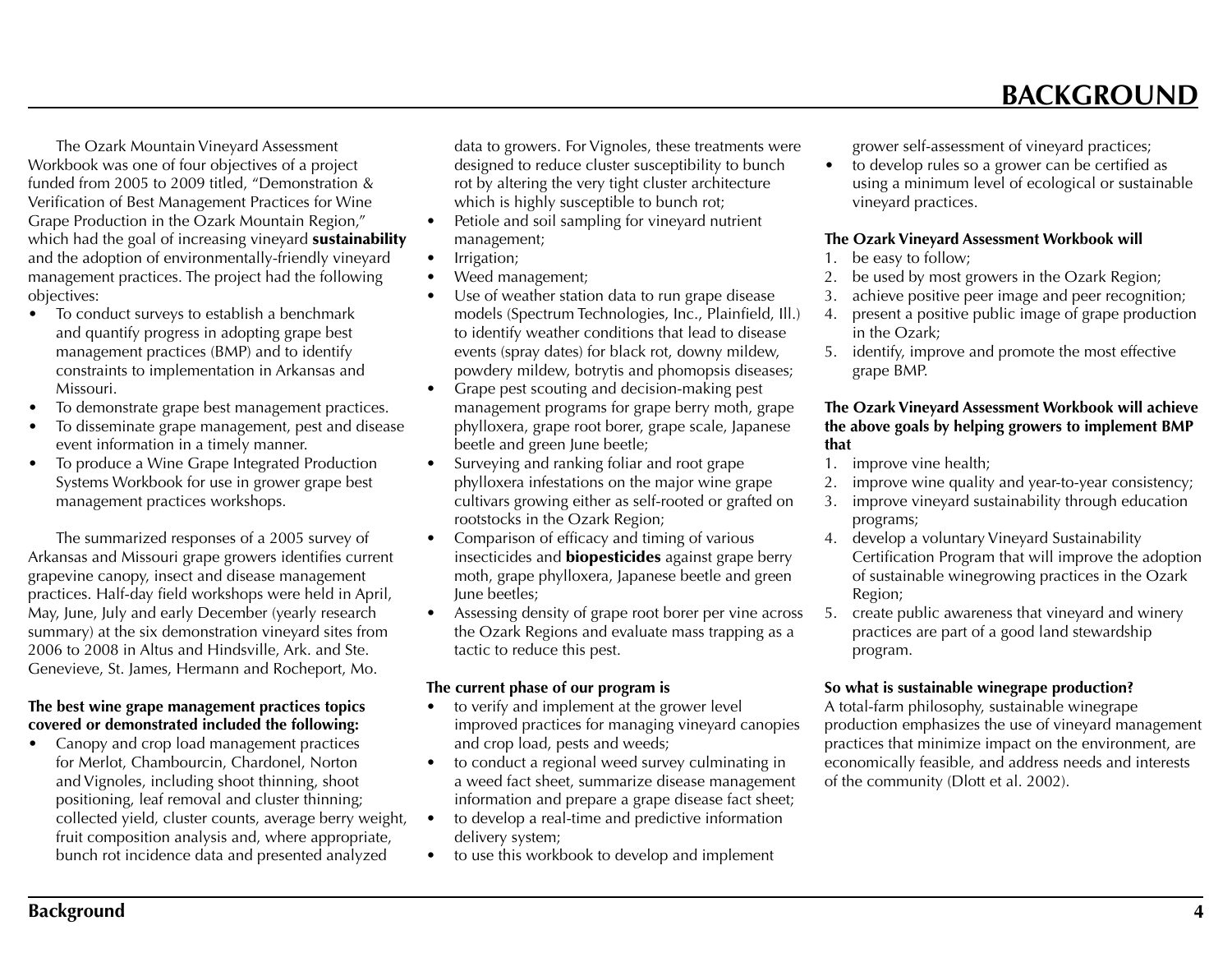# BACKGROUND

The Ozark Mountain Vineyard Assessment Workbook was one of four objectives of a project funded from 2005 to 2009 titled, "Demonstration & Verification of Best Management Practices for Wine Grape Production in the Ozark Mountain Region," which had the goal of increasing vineyard **sustainability** and the adoption of environmentally-friendly vineyard management practices. The project had the following objectives:

- To conduct surveys to establish a benchmark and quantify progress in adopting grape best management practices (BMP) and to identify constraints to implementation in Arkansas and Missouri.
- To demonstrate grape best management practices.
- To disseminate grape management, pest and disease event information in a timely manner.
- To produce a Wine Grape Integrated Production Systems Workbook for use in grower grape best management practices workshops.

The summarized responses of a 2005 survey of Arkansas and Missouri grape growers identifies current grapevine canopy, insect and disease management practices. Half-day field workshops were held in April, May, June, July and early December (yearly research summary) at the six demonstration vineyard sites from 2006 to 2008 in Altus and Hindsville, Ark. and Ste. Genevieve, St. James, Hermann and Rocheport, Mo.

**The best wine grape management practices topics covered or demonstrated included the following:**

- Canopy and crop load management practices for Merlot, Chambourcin, Chardonel, Norton and Vignoles, including shoot thinning, shoot positioning, leaf removal and cluster thinning; collected yield, cluster counts, average berry weight, fruit composition analysis and, where appropriate, bunch rot incidence data and presented analyzed data to growers. For Vignoles, these treatments were designed to reduce cluster susceptibility to bunch rot by altering the very tight cluster architecture which is highly susceptible to bunch rot;
- Petiole and soil sampling for vineyard nutrient management;
- Irrigation;
- Weed management;
- Use of weather station data to run grape disease models (Spectrum Technologies, Inc., Plainfield, Ill.) to identify weather conditions that lead to disease events (spray dates) for black rot, downy mildew, powdery mildew, botrytis and phomopsis diseases;
- Grape pest scouting and decision-making pest management programs for grape berry moth, grape phylloxera, grape root borer, grape scale, Japanese beetle and green June beetle;
- Surveying and ranking foliar and root grape phylloxera infestations on the major wine grape cultivars growing either as self-rooted or grafted on rootstocks in the Ozark Region;
- Comparison of efficacy and timing of various insecticides and **biopesticides** against grape berry moth, grape phylloxera, Japanese beetle and green June beetles;
- Assessing density of grape root borer per vine across the Ozark Regions and evaluate mass trapping as a tactic to reduce this pest.

**The current phase of our program is**

- to verify and implement at the grower level improved practices for managing vineyard canopies and crop load, pests and weeds;
- to conduct a regional weed survey culminating in a weed fact sheet, summarize disease management information and prepare a grape disease fact sheet;
- to develop a real-time and predictive information delivery system;
- to use this workbook to develop and implement grower self-assessment of vineyard practices;
- to develop rules so a grower can be certified as using a minimum level of ecological or sustainable vineyard practices.

**The Ozark Vineyard Assessment Workbook will**

1. be easy to follow;
2. be used by most growers in the Ozark Region;
3. achieve positive peer image and peer recognition;
4. present a positive public image of grape production in the Ozark;
5. identify, improve and promote the most effective grape BMP.

**The Ozark Vineyard Assessment Workbook will achieve the above goals by helping growers to implement BMP that**

1. improve vine health;
2. improve wine quality and year-to-year consistency;
3. improve vineyard sustainability through education programs;
4. develop a voluntary Vineyard Sustainability Certification Program that will improve the adoption of sustainable winegrowing practices in the Ozark Region;
5. create public awareness that vineyard and winery practices are part of a good land stewardship program.

**So what is sustainable winegrape production?**
A total-farm philosophy, sustainable winegrape production emphasizes the use of vineyard management practices that minimize impact on the environment, are economically feasible, and address needs and interests of the community (Dlott et al. 2002).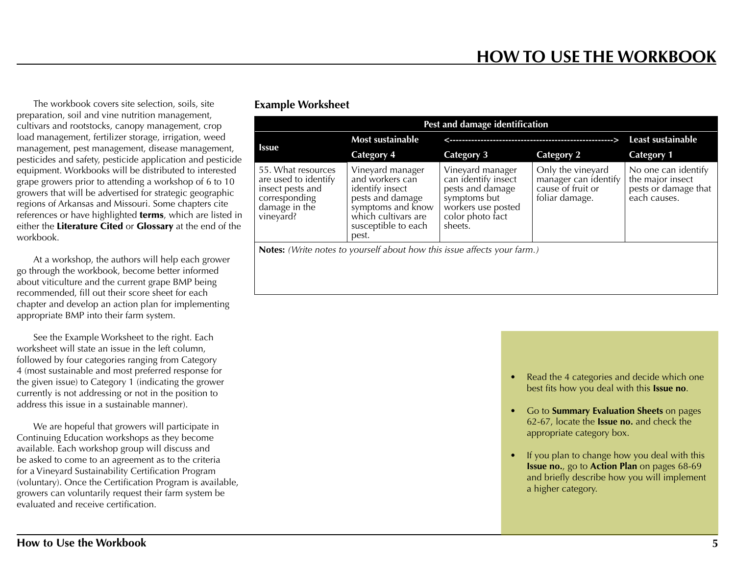# HOW TO USE THE WORKBOOK

The workbook covers site selection, soils, site preparation, soil and vine nutrition management, cultivars and rootstocks, canopy management, crop load management, fertilizer storage, irrigation, weed management, pest management, disease management, pesticides and safety, pesticide application and pesticide equipment. Workbooks will be distributed to interested grape growers prior to attending a workshop of 6 to 10 growers that will be advertised for strategic geographic regions of Arkansas and Missouri. Some chapters cite references or have highlighted **terms**, which are listed in either the **Literature Cited** or **Glossary** at the end of the workbook.

At a workshop, the authors will help each grower go through the workbook, become better informed about viticulture and the current grape BMP being recommended, fill out their score sheet for each chapter and develop an action plan for implementing appropriate BMP into their farm system.

See the Example Worksheet to the right. Each worksheet will state an issue in the left column, followed by four categories ranging from Category 4 (most sustainable and most preferred response for the given issue) to Category 1 (indicating the grower currently is not addressing or not in the position to address this issue in a sustainable manner).

We are hopeful that growers will participate in Continuing Education workshops as they become available. Each workshop group will discuss and be asked to come to an agreement as to the criteria for a Vineyard Sustainability Certification Program (voluntary). Once the Certification Program is available, growers can voluntarily request their farm system be evaluated and receive certification.

### Example Worksheet

| Pest and damage identification | | | | |
|---|---|---|---|---|
| **Issue** | **Most sustainable** | **<--------------------------------------------------->** | | **Least sustainable** |
| | **Category 4** | **Category 3** | **Category 2** | **Category 1** |
| 55. What resources are used to identify insect pests and corresponding damage in the vineyard? | Vineyard manager and workers can identify insect pests and damage symptoms and know which cultivars are susceptible to each pest. | Vineyard manager can identify insect pests and damage symptoms but workers use posted color photo fact sheets. | Only the vineyard manager can identify cause of fruit or foliar damage. | No one can identify the major insect pests or damage that each causes. |
| **Notes:** *(Write notes to yourself about how this issue affects your farm.)* | | | | |

- Read the 4 categories and decide which one best fits how you deal with this **Issue no**.
- Go to **Summary Evaluation Sheets** on pages 62-67, locate the **Issue no.** and check the appropriate category box.
- If you plan to change how you deal with this **Issue no.**, go to **Action Plan** on pages 68-69 and briefly describe how you will implement a higher category.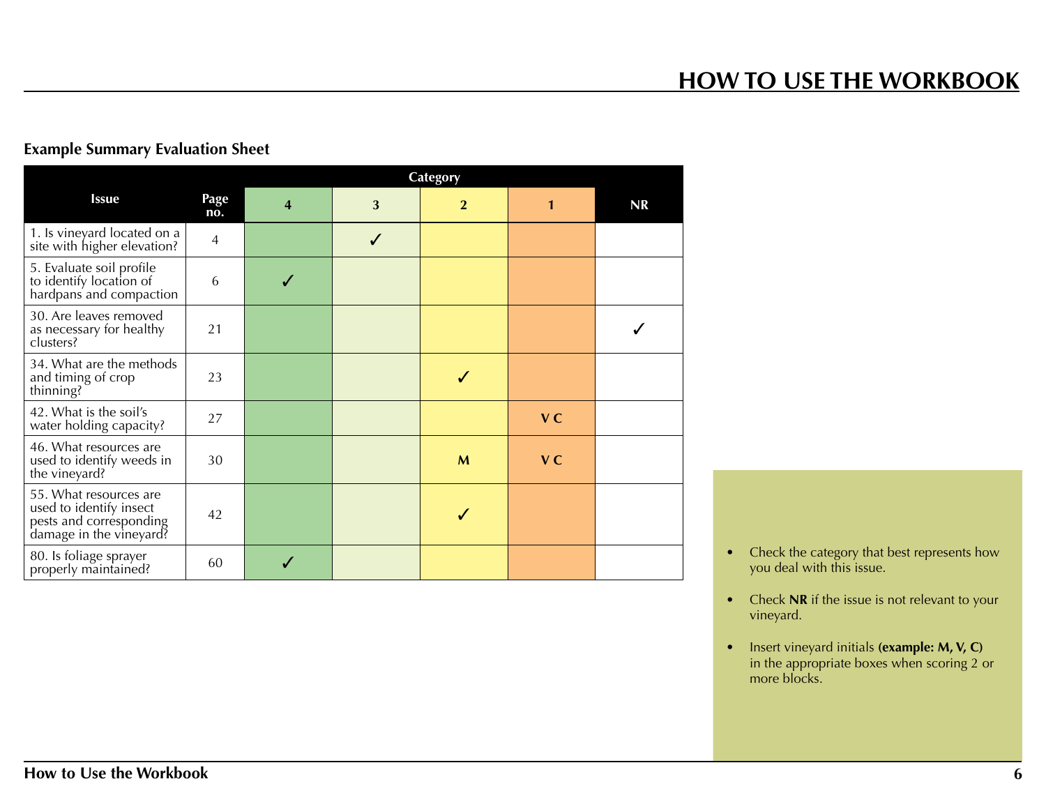# HOW TO USE THE WORKBOOK

**Example Summary Evaluation Sheet**

| Issue | Page no. | Category 4 | Category 3 | Category 2 | Category 1 | NR |
|---|---|---|---|---|---|---|
| 1. Is vineyard located on a site with higher elevation? | 4 | | ✓ | | | |
| 5. Evaluate soil profile to identify location of hardpans and compaction | 6 | ✓ | | | | |
| 30. Are leaves removed as necessary for healthy clusters? | 21 | | | | | ✓ |
| 34. What are the methods and timing of crop thinning? | 23 | | | ✓ | | |
| 42. What is the soil's water holding capacity? | 27 | | | | **V C** | |
| 46. What resources are used to identify weeds in the vineyard? | 30 | | | **M** | **V C** | |
| 55. What resources are used to identify insect pests and corresponding damage in the vineyard? | 42 | | | ✓ | | |
| 80. Is foliage sprayer properly maintained? | 60 | ✓ | | | | |

- Check the category that best represents how you deal with this issue.
- Check **NR** if the issue is not relevant to your vineyard.
- Insert vineyard initials **(example: M, V, C)** in the appropriate boxes when scoring 2 or more blocks.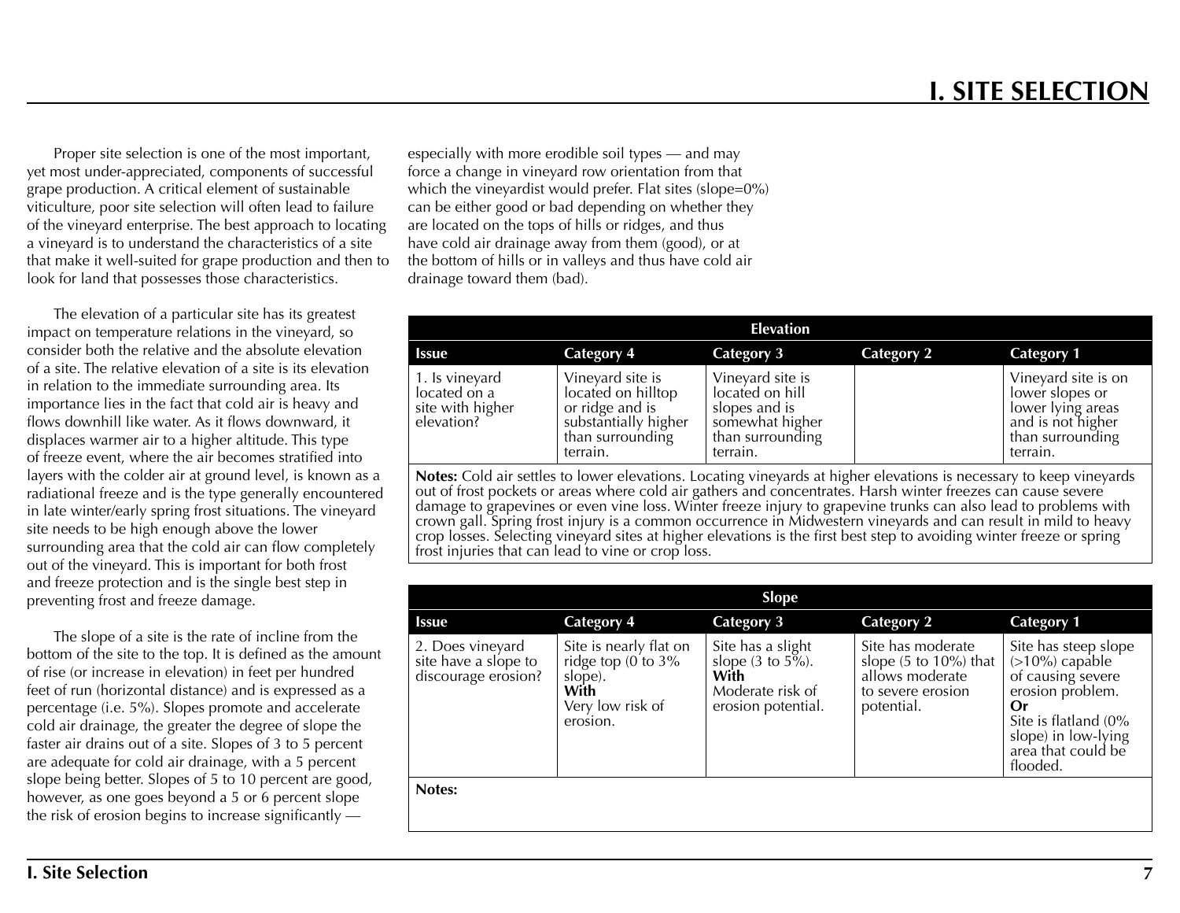# I. SITE SELECTION

Proper site selection is one of the most important, yet most under-appreciated, components of successful grape production. A critical element of sustainable viticulture, poor site selection will often lead to failure of the vineyard enterprise. The best approach to locating a vineyard is to understand the characteristics of a site that make it well-suited for grape production and then to look for land that possesses those characteristics.

The elevation of a particular site has its greatest impact on temperature relations in the vineyard, so consider both the relative and the absolute elevation of a site. The relative elevation of a site is its elevation in relation to the immediate surrounding area. Its importance lies in the fact that cold air is heavy and flows downhill like water. As it flows downward, it displaces warmer air to a higher altitude. This type of freeze event, where the air becomes stratified into layers with the colder air at ground level, is known as a radiational freeze and is the type generally encountered in late winter/early spring frost situations. The vineyard site needs to be high enough above the lower surrounding area that the cold air can flow completely out of the vineyard. This is important for both frost and freeze protection and is the single best step in preventing frost and freeze damage.

The slope of a site is the rate of incline from the bottom of the site to the top. It is defined as the amount of rise (or increase in elevation) in feet per hundred feet of run (horizontal distance) and is expressed as a percentage (i.e. 5%). Slopes promote and accelerate cold air drainage, the greater the degree of slope the faster air drains out of a site. Slopes of 3 to 5 percent are adequate for cold air drainage, with a 5 percent slope being better. Slopes of 5 to 10 percent are good, however, as one goes beyond a 5 or 6 percent slope the risk of erosion begins to increase significantly — especially with more erodible soil types — and may force a change in vineyard row orientation from that which the vineyardist would prefer. Flat sites (slope=0%) can be either good or bad depending on whether they are located on the tops of hills or ridges, and thus have cold air drainage away from them (good), or at the bottom of hills or in valleys and thus have cold air drainage toward them (bad).

| Elevation | | | | |
|---|---|---|---|---|
| **Issue** | **Category 4** | **Category 3** | **Category 2** | **Category 1** |
| 1. Is vineyard located on a site with higher elevation? | Vineyard site is located on hilltop or ridge and is substantially higher than surrounding terrain. | Vineyard site is located on hill slopes and is somewhat higher than surrounding terrain. | | Vineyard site is on lower slopes or lower lying areas and is not higher than surrounding terrain. |

**Notes:** Cold air settles to lower elevations. Locating vineyards at higher elevations is necessary to keep vineyards out of frost pockets or areas where cold air gathers and concentrates. Harsh winter freezes can cause severe damage to grapevines or even vine loss. Winter freeze injury to grapevine trunks can also lead to problems with crown gall. Spring frost injury is a common occurrence in Midwestern vineyards and can result in mild to heavy crop losses. Selecting vineyard sites at higher elevations is the first best step to avoiding winter freeze or spring frost injuries that can lead to vine or crop loss.

| Slope | | | | |
|---|---|---|---|---|
| **Issue** | **Category 4** | **Category 3** | **Category 2** | **Category 1** |
| 2. Does vineyard site have a slope to discourage erosion? | Site is nearly flat on ridge top (0 to 3% slope). **With** Very low risk of erosion. | Site has a slight slope (3 to 5%). **With** Moderate risk of erosion potential. | Site has moderate slope (5 to 10%) that allows moderate to severe erosion potential. | Site has steep slope (>10%) capable of causing severe erosion problem. **Or** Site is flatland (0% slope) in low-lying area that could be flooded. |

**Notes:**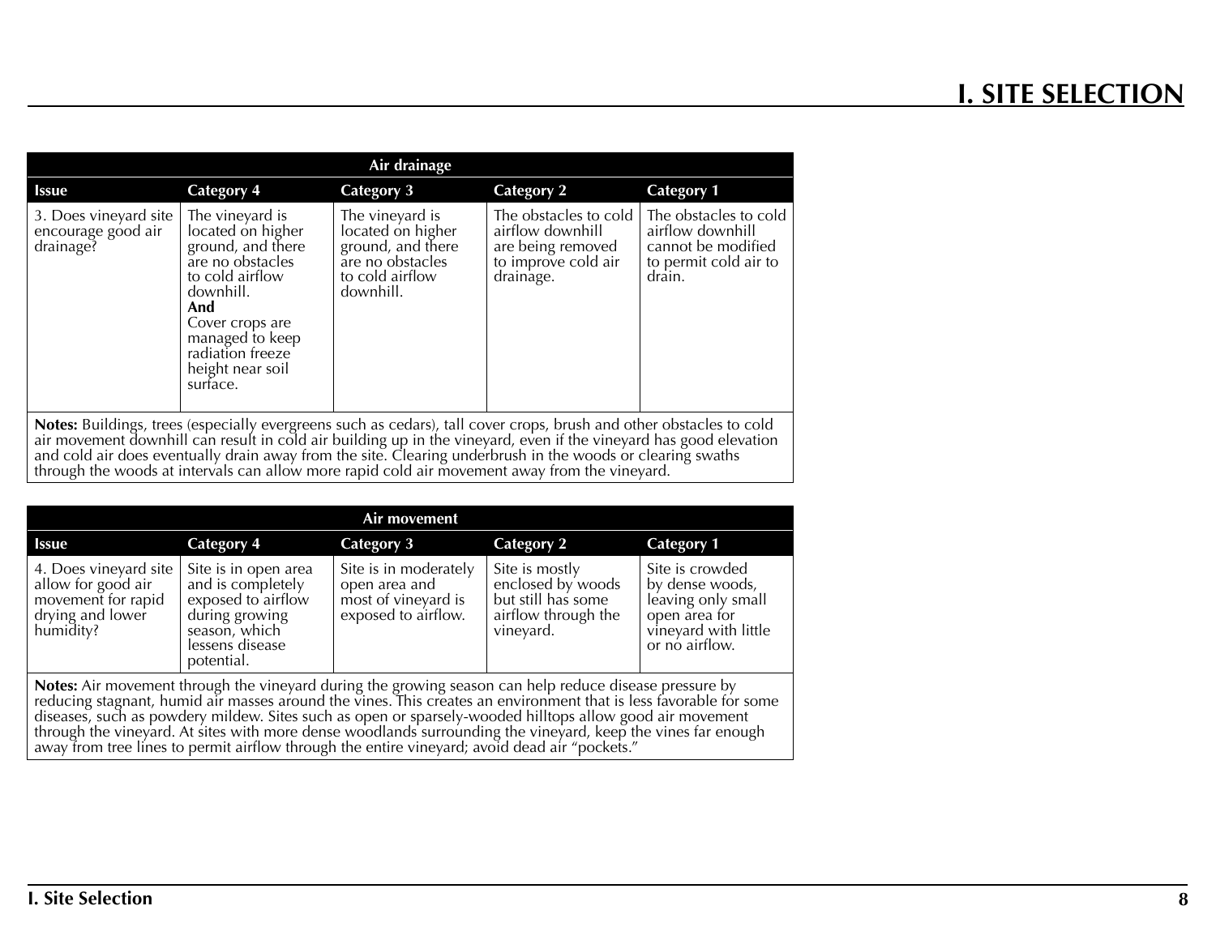| Air drainage | | | | |
|---|---|---|---|---|
| **Issue** | **Category 4** | **Category 3** | **Category 2** | **Category 1** |
| 3. Does vineyard site encourage good air drainage? | The vineyard is located on higher ground, and there are no obstacles to cold airflow downhill. **And** Cover crops are managed to keep radiation freeze height near soil surface. | The vineyard is located on higher ground, and there are no obstacles to cold airflow downhill. | The obstacles to cold airflow downhill are being removed to improve cold air drainage. | The obstacles to cold airflow downhill cannot be modified to permit cold air to drain. |

**Notes:** Buildings, trees (especially evergreens such as cedars), tall cover crops, brush and other obstacles to cold air movement downhill can result in cold air building up in the vineyard, even if the vineyard has good elevation and cold air does eventually drain away from the site. Clearing underbrush in the woods or clearing swaths through the woods at intervals can allow more rapid cold air movement away from the vineyard.

| Air movement | | | | |
|---|---|---|---|---|
| **Issue** | **Category 4** | **Category 3** | **Category 2** | **Category 1** |
| 4. Does vineyard site allow for good air movement for rapid drying and lower humidity? | Site is in open area and is completely exposed to airflow during growing season, which lessens disease potential. | Site is in moderately open area and most of vineyard is exposed to airflow. | Site is mostly enclosed by woods but still has some airflow through the vineyard. | Site is crowded by dense woods, leaving only small open area for vineyard with little or no airflow. |

**Notes:** Air movement through the vineyard during the growing season can help reduce disease pressure by reducing stagnant, humid air masses around the vines. This creates an environment that is less favorable for some diseases, such as powdery mildew. Sites such as open or sparsely-wooded hilltops allow good air movement through the vineyard. At sites with more dense woodlands surrounding the vineyard, keep the vines far enough away from tree lines to permit airflow through the entire vineyard; avoid dead air "pockets."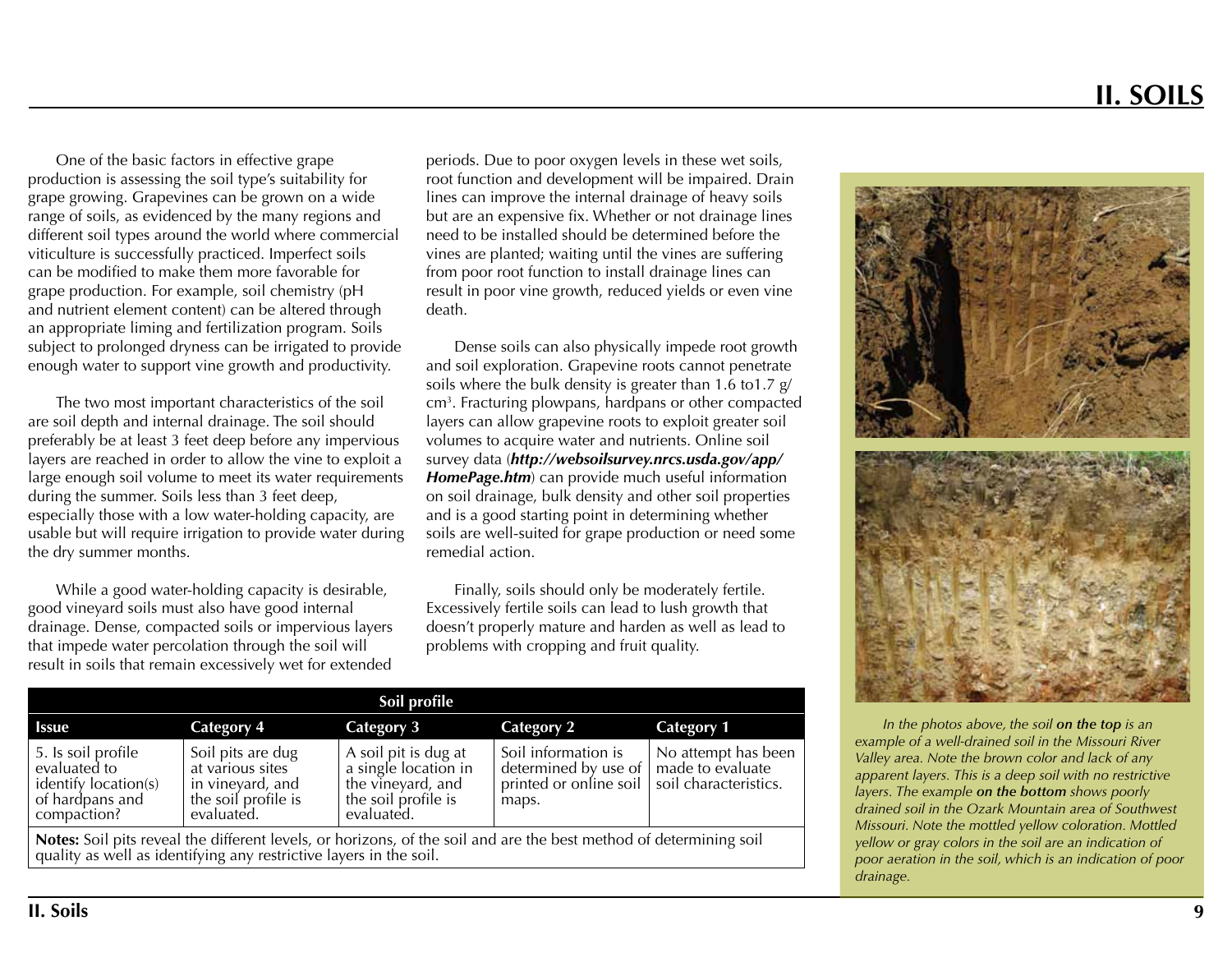# II. SOILS

One of the basic factors in effective grape production is assessing the soil type's suitability for grape growing. Grapevines can be grown on a wide range of soils, as evidenced by the many regions and different soil types around the world where commercial viticulture is successfully practiced. Imperfect soils can be modified to make them more favorable for grape production. For example, soil chemistry (pH and nutrient element content) can be altered through an appropriate liming and fertilization program. Soils subject to prolonged dryness can be irrigated to provide enough water to support vine growth and productivity.

The two most important characteristics of the soil are soil depth and internal drainage. The soil should preferably be at least 3 feet deep before any impervious layers are reached in order to allow the vine to exploit a large enough soil volume to meet its water requirements during the summer. Soils less than 3 feet deep, especially those with a low water-holding capacity, are usable but will require irrigation to provide water during the dry summer months.

While a good water-holding capacity is desirable, good vineyard soils must also have good internal drainage. Dense, compacted soils or impervious layers that impede water percolation through the soil will result in soils that remain excessively wet for extended periods. Due to poor oxygen levels in these wet soils, root function and development will be impaired. Drain lines can improve the internal drainage of heavy soils but are an expensive fix. Whether or not drainage lines need to be installed should be determined before the vines are planted; waiting until the vines are suffering from poor root function to install drainage lines can result in poor vine growth, reduced yields or even vine death.

Dense soils can also physically impede root growth and soil exploration. Grapevine roots cannot penetrate soils where the bulk density is greater than 1.6 to1.7 g/cm$^3$. Fracturing plowpans, hardpans or other compacted layers can allow grapevine roots to exploit greater soil volumes to acquire water and nutrients. Online soil survey data (***http://websoilsurvey.nrcs.usda.gov/app/HomePage.htm***) can provide much useful information on soil drainage, bulk density and other soil properties and is a good starting point in determining whether soils are well-suited for grape production or need some remedial action.

Finally, soils should only be moderately fertile. Excessively fertile soils can lead to lush growth that doesn't properly mature and harden as well as lead to problems with cropping and fruit quality.

| Soil profile | | | | |
|---|---|---|---|---|
| **Issue** | **Category 4** | **Category 3** | **Category 2** | **Category 1** |
| 5. Is soil profile evaluated to identify location(s) of hardpans and compaction? | Soil pits are dug at various sites in vineyard, and the soil profile is evaluated. | A soil pit is dug at a single location in the vineyard, and the soil profile is evaluated. | Soil information is determined by use of printed or online soil maps. | No attempt has been made to evaluate soil characteristics. |

**Notes:** Soil pits reveal the different levels, or horizons, of the soil and are the best method of determining soil quality as well as identifying any restrictive layers in the soil.

*In the photos above, the soil **on the top** is an example of a well-drained soil in the Missouri River Valley area. Note the brown color and lack of any apparent layers. This is a deep soil with no restrictive layers. The example **on the bottom** shows poorly drained soil in the Ozark Mountain area of Southwest Missouri. Note the mottled yellow coloration. Mottled yellow or gray colors in the soil are an indication of poor aeration in the soil, which is an indication of poor drainage.*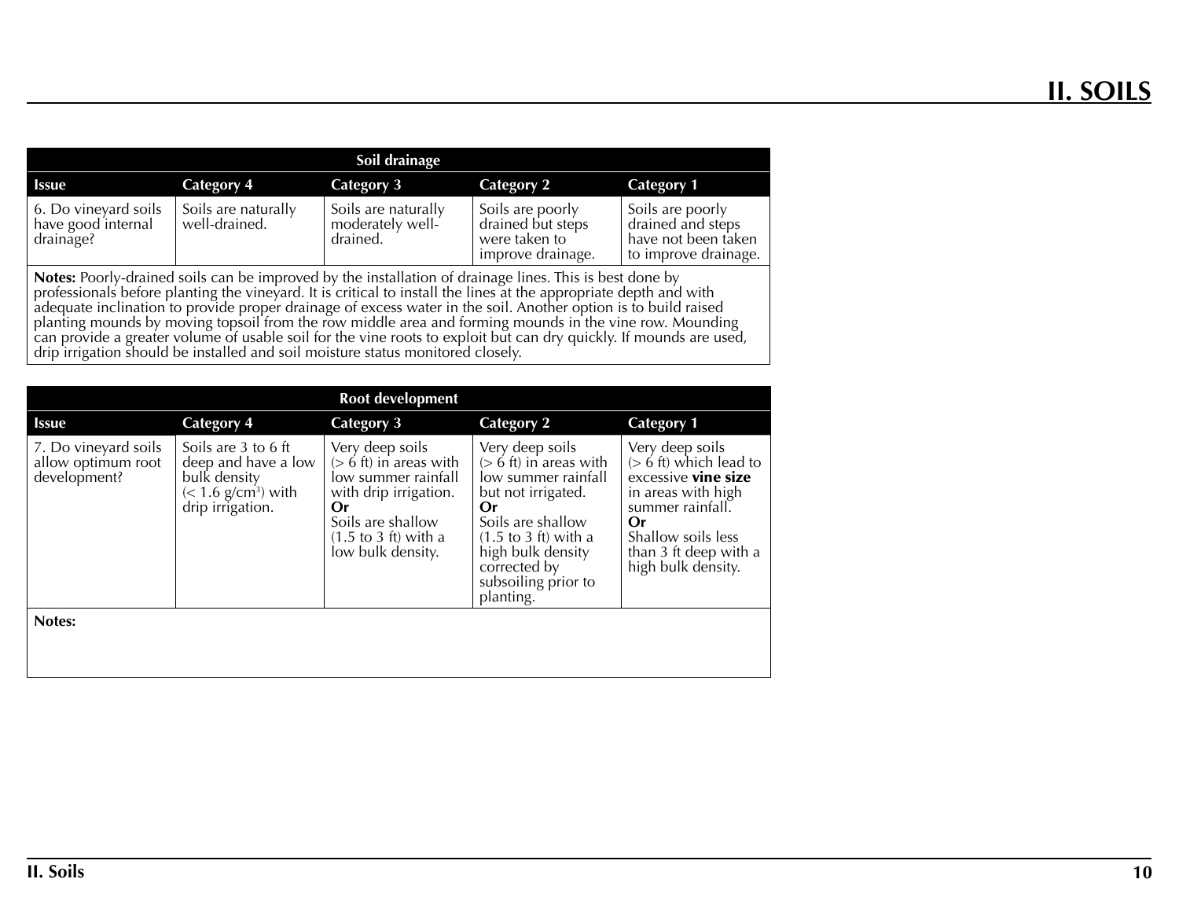# II. SOILS

| Soil drainage | | | | |
|---|---|---|---|---|
| **Issue** | **Category 4** | **Category 3** | **Category 2** | **Category 1** |
| 6. Do vineyard soils have good internal drainage? | Soils are naturally well-drained. | Soils are naturally moderately well-drained. | Soils are poorly drained but steps were taken to improve drainage. | Soils are poorly drained and steps have not been taken to improve drainage. |

**Notes:** Poorly-drained soils can be improved by the installation of drainage lines. This is best done by professionals before planting the vineyard. It is critical to install the lines at the appropriate depth and with adequate inclination to provide proper drainage of excess water in the soil. Another option is to build raised planting mounds by moving topsoil from the row middle area and forming mounds in the vine row. Mounding can provide a greater volume of usable soil for the vine roots to exploit but can dry quickly. If mounds are used, drip irrigation should be installed and soil moisture status monitored closely.

| Root development | | | | |
|---|---|---|---|---|
| **Issue** | **Category 4** | **Category 3** | **Category 2** | **Category 1** |
| 7. Do vineyard soils allow optimum root development? | Soils are 3 to 6 ft deep and have a low bulk density (< 1.6 g/cm$^3$) with drip irrigation. | Very deep soils (> 6 ft) in areas with low summer rainfall with drip irrigation. **Or** Soils are shallow (1.5 to 3 ft) with a low bulk density. | Very deep soils (> 6 ft) in areas with low summer rainfall but not irrigated. **Or** Soils are shallow (1.5 to 3 ft) with a high bulk density corrected by subsoiling prior to planting. | Very deep soils (> 6 ft) which lead to excessive **vine size** in areas with high summer rainfall. **Or** Shallow soils less than 3 ft deep with a high bulk density. |

**Notes:**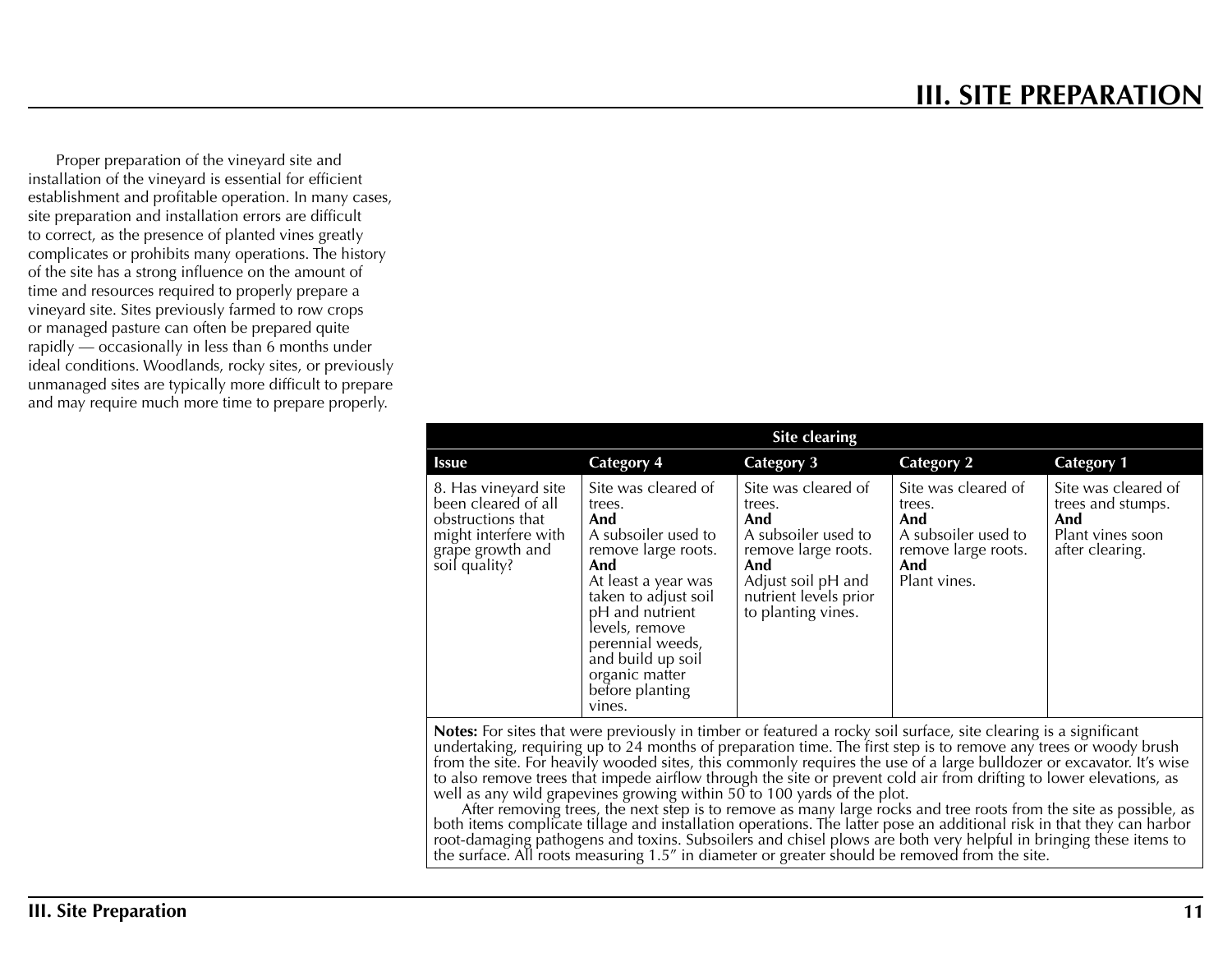# III. SITE PREPARATION

Proper preparation of the vineyard site and installation of the vineyard is essential for efficient establishment and profitable operation. In many cases, site preparation and installation errors are difficult to correct, as the presence of planted vines greatly complicates or prohibits many operations. The history of the site has a strong influence on the amount of time and resources required to properly prepare a vineyard site. Sites previously farmed to row crops or managed pasture can often be prepared quite rapidly — occasionally in less than 6 months under ideal conditions. Woodlands, rocky sites, or previously unmanaged sites are typically more difficult to prepare and may require much more time to prepare properly.

| Site clearing | | | | |
|---|---|---|---|---|
| **Issue** | **Category 4** | **Category 3** | **Category 2** | **Category 1** |
| 8. Has vineyard site been cleared of all obstructions that might interfere with grape growth and soil quality? | Site was cleared of trees. **And** A subsoiler used to remove large roots. **And** At least a year was taken to adjust soil pH and nutrient levels, remove perennial weeds, and build up soil organic matter before planting vines. | Site was cleared of trees. **And** A subsoiler used to remove large roots. **And** Adjust soil pH and nutrient levels prior to planting vines. | Site was cleared of trees. **And** A subsoiler used to remove large roots. **And** Plant vines. | Site was cleared of trees and stumps. **And** Plant vines soon after clearing. |

**Notes:** For sites that were previously in timber or featured a rocky soil surface, site clearing is a significant undertaking, requiring up to 24 months of preparation time. The first step is to remove any trees or woody brush from the site. For heavily wooded sites, this commonly requires the use of a large bulldozer or excavator. It's wise to also remove trees that impede airflow through the site or prevent cold air from drifting to lower elevations, as well as any wild grapevines growing within 50 to 100 yards of the plot.

After removing trees, the next step is to remove as many large rocks and tree roots from the site as possible, as both items complicate tillage and installation operations. The latter pose an additional risk in that they can harbor root-damaging pathogens and toxins. Subsoilers and chisel plows are both very helpful in bringing these items to the surface. All roots measuring 1.5″ in diameter or greater should be removed from the site.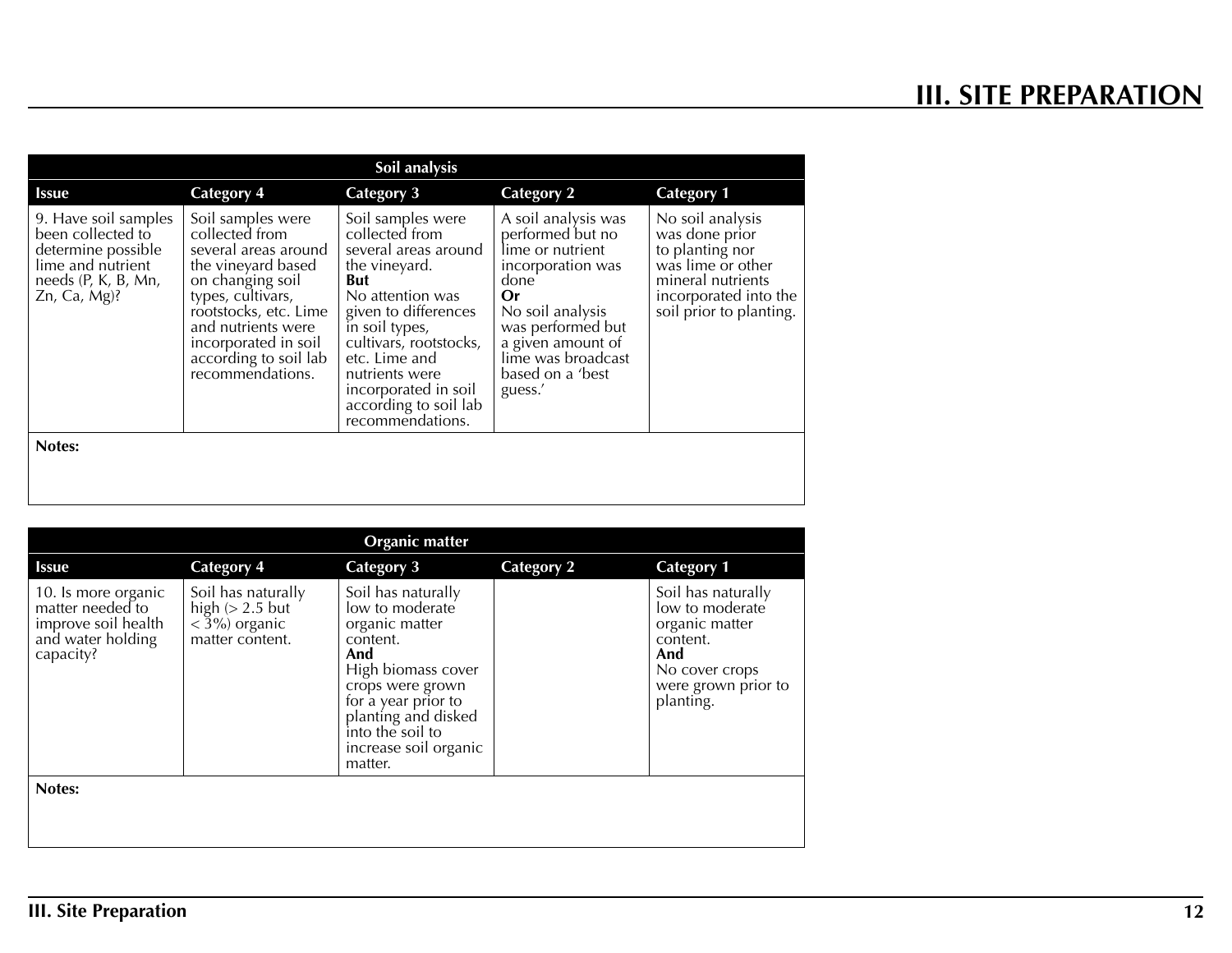## Soil analysis

| Issue | Category 4 | Category 3 | Category 2 | Category 1 |
|---|---|---|---|---|
| 9. Have soil samples been collected to determine possible lime and nutrient needs (P, K, B, Mn, Zn, Ca, Mg)? | Soil samples were collected from several areas around the vineyard based on changing soil types, cultivars, rootstocks, etc. Lime and nutrients were incorporated in soil according to soil lab recommendations. | Soil samples were collected from several areas around the vineyard. **But** No attention was given to differences in soil types, cultivars, rootstocks, etc. Lime and nutrients were incorporated in soil according to soil lab recommendations. | A soil analysis was performed but no lime or nutrient incorporation was done **Or** No soil analysis was performed but a given amount of lime was broadcast based on a 'best guess.' | No soil analysis was done prior to planting nor was lime or other mineral nutrients incorporated into the soil prior to planting. |

**Notes:**

## Organic matter

| Issue | Category 4 | Category 3 | Category 2 | Category 1 |
|---|---|---|---|---|
| 10. Is more organic matter needed to improve soil health and water holding capacity? | Soil has naturally high (> 2.5 but < 3%) organic matter content. | Soil has naturally low to moderate organic matter content. **And** High biomass cover crops were grown for a year prior to planting and disked into the soil to increase soil organic matter. | | Soil has naturally low to moderate organic matter content. **And** No cover crops were grown prior to planting. |

**Notes:**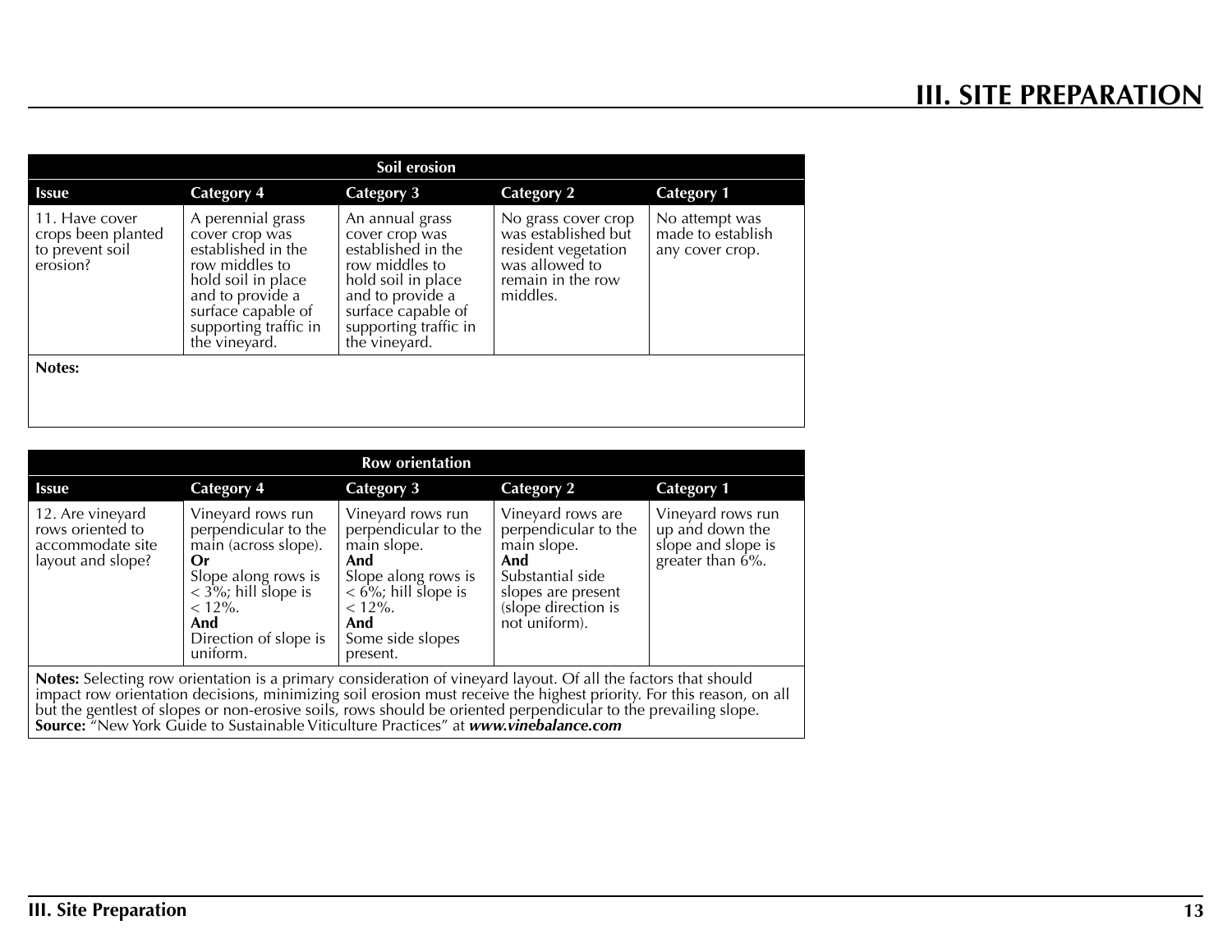# III. SITE PREPARATION

| Soil erosion | | | | |
|---|---|---|---|---|
| **Issue** | **Category 4** | **Category 3** | **Category 2** | **Category 1** |
| 11. Have cover crops been planted to prevent soil erosion? | A perennial grass cover crop was established in the row middles to hold soil in place and to provide a surface capable of supporting traffic in the vineyard. | An annual grass cover crop was established in the row middles to hold soil in place and to provide a surface capable of supporting traffic in the vineyard. | No grass cover crop was established but resident vegetation was allowed to remain in the row middles. | No attempt was made to establish any cover crop. |

**Notes:**

| Row orientation | | | | |
|---|---|---|---|---|
| **Issue** | **Category 4** | **Category 3** | **Category 2** | **Category 1** |
| 12. Are vineyard rows oriented to accommodate site layout and slope? | Vineyard rows run perpendicular to the main (across slope). **Or** Slope along rows is < 3%; hill slope is < 12%. **And** Direction of slope is uniform. | Vineyard rows run perpendicular to the main slope. **And** Slope along rows is < 6%; hill slope is < 12%. **And** Some side slopes present. | Vineyard rows are perpendicular to the main slope. **And** Substantial side slopes are present (slope direction is not uniform). | Vineyard rows run up and down the slope and slope is greater than 6%. |

**Notes:** Selecting row orientation is a primary consideration of vineyard layout. Of all the factors that should impact row orientation decisions, minimizing soil erosion must receive the highest priority. For this reason, on all but the gentlest of slopes or non-erosive soils, rows should be oriented perpendicular to the prevailing slope.
**Source:** "New York Guide to Sustainable Viticulture Practices" at ***www.vinebalance.com***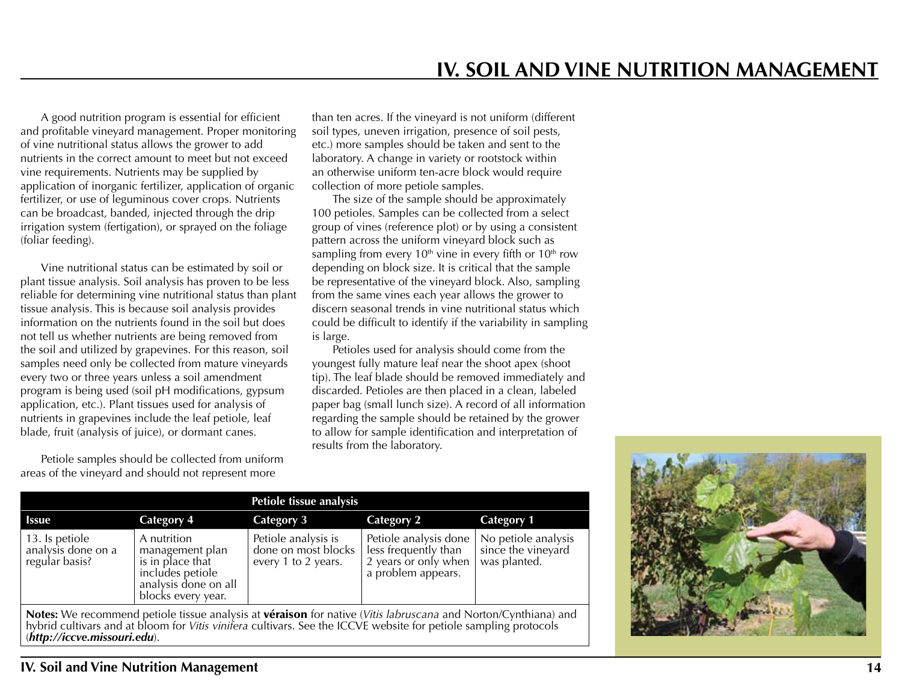# IV. SOIL AND VINE NUTRITION MANAGEMENT

A good nutrition program is essential for efficient and profitable vineyard management. Proper monitoring of vine nutritional status allows the grower to add nutrients in the correct amount to meet but not exceed vine requirements. Nutrients may be supplied by application of inorganic fertilizer, application of organic fertilizer, or use of leguminous cover crops. Nutrients can be broadcast, banded, injected through the drip irrigation system (fertigation), or sprayed on the foliage (foliar feeding).

Vine nutritional status can be estimated by soil or plant tissue analysis. Soil analysis has proven to be less reliable for determining vine nutritional status than plant tissue analysis. This is because soil analysis provides information on the nutrients found in the soil but does not tell us whether nutrients are being removed from the soil and utilized by grapevines. For this reason, soil samples need only be collected from mature vineyards every two or three years unless a soil amendment program is being used (soil pH modifications, gypsum application, etc.). Plant tissues used for analysis of nutrients in grapevines include the leaf petiole, leaf blade, fruit (analysis of juice), or dormant canes.

Petiole samples should be collected from uniform areas of the vineyard and should not represent more than ten acres. If the vineyard is not uniform (different soil types, uneven irrigation, presence of soil pests, etc.) more samples should be taken and sent to the laboratory. A change in variety or rootstock within an otherwise uniform ten-acre block would require collection of more petiole samples.

The size of the sample should be approximately 100 petioles. Samples can be collected from a select group of vines (reference plot) or by using a consistent pattern across the uniform vineyard block such as sampling from every 10th vine in every fifth or 10th row depending on block size. It is critical that the sample be representative of the vineyard block. Also, sampling from the same vines each year allows the grower to discern seasonal trends in vine nutritional status which could be difficult to identify if the variability in sampling is large.

Petioles used for analysis should come from the youngest fully mature leaf near the shoot apex (shoot tip). The leaf blade should be removed immediately and discarded. Petioles are then placed in a clean, labeled paper bag (small lunch size). A record of all information regarding the sample should be retained by the grower to allow for sample identification and interpretation of results from the laboratory.

| Petiole tissue analysis | | | | |
|---|---|---|---|---|
| **Issue** | **Category 4** | **Category 3** | **Category 2** | **Category 1** |
| 13. Is petiole analysis done on a regular basis? | A nutrition management plan is in place that includes petiole analysis done on all blocks every year. | Petiole analysis is done on most blocks every 1 to 2 years. | Petiole analysis done less frequently than 2 years or only when a problem appears. | No petiole analysis since the vineyard was planted. |

**Notes:** We recommend petiole tissue analysis at **véraison** for native (*Vitis labruscana* and Norton/Cynthiana) and hybrid cultivars and at bloom for *Vitis vinifera* cultivars. See the ICCVE website for petiole sampling protocols (***http://iccve.missouri.edu***).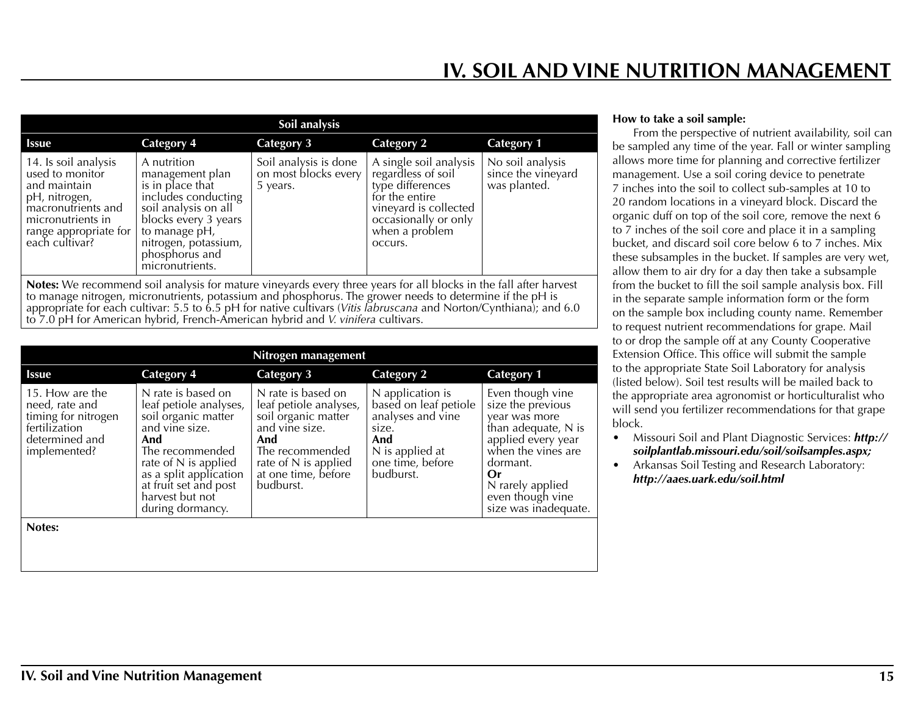# IV. SOIL AND VINE NUTRITION MANAGEMENT

| Soil analysis | | | | |
|---|---|---|---|---|
| **Issue** | **Category 4** | **Category 3** | **Category 2** | **Category 1** |
| 14. Is soil analysis used to monitor and maintain pH, nitrogen, macronutrients and micronutrients in range appropriate for each cultivar? | A nutrition management plan is in place that includes conducting soil analysis on all blocks every 3 years to manage pH, nitrogen, potassium, phosphorus and micronutrients. | Soil analysis is done on most blocks every 5 years. | A single soil analysis regardless of soil type differences for the entire vineyard is collected occasionally or only when a problem occurs. | No soil analysis since the vineyard was planted. |

**Notes:** We recommend soil analysis for mature vineyards every three years for all blocks in the fall after harvest to manage nitrogen, micronutrients, potassium and phosphorus. The grower needs to determine if the pH is appropriate for each cultivar: 5.5 to 6.5 pH for native cultivars (*Vitis labruscana* and Norton/Cynthiana); and 6.0 to 7.0 pH for American hybrid, French-American hybrid and *V. vinifera* cultivars.

| Nitrogen management | | | | |
|---|---|---|---|---|
| **Issue** | **Category 4** | **Category 3** | **Category 2** | **Category 1** |
| 15. How are the need, rate and timing for nitrogen fertilization determined and implemented? | N rate is based on leaf petiole analyses, soil organic matter and vine size. **And** The recommended rate of N is applied as a split application at fruit set and post harvest but not during dormancy. | N rate is based on leaf petiole analyses, soil organic matter and vine size. **And** The recommended rate of N is applied at one time, before budburst. | N application is based on leaf petiole analyses and vine size. **And** N is applied at one time, before budburst. | Even though vine size the previous year was more than adequate, N is applied every year when the vines are dormant. **Or** N rarely applied even though vine size was inadequate. |

**Notes:**

**How to take a soil sample:**

From the perspective of nutrient availability, soil can be sampled any time of the year. Fall or winter sampling allows more time for planning and corrective fertilizer management. Use a soil coring device to penetrate 7 inches into the soil to collect sub-samples at 10 to 20 random locations in a vineyard block. Discard the organic duff on top of the soil core, remove the next 6 to 7 inches of the soil core and place it in a sampling bucket, and discard soil core below 6 to 7 inches. Mix these subsamples in the bucket. If samples are very wet, allow them to air dry for a day then take a subsample from the bucket to fill the soil sample analysis box. Fill in the separate sample information form or the form on the sample box including county name. Remember to request nutrient recommendations for grape. Mail to or drop the sample off at any County Cooperative Extension Office. This office will submit the sample to the appropriate State Soil Laboratory for analysis (listed below). Soil test results will be mailed back to the appropriate area agronomist or horticulturalist who will send you fertilizer recommendations for that grape block.

- Missouri Soil and Plant Diagnostic Services: ***http://soilplantlab.missouri.edu/soil/soilsamples.aspx;***
- Arkansas Soil Testing and Research Laboratory: ***http://aaes.uark.edu/soil.html***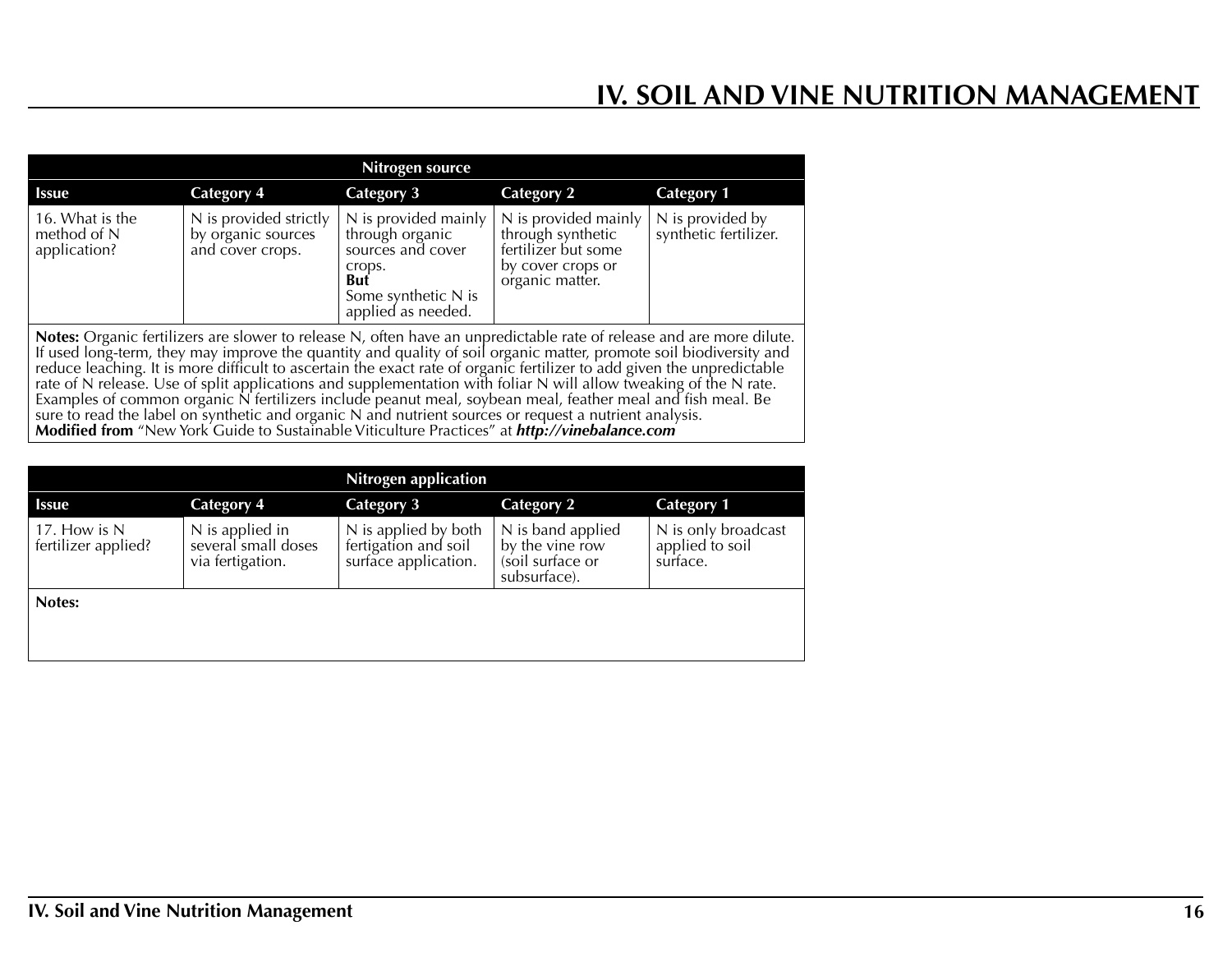# IV. SOIL AND VINE NUTRITION MANAGEMENT

| Nitrogen source | | | | |
|---|---|---|---|---|
| **Issue** | **Category 4** | **Category 3** | **Category 2** | **Category 1** |
| 16. What is the method of N application? | N is provided strictly by organic sources and cover crops. | N is provided mainly through organic sources and cover crops. **But** Some synthetic N is applied as needed. | N is provided mainly through synthetic fertilizer but some by cover crops or organic matter. | N is provided by synthetic fertilizer. |

**Notes:** Organic fertilizers are slower to release N, often have an unpredictable rate of release and are more dilute. If used long-term, they may improve the quantity and quality of soil organic matter, promote soil biodiversity and reduce leaching. It is more difficult to ascertain the exact rate of organic fertilizer to add given the unpredictable rate of N release. Use of split applications and supplementation with foliar N will allow tweaking of the N rate. Examples of common organic N fertilizers include peanut meal, soybean meal, feather meal and fish meal. Be sure to read the label on synthetic and organic N and nutrient sources or request a nutrient analysis.
**Modified from** "New York Guide to Sustainable Viticulture Practices" at ***http://vinebalance.com***

| Nitrogen application | | | | |
|---|---|---|---|---|
| **Issue** | **Category 4** | **Category 3** | **Category 2** | **Category 1** |
| 17. How is N fertilizer applied? | N is applied in several small doses via fertigation. | N is applied by both fertigation and soil surface application. | N is band applied by the vine row (soil surface or subsurface). | N is only broadcast applied to soil surface. |

**Notes:**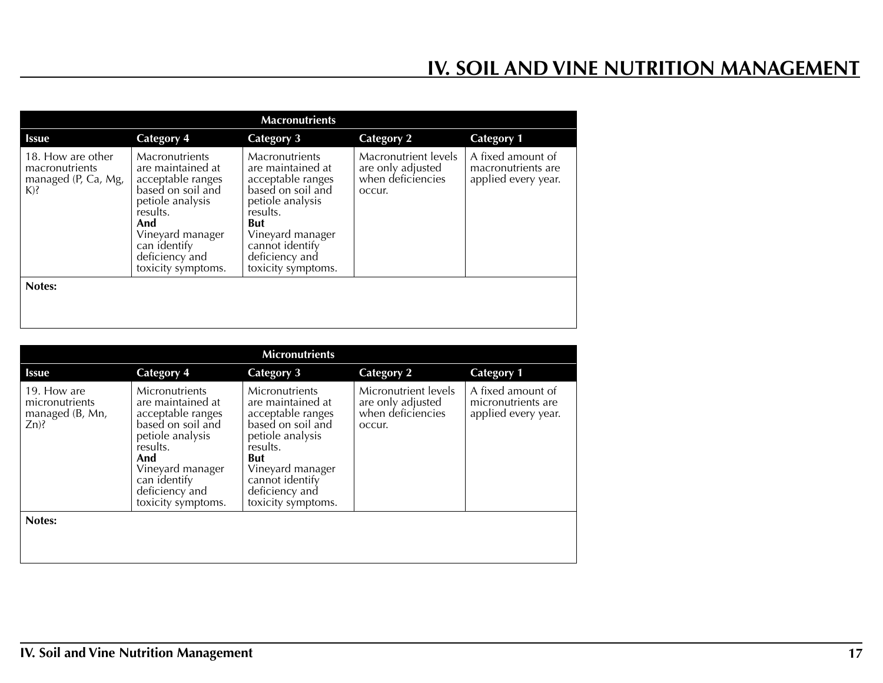# IV. SOIL AND VINE NUTRITION MANAGEMENT

| Macronutrients | | | | |
|---|---|---|---|---|
| **Issue** | **Category 4** | **Category 3** | **Category 2** | **Category 1** |
| 18. How are other macronutrients managed (P, Ca, Mg, K)? | Macronutrients are maintained at acceptable ranges based on soil and petiole analysis results. **And** Vineyard manager can identify deficiency and toxicity symptoms. | Macronutrients are maintained at acceptable ranges based on soil and petiole analysis results. **But** Vineyard manager cannot identify deficiency and toxicity symptoms. | Macronutrient levels are only adjusted when deficiencies occur. | A fixed amount of macronutrients are applied every year. |
| **Notes:** | | | | |

| Micronutrients | | | | |
|---|---|---|---|---|
| **Issue** | **Category 4** | **Category 3** | **Category 2** | **Category 1** |
| 19. How are micronutrients managed (B, Mn, Zn)? | Micronutrients are maintained at acceptable ranges based on soil and petiole analysis results. **And** Vineyard manager can identify deficiency and toxicity symptoms. | Micronutrients are maintained at acceptable ranges based on soil and petiole analysis results. **But** Vineyard manager cannot identify deficiency and toxicity symptoms. | Micronutrient levels are only adjusted when deficiencies occur. | A fixed amount of micronutrients are applied every year. |
| **Notes:** | | | | |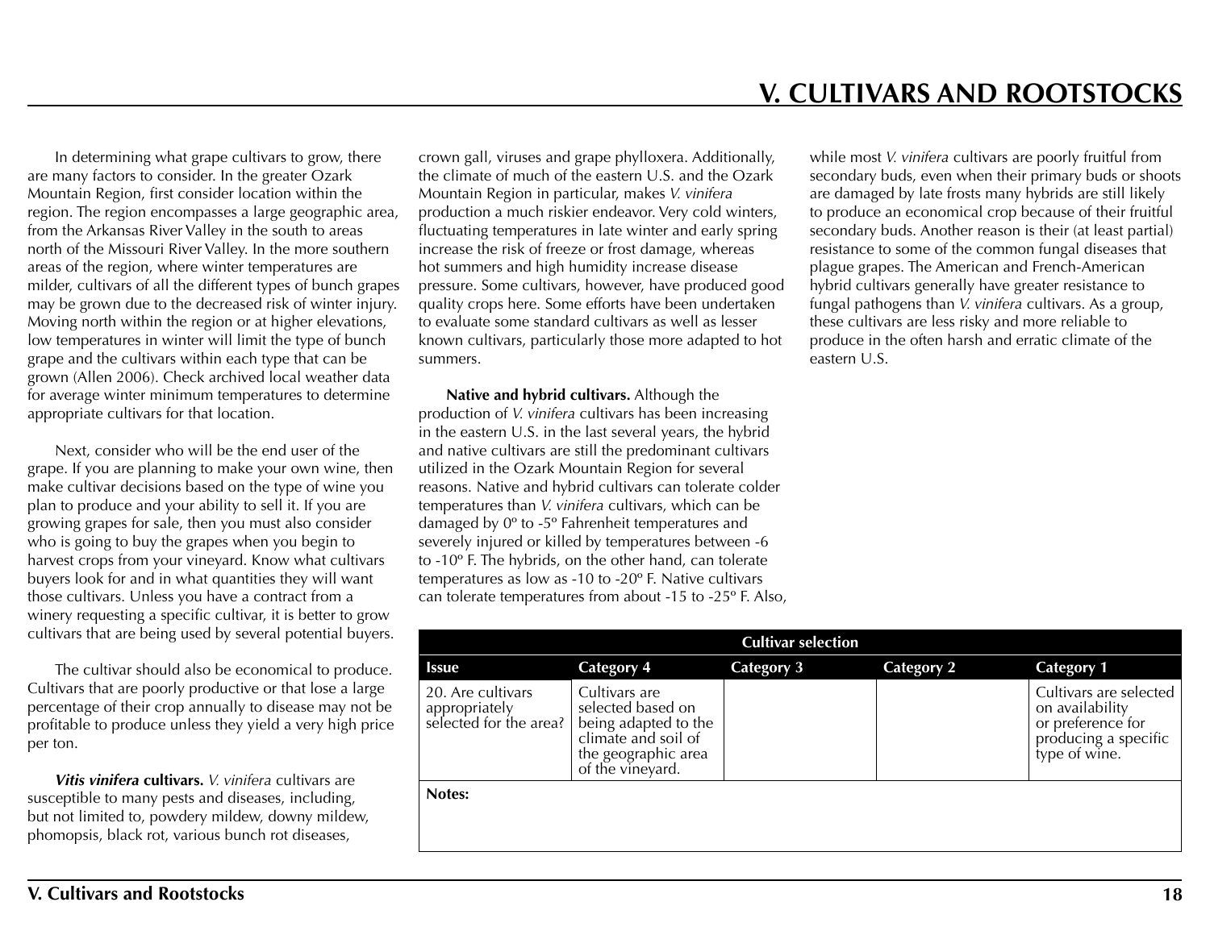# V. CULTIVARS AND ROOTSTOCKS

In determining what grape cultivars to grow, there are many factors to consider. In the greater Ozark Mountain Region, first consider location within the region. The region encompasses a large geographic area, from the Arkansas River Valley in the south to areas north of the Missouri River Valley. In the more southern areas of the region, where winter temperatures are milder, cultivars of all the different types of bunch grapes may be grown due to the decreased risk of winter injury. Moving north within the region or at higher elevations, low temperatures in winter will limit the type of bunch grape and the cultivars within each type that can be grown (Allen 2006). Check archived local weather data for average winter minimum temperatures to determine appropriate cultivars for that location.

Next, consider who will be the end user of the grape. If you are planning to make your own wine, then make cultivar decisions based on the type of wine you plan to produce and your ability to sell it. If you are growing grapes for sale, then you must also consider who is going to buy the grapes when you begin to harvest crops from your vineyard. Know what cultivars buyers look for and in what quantities they will want those cultivars. Unless you have a contract from a winery requesting a specific cultivar, it is better to grow cultivars that are being used by several potential buyers.

The cultivar should also be economical to produce. Cultivars that are poorly productive or that lose a large percentage of their crop annually to disease may not be profitable to produce unless they yield a very high price per ton.

***Vitis vinifera* cultivars.** *V. vinifera* cultivars are susceptible to many pests and diseases, including, but not limited to, powdery mildew, downy mildew, phomopsis, black rot, various bunch rot diseases, crown gall, viruses and grape phylloxera. Additionally, the climate of much of the eastern U.S. and the Ozark Mountain Region in particular, makes *V. vinifera* production a much riskier endeavor. Very cold winters, fluctuating temperatures in late winter and early spring increase the risk of freeze or frost damage, whereas hot summers and high humidity increase disease pressure. Some cultivars, however, have produced good quality crops here. Some efforts have been undertaken to evaluate some standard cultivars as well as lesser known cultivars, particularly those more adapted to hot summers.

**Native and hybrid cultivars.** Although the production of *V. vinifera* cultivars has been increasing in the eastern U.S. in the last several years, the hybrid and native cultivars are still the predominant cultivars utilized in the Ozark Mountain Region for several reasons. Native and hybrid cultivars can tolerate colder temperatures than *V. vinifera* cultivars, which can be damaged by 0º to -5º Fahrenheit temperatures and severely injured or killed by temperatures between -6 to -10º F. The hybrids, on the other hand, can tolerate temperatures as low as -10 to -20º F. Native cultivars can tolerate temperatures from about -15 to -25º F. Also, while most *V. vinifera* cultivars are poorly fruitful from secondary buds, even when their primary buds or shoots are damaged by late frosts many hybrids are still likely to produce an economical crop because of their fruitful secondary buds. Another reason is their (at least partial) resistance to some of the common fungal diseases that plague grapes. The American and French-American hybrid cultivars generally have greater resistance to fungal pathogens than *V. vinifera* cultivars. As a group, these cultivars are less risky and more reliable to produce in the often harsh and erratic climate of the eastern U.S.

| Cultivar selection | | | | |
|---|---|---|---|---|
| **Issue** | **Category 4** | **Category 3** | **Category 2** | **Category 1** |
| 20. Are cultivars appropriately selected for the area? | Cultivars are selected based on being adapted to the climate and soil of the geographic area of the vineyard. | | | Cultivars are selected on availability or preference for producing a specific type of wine. |
| **Notes:** | | | | |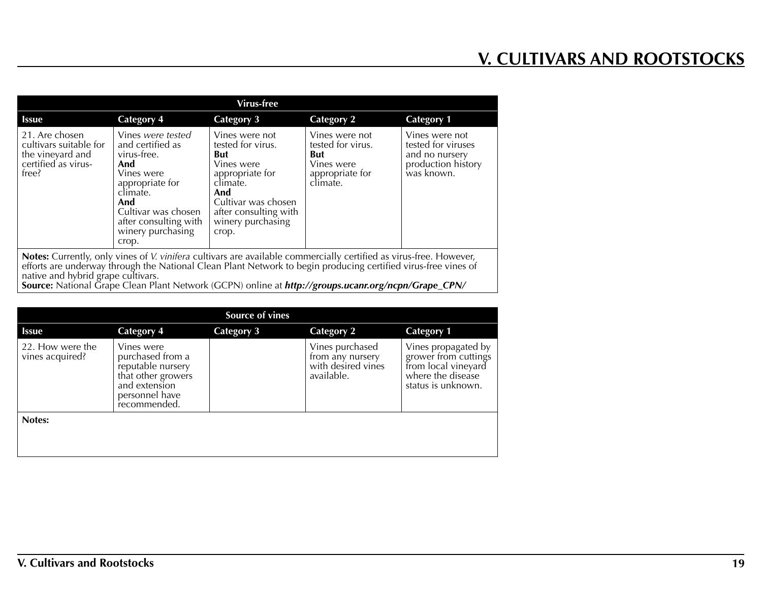# V. CULTIVARS AND ROOTSTOCKS

| Virus-free | | | | |
|---|---|---|---|---|
| **Issue** | **Category 4** | **Category 3** | **Category 2** | **Category 1** |
| 21. Are chosen cultivars suitable for the vineyard and certified as virus-free? | Vines *were tested* and certified as virus-free. **And** Vines were appropriate for climate. **And** Cultivar was chosen after consulting with winery purchasing crop. | Vines were not tested for virus. **But** Vines were appropriate for climate. **And** Cultivar was chosen after consulting with winery purchasing crop. | Vines were not tested for virus. **But** Vines were appropriate for climate. | Vines were not tested for viruses and no nursery production history was known. |

**Notes:** Currently, only vines of *V. vinifera* cultivars are available commercially certified as virus-free. However, efforts are underway through the National Clean Plant Network to begin producing certified virus-free vines of native and hybrid grape cultivars.
**Source:** National Grape Clean Plant Network (GCPN) online at ***http://groups.ucanr.org/ncpn/Grape_CPN/***

| Source of vines | | | | |
|---|---|---|---|---|
| **Issue** | **Category 4** | **Category 3** | **Category 2** | **Category 1** |
| 22. How were the vines acquired? | Vines were purchased from a reputable nursery that other growers and extension personnel have recommended. | | Vines purchased from any nursery with desired vines available. | Vines propagated by grower from cuttings from local vineyard where the disease status is unknown. |

**Notes:**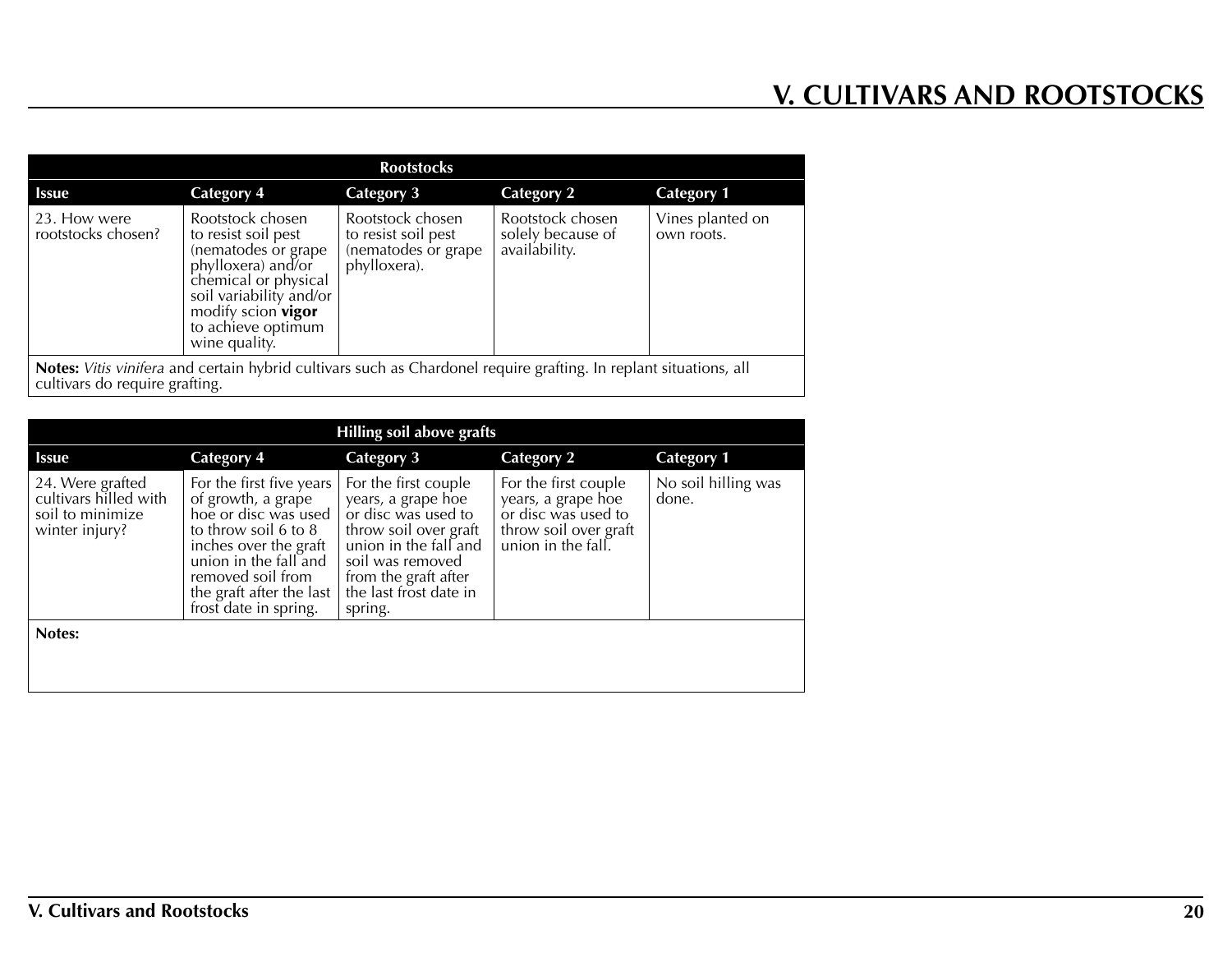# V. CULTIVARS AND ROOTSTOCKS

| Rootstocks | | | | |
|---|---|---|---|---|
| **Issue** | **Category 4** | **Category 3** | **Category 2** | **Category 1** |
| 23. How were rootstocks chosen? | Rootstock chosen to resist soil pest (nematodes or grape phylloxera) and/or chemical or physical soil variability and/or modify scion **vigor** to achieve optimum wine quality. | Rootstock chosen to resist soil pest (nematodes or grape phylloxera). | Rootstock chosen solely because of availability. | Vines planted on own roots. |
| **Notes:** *Vitis vinifera* and certain hybrid cultivars such as Chardonel require grafting. In replant situations, all cultivars do require grafting. | | | | |

| Hilling soil above grafts | | | | |
|---|---|---|---|---|
| **Issue** | **Category 4** | **Category 3** | **Category 2** | **Category 1** |
| 24. Were grafted cultivars hilled with soil to minimize winter injury? | For the first five years of growth, a grape hoe or disc was used to throw soil 6 to 8 inches over the graft union in the fall and removed soil from the graft after the last frost date in spring. | For the first couple years, a grape hoe or disc was used to throw soil over graft union in the fall and soil was removed from the graft after the last frost date in spring. | For the first couple years, a grape hoe or disc was used to throw soil over graft union in the fall. | No soil hilling was done. |
| **Notes:** | | | | |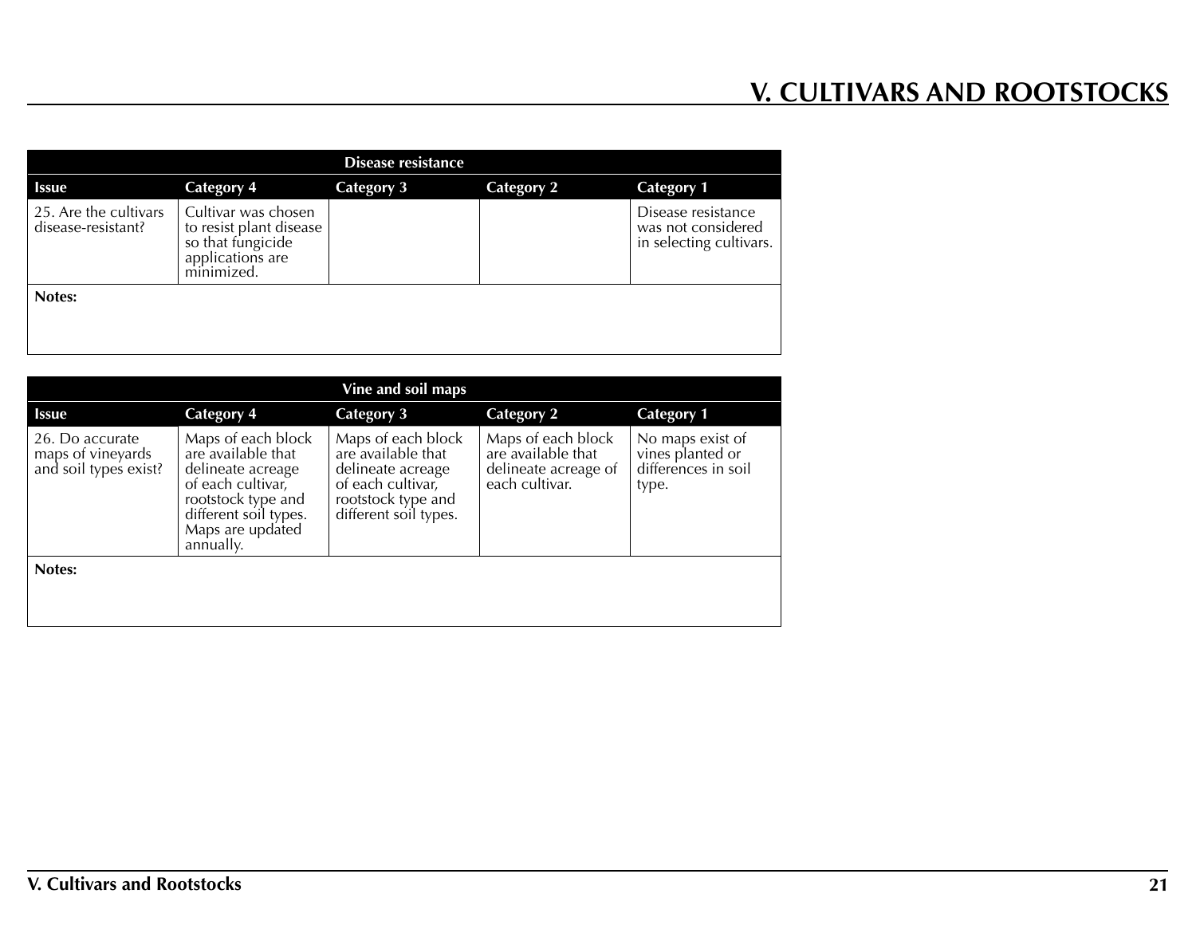# V. CULTIVARS AND ROOTSTOCKS

| Disease resistance | | | | |
|---|---|---|---|---|
| **Issue** | **Category 4** | **Category 3** | **Category 2** | **Category 1** |
| 25. Are the cultivars disease-resistant? | Cultivar was chosen to resist plant disease so that fungicide applications are minimized. | | | Disease resistance was not considered in selecting cultivars. |

**Notes:**

| Vine and soil maps | | | | |
|---|---|---|---|---|
| **Issue** | **Category 4** | **Category 3** | **Category 2** | **Category 1** |
| 26. Do accurate maps of vineyards and soil types exist? | Maps of each block are available that delineate acreage of each cultivar, rootstock type and different soil types. Maps are updated annually. | Maps of each block are available that delineate acreage of each cultivar, rootstock type and different soil types. | Maps of each block are available that delineate acreage of each cultivar. | No maps exist of vines planted or differences in soil type. |

**Notes:**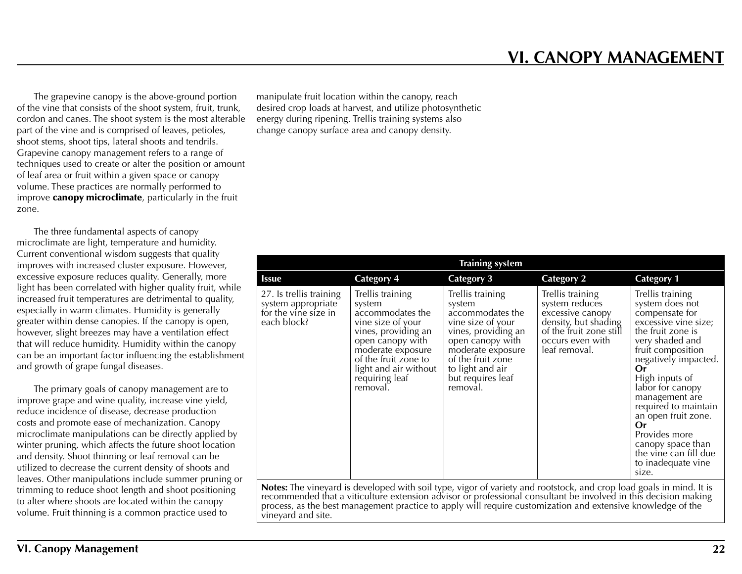# VI. CANOPY MANAGEMENT

The grapevine canopy is the above-ground portion of the vine that consists of the shoot system, fruit, trunk, cordon and canes. The shoot system is the most alterable part of the vine and is comprised of leaves, petioles, shoot stems, shoot tips, lateral shoots and tendrils. Grapevine canopy management refers to a range of techniques used to create or alter the position or amount of leaf area or fruit within a given space or canopy volume. These practices are normally performed to improve **canopy microclimate**, particularly in the fruit zone.

The three fundamental aspects of canopy microclimate are light, temperature and humidity. Current conventional wisdom suggests that quality improves with increased cluster exposure. However, excessive exposure reduces quality. Generally, more light has been correlated with higher quality fruit, while increased fruit temperatures are detrimental to quality, especially in warm climates. Humidity is generally greater within dense canopies. If the canopy is open, however, slight breezes may have a ventilation effect that will reduce humidity. Humidity within the canopy can be an important factor influencing the establishment and growth of grape fungal diseases.

The primary goals of canopy management are to improve grape and wine quality, increase vine yield, reduce incidence of disease, decrease production costs and promote ease of mechanization. Canopy microclimate manipulations can be directly applied by winter pruning, which affects the future shoot location and density. Shoot thinning or leaf removal can be utilized to decrease the current density of shoots and leaves. Other manipulations include summer pruning or trimming to reduce shoot length and shoot positioning to alter where shoots are located within the canopy volume. Fruit thinning is a common practice used to manipulate fruit location within the canopy, reach desired crop loads at harvest, and utilize photosynthetic energy during ripening. Trellis training systems also change canopy surface area and canopy density.

| Training system | | | | |
|---|---|---|---|---|
| **Issue** | **Category 4** | **Category 3** | **Category 2** | **Category 1** |
| 27. Is trellis training system appropriate for the vine size in each block? | Trellis training system accommodates the vine size of your vines, providing an open canopy with moderate exposure of the fruit zone to light and air without requiring leaf removal. | Trellis training system accommodates the vine size of your vines, providing an open canopy with moderate exposure of the fruit zone to light and air but requires leaf removal. | Trellis training system reduces excessive canopy density, but shading of the fruit zone still occurs even with leaf removal. | Trellis training system does not compensate for excessive vine size; the fruit zone is very shaded and fruit composition negatively impacted. **Or** High inputs of labor for canopy management are required to maintain an open fruit zone. **Or** Provides more canopy space than the vine can fill due to inadequate vine size. |

**Notes:** The vineyard is developed with soil type, vigor of variety and rootstock, and crop load goals in mind. It is recommended that a viticulture extension advisor or professional consultant be involved in this decision making process, as the best management practice to apply will require customization and extensive knowledge of the vineyard and site.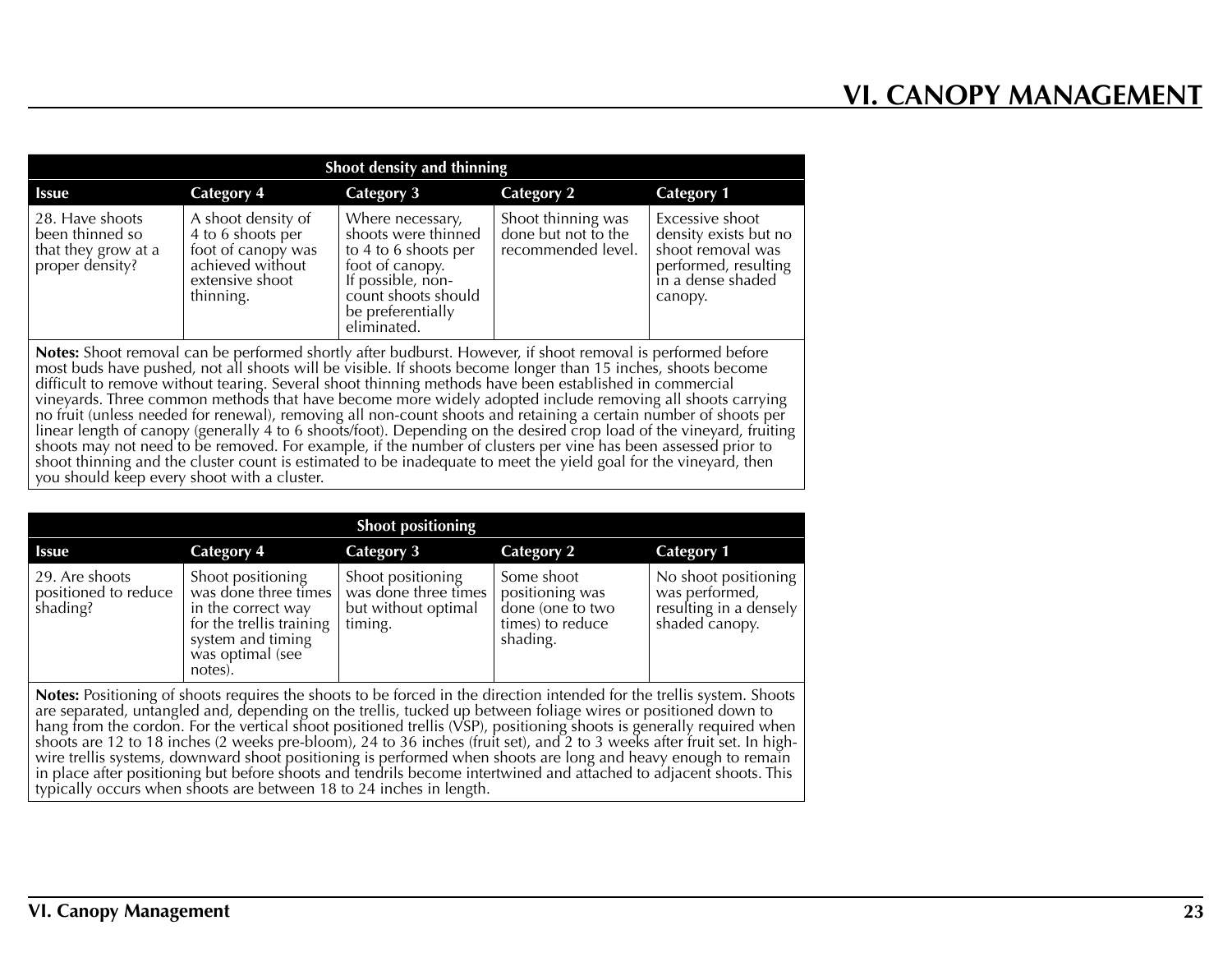## VI. CANOPY MANAGEMENT

| Shoot density and thinning | | | | |
|---|---|---|---|---|
| **Issue** | **Category 4** | **Category 3** | **Category 2** | **Category 1** |
| 28. Have shoots been thinned so that they grow at a proper density? | A shoot density of 4 to 6 shoots per foot of canopy was achieved without extensive shoot thinning. | Where necessary, shoots were thinned to 4 to 6 shoots per foot of canopy. If possible, non-count shoots should be preferentially eliminated. | Shoot thinning was done but not to the recommended level. | Excessive shoot density exists but no shoot removal was performed, resulting in a dense shaded canopy. |

**Notes:** Shoot removal can be performed shortly after budburst. However, if shoot removal is performed before most buds have pushed, not all shoots will be visible. If shoots become longer than 15 inches, shoots become difficult to remove without tearing. Several shoot thinning methods have been established in commercial vineyards. Three common methods that have become more widely adopted include removing all shoots carrying no fruit (unless needed for renewal), removing all non-count shoots and retaining a certain number of shoots per linear length of canopy (generally 4 to 6 shoots/foot). Depending on the desired crop load of the vineyard, fruiting shoots may not need to be removed. For example, if the number of clusters per vine has been assessed prior to shoot thinning and the cluster count is estimated to be inadequate to meet the yield goal for the vineyard, then you should keep every shoot with a cluster.

| Shoot positioning | | | | |
|---|---|---|---|---|
| **Issue** | **Category 4** | **Category 3** | **Category 2** | **Category 1** |
| 29. Are shoots positioned to reduce shading? | Shoot positioning was done three times in the correct way for the trellis training system and timing was optimal (see notes). | Shoot positioning was done three times but without optimal timing. | Some shoot positioning was done (one to two times) to reduce shading. | No shoot positioning was performed, resulting in a densely shaded canopy. |

**Notes:** Positioning of shoots requires the shoots to be forced in the direction intended for the trellis system. Shoots are separated, untangled and, depending on the trellis, tucked up between foliage wires or positioned down to hang from the cordon. For the vertical shoot positioned trellis (VSP), positioning shoots is generally required when shoots are 12 to 18 inches (2 weeks pre-bloom), 24 to 36 inches (fruit set), and 2 to 3 weeks after fruit set. In high-wire trellis systems, downward shoot positioning is performed when shoots are long and heavy enough to remain in place after positioning but before shoots and tendrils become intertwined and attached to adjacent shoots. This typically occurs when shoots are between 18 to 24 inches in length.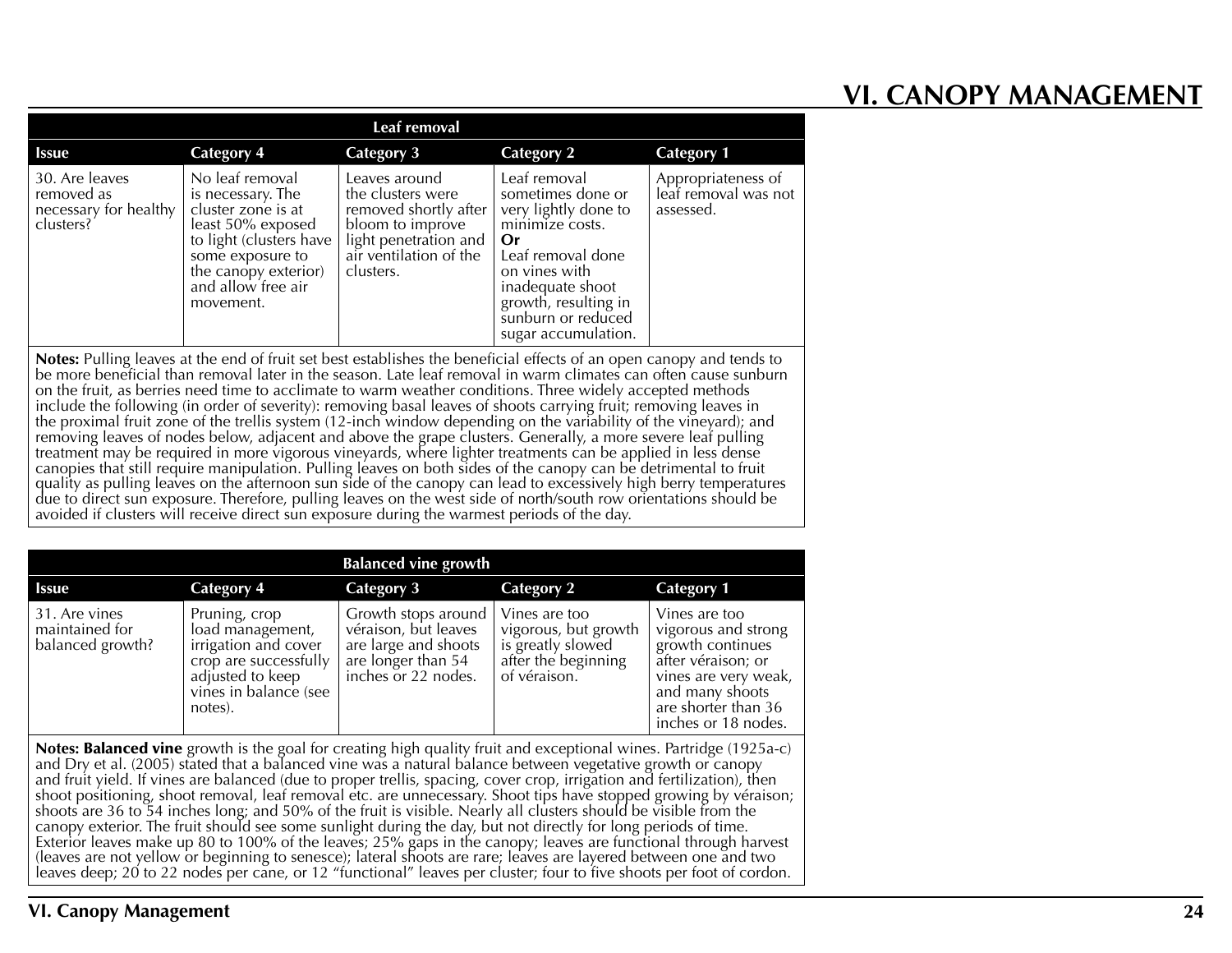# VI. CANOPY MANAGEMENT

| Leaf removal | | | | |
|---|---|---|---|---|
| **Issue** | **Category 4** | **Category 3** | **Category 2** | **Category 1** |
| 30. Are leaves removed as necessary for healthy clusters? | No leaf removal is necessary. The cluster zone is at least 50% exposed to light (clusters have some exposure to the canopy exterior) and allow free air movement. | Leaves around the clusters were removed shortly after bloom to improve light penetration and air ventilation of the clusters. | Leaf removal sometimes done or very lightly done to minimize costs. **Or** Leaf removal done on vines with inadequate shoot growth, resulting in sunburn or reduced sugar accumulation. | Appropriateness of leaf removal was not assessed. |

**Notes:** Pulling leaves at the end of fruit set best establishes the beneficial effects of an open canopy and tends to be more beneficial than removal later in the season. Late leaf removal in warm climates can often cause sunburn on the fruit, as berries need time to acclimate to warm weather conditions. Three widely accepted methods include the following (in order of severity): removing basal leaves of shoots carrying fruit; removing leaves in the proximal fruit zone of the trellis system (12-inch window depending on the variability of the vineyard); and removing leaves of nodes below, adjacent and above the grape clusters. Generally, a more severe leaf pulling treatment may be required in more vigorous vineyards, where lighter treatments can be applied in less dense canopies that still require manipulation. Pulling leaves on both sides of the canopy can be detrimental to fruit quality as pulling leaves on the afternoon sun side of the canopy can lead to excessively high berry temperatures due to direct sun exposure. Therefore, pulling leaves on the west side of north/south row orientations should be avoided if clusters will receive direct sun exposure during the warmest periods of the day.

| Balanced vine growth | | | | |
|---|---|---|---|---|
| **Issue** | **Category 4** | **Category 3** | **Category 2** | **Category 1** |
| 31. Are vines maintained for balanced growth? | Pruning, crop load management, irrigation and cover crop are successfully adjusted to keep vines in balance (see notes). | Growth stops around véraison, but leaves are large and shoots are longer than 54 inches or 22 nodes. | Vines are too vigorous, but growth is greatly slowed after the beginning of véraison. | Vines are too vigorous and strong growth continues after véraison; or vines are very weak, and many shoots are shorter than 36 inches or 18 nodes. |

**Notes: Balanced vine** growth is the goal for creating high quality fruit and exceptional wines. Partridge (1925a-c) and Dry et al. (2005) stated that a balanced vine was a natural balance between vegetative growth or canopy and fruit yield. If vines are balanced (due to proper trellis, spacing, cover crop, irrigation and fertilization), then shoot positioning, shoot removal, leaf removal etc. are unnecessary. Shoot tips have stopped growing by véraison; shoots are 36 to 54 inches long; and 50% of the fruit is visible. Nearly all clusters should be visible from the canopy exterior. The fruit should see some sunlight during the day, but not directly for long periods of time. Exterior leaves make up 80 to 100% of the leaves; 25% gaps in the canopy; leaves are functional through harvest (leaves are not yellow or beginning to senesce); lateral shoots are rare; leaves are layered between one and two leaves deep; 20 to 22 nodes per cane, or 12 "functional" leaves per cluster; four to five shoots per foot of cordon.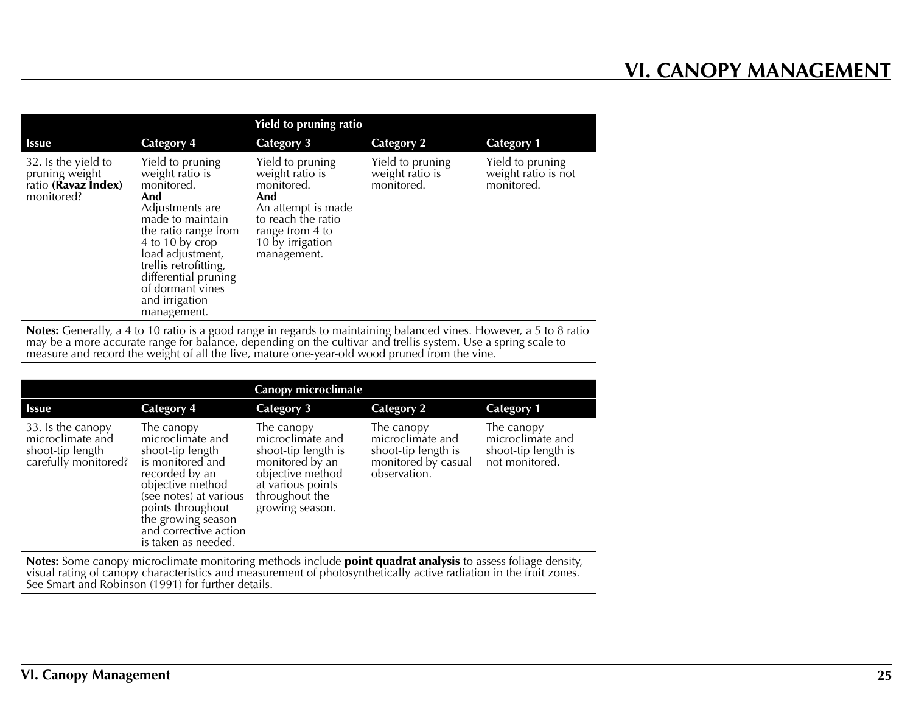# VI. CANOPY MANAGEMENT

| Yield to pruning ratio | | | | |
|---|---|---|---|---|
| **Issue** | **Category 4** | **Category 3** | **Category 2** | **Category 1** |
| 32. Is the yield to pruning weight ratio **(Ravaz Index)** monitored? | Yield to pruning weight ratio is monitored. **And** Adjustments are made to maintain the ratio range from 4 to 10 by crop load adjustment, trellis retrofitting, differential pruning of dormant vines and irrigation management. | Yield to pruning weight ratio is monitored. **And** An attempt is made to reach the ratio range from 4 to 10 by irrigation management. | Yield to pruning weight ratio is monitored. | Yield to pruning weight ratio is not monitored. |

**Notes:** Generally, a 4 to 10 ratio is a good range in regards to maintaining balanced vines. However, a 5 to 8 ratio may be a more accurate range for balance, depending on the cultivar and trellis system. Use a spring scale to measure and record the weight of all the live, mature one-year-old wood pruned from the vine.

| Canopy microclimate | | | | |
|---|---|---|---|---|
| **Issue** | **Category 4** | **Category 3** | **Category 2** | **Category 1** |
| 33. Is the canopy microclimate and shoot-tip length carefully monitored? | The canopy microclimate and shoot-tip length is monitored and recorded by an objective method (see notes) at various points throughout the growing season and corrective action is taken as needed. | The canopy microclimate and shoot-tip length is monitored by an objective method at various points throughout the growing season. | The canopy microclimate and shoot-tip length is monitored by casual observation. | The canopy microclimate and shoot-tip length is not monitored. |

**Notes:** Some canopy microclimate monitoring methods include **point quadrat analysis** to assess foliage density, visual rating of canopy characteristics and measurement of photosynthetically active radiation in the fruit zones. See Smart and Robinson (1991) for further details.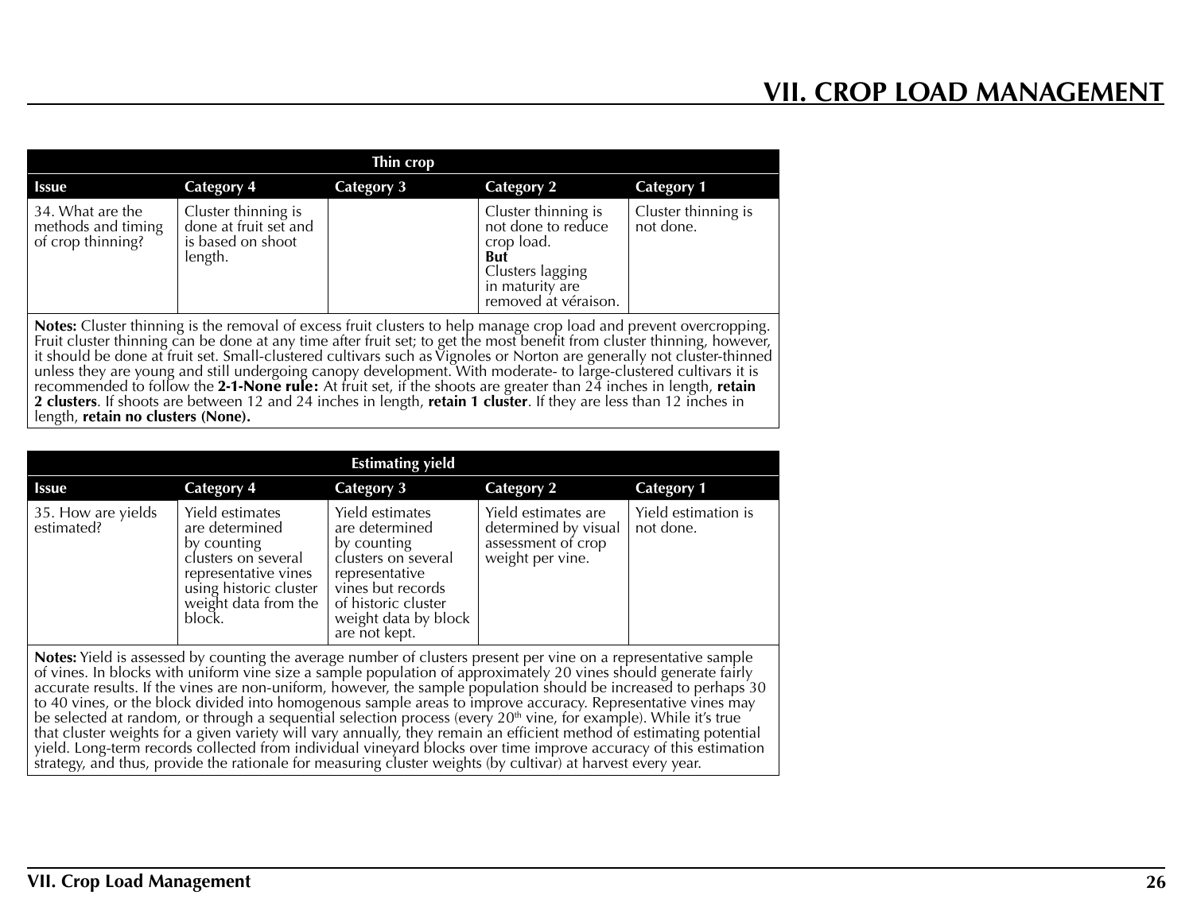# VII. CROP LOAD MANAGEMENT

| Thin crop | | | | |
|---|---|---|---|---|
| **Issue** | **Category 4** | **Category 3** | **Category 2** | **Category 1** |
| 34. What are the methods and timing of crop thinning? | Cluster thinning is done at fruit set and is based on shoot length. | | Cluster thinning is not done to reduce crop load. **But** Clusters lagging in maturity are removed at véraison. | Cluster thinning is not done. |

**Notes:** Cluster thinning is the removal of excess fruit clusters to help manage crop load and prevent overcropping. Fruit cluster thinning can be done at any time after fruit set; to get the most benefit from cluster thinning, however, it should be done at fruit set. Small-clustered cultivars such as Vignoles or Norton are generally not cluster-thinned unless they are young and still undergoing canopy development. With moderate- to large-clustered cultivars it is recommended to follow the **2-1-None rule:** At fruit set, if the shoots are greater than 24 inches in length, **retain 2 clusters**. If shoots are between 12 and 24 inches in length, **retain 1 cluster**. If they are less than 12 inches in length, **retain no clusters (None).**

| Estimating yield | | | | |
|---|---|---|---|---|
| **Issue** | **Category 4** | **Category 3** | **Category 2** | **Category 1** |
| 35. How are yields estimated? | Yield estimates are determined by counting clusters on several representative vines using historic cluster weight data from the block. | Yield estimates are determined by counting clusters on several representative vines but records of historic cluster weight data by block are not kept. | Yield estimates are determined by visual assessment of crop weight per vine. | Yield estimation is not done. |

**Notes:** Yield is assessed by counting the average number of clusters present per vine on a representative sample of vines. In blocks with uniform vine size a sample population of approximately 20 vines should generate fairly accurate results. If the vines are non-uniform, however, the sample population should be increased to perhaps 30 to 40 vines, or the block divided into homogenous sample areas to improve accuracy. Representative vines may be selected at random, or through a sequential selection process (every 20th vine, for example). While it's true that cluster weights for a given variety will vary annually, they remain an efficient method of estimating potential yield. Long-term records collected from individual vineyard blocks over time improve accuracy of this estimation strategy, and thus, provide the rationale for measuring cluster weights (by cultivar) at harvest every year.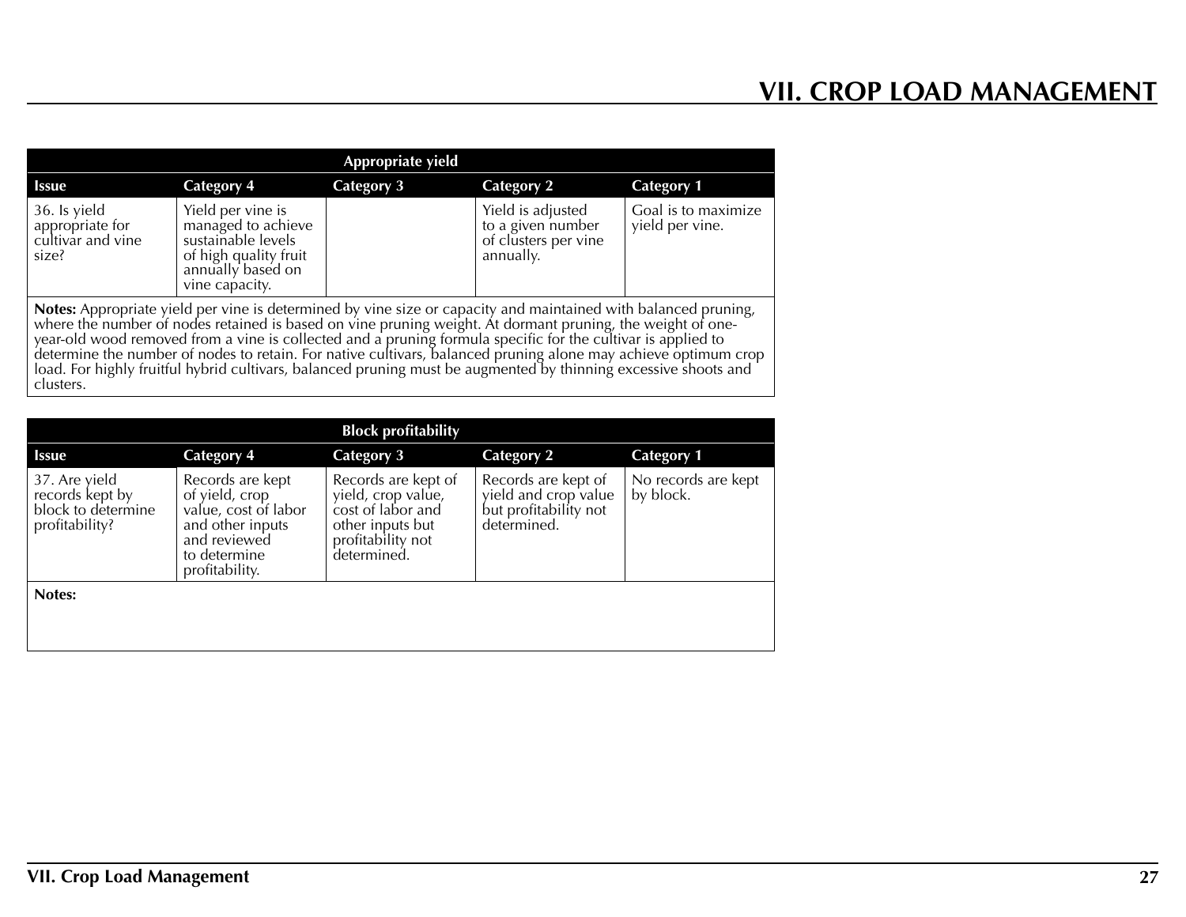# VII. CROP LOAD MANAGEMENT

| Appropriate yield | | | | |
|---|---|---|---|---|
| **Issue** | **Category 4** | **Category 3** | **Category 2** | **Category 1** |
| 36. Is yield appropriate for cultivar and vine size? | Yield per vine is managed to achieve sustainable levels of high quality fruit annually based on vine capacity. | | Yield is adjusted to a given number of clusters per vine annually. | Goal is to maximize yield per vine. |

**Notes:** Appropriate yield per vine is determined by vine size or capacity and maintained with balanced pruning, where the number of nodes retained is based on vine pruning weight. At dormant pruning, the weight of one-year-old wood removed from a vine is collected and a pruning formula specific for the cultivar is applied to determine the number of nodes to retain. For native cultivars, balanced pruning alone may achieve optimum crop load. For highly fruitful hybrid cultivars, balanced pruning must be augmented by thinning excessive shoots and clusters.

| Block profitability | | | | |
|---|---|---|---|---|
| **Issue** | **Category 4** | **Category 3** | **Category 2** | **Category 1** |
| 37. Are yield records kept by block to determine profitability? | Records are kept of yield, crop value, cost of labor and other inputs and reviewed to determine profitability. | Records are kept of yield, crop value, cost of labor and other inputs but profitability not determined. | Records are kept of yield and crop value but profitability not determined. | No records are kept by block. |

**Notes:**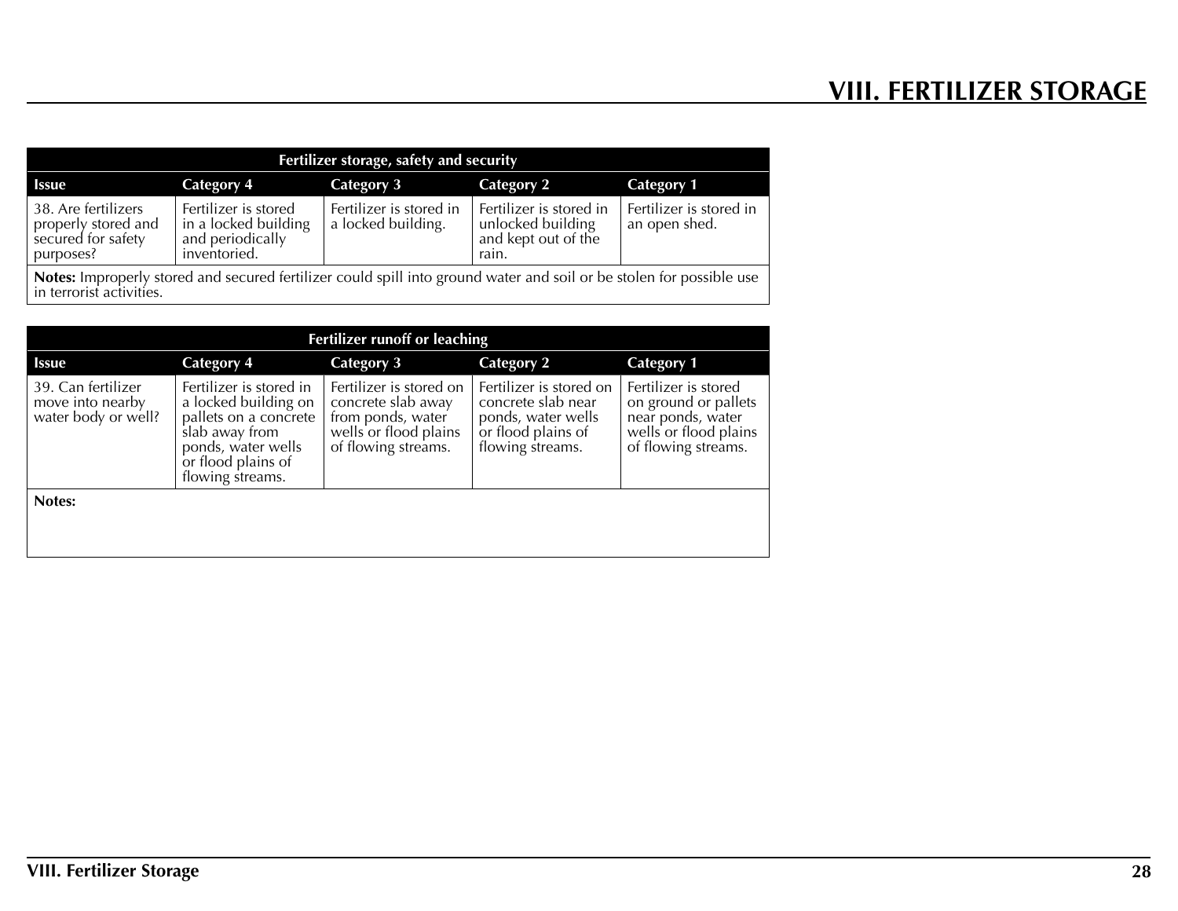# VIII. FERTILIZER STORAGE

| Fertilizer storage, safety and security | | | | |
|---|---|---|---|---|
| **Issue** | **Category 4** | **Category 3** | **Category 2** | **Category 1** |
| 38. Are fertilizers properly stored and secured for safety purposes? | Fertilizer is stored in a locked building and periodically inventoried. | Fertilizer is stored in a locked building. | Fertilizer is stored in unlocked building and kept out of the rain. | Fertilizer is stored in an open shed. |

**Notes:** Improperly stored and secured fertilizer could spill into ground water and soil or be stolen for possible use in terrorist activities.

| Fertilizer runoff or leaching | | | | |
|---|---|---|---|---|
| **Issue** | **Category 4** | **Category 3** | **Category 2** | **Category 1** |
| 39. Can fertilizer move into nearby water body or well? | Fertilizer is stored in a locked building on pallets on a concrete slab away from ponds, water wells or flood plains of flowing streams. | Fertilizer is stored on concrete slab away from ponds, water wells or flood plains of flowing streams. | Fertilizer is stored on concrete slab near ponds, water wells or flood plains of flowing streams. | Fertilizer is stored on ground or pallets near ponds, water wells or flood plains of flowing streams. |

**Notes:**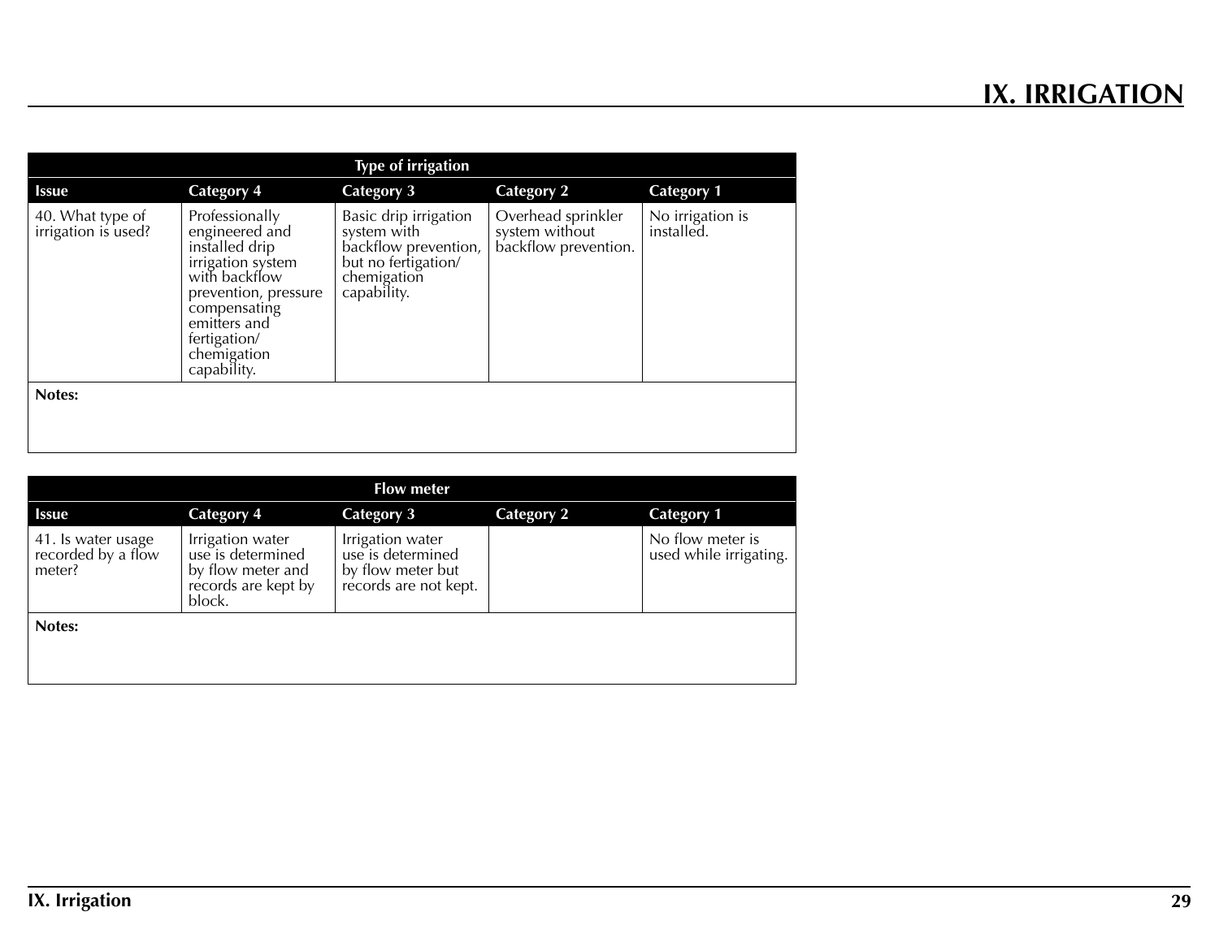# IX. IRRIGATION

| Type of irrigation | | | | |
|---|---|---|---|---|
| **Issue** | **Category 4** | **Category 3** | **Category 2** | **Category 1** |
| 40. What type of irrigation is used? | Professionally engineered and installed drip irrigation system with backflow prevention, pressure compensating emitters and fertigation/ chemigation capability. | Basic drip irrigation system with backflow prevention, but no fertigation/ chemigation capability. | Overhead sprinkler system without backflow prevention. | No irrigation is installed. |
| **Notes:** | | | | |

| Flow meter | | | | |
|---|---|---|---|---|
| **Issue** | **Category 4** | **Category 3** | **Category 2** | **Category 1** |
| 41. Is water usage recorded by a flow meter? | Irrigation water use is determined by flow meter and records are kept by block. | Irrigation water use is determined by flow meter but records are not kept. | | No flow meter is used while irrigating. |
| **Notes:** | | | | |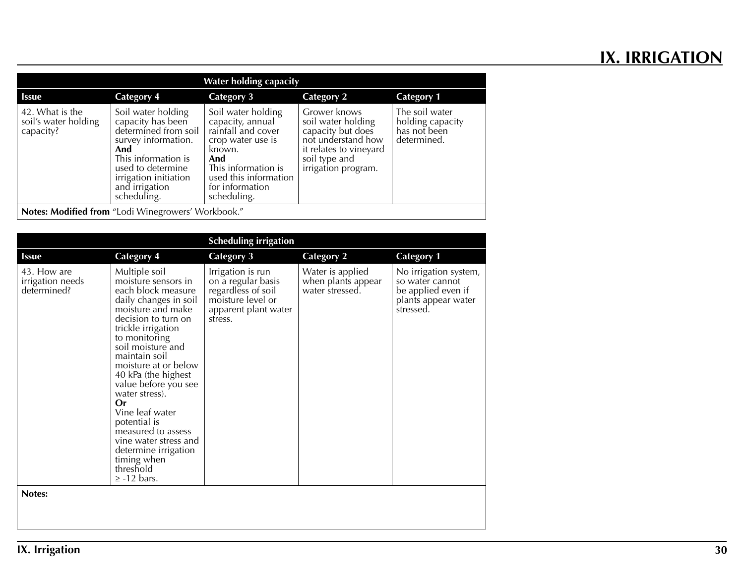# IX. IRRIGATION

| Water holding capacity | | | | |
|---|---|---|---|---|
| **Issue** | **Category 4** | **Category 3** | **Category 2** | **Category 1** |
| 42. What is the soil's water holding capacity? | Soil water holding capacity has been determined from soil survey information. **And** This information is used to determine irrigation initiation and irrigation scheduling. | Soil water holding capacity, annual rainfall and cover crop water use is known. **And** This information is used this information for information scheduling. | Grower knows soil water holding capacity but does not understand how it relates to vineyard soil type and irrigation program. | The soil water holding capacity has not been determined. |

**Notes: Modified from** "Lodi Winegrowers' Workbook."

| Scheduling irrigation | | | | |
|---|---|---|---|---|
| **Issue** | **Category 4** | **Category 3** | **Category 2** | **Category 1** |
| 43. How are irrigation needs determined? | Multiple soil moisture sensors in each block measure daily changes in soil moisture and make decision to turn on trickle irrigation to monitoring soil moisture and maintain soil moisture at or below 40 kPa (the highest value before you see water stress). **Or** Vine leaf water potential is measured to assess vine water stress and determine irrigation timing when threshold ≥ -12 bars. | Irrigation is run on a regular basis regardless of soil moisture level or apparent plant water stress. | Water is applied when plants appear water stressed. | No irrigation system, so water cannot be applied even if plants appear water stressed. |

**Notes:**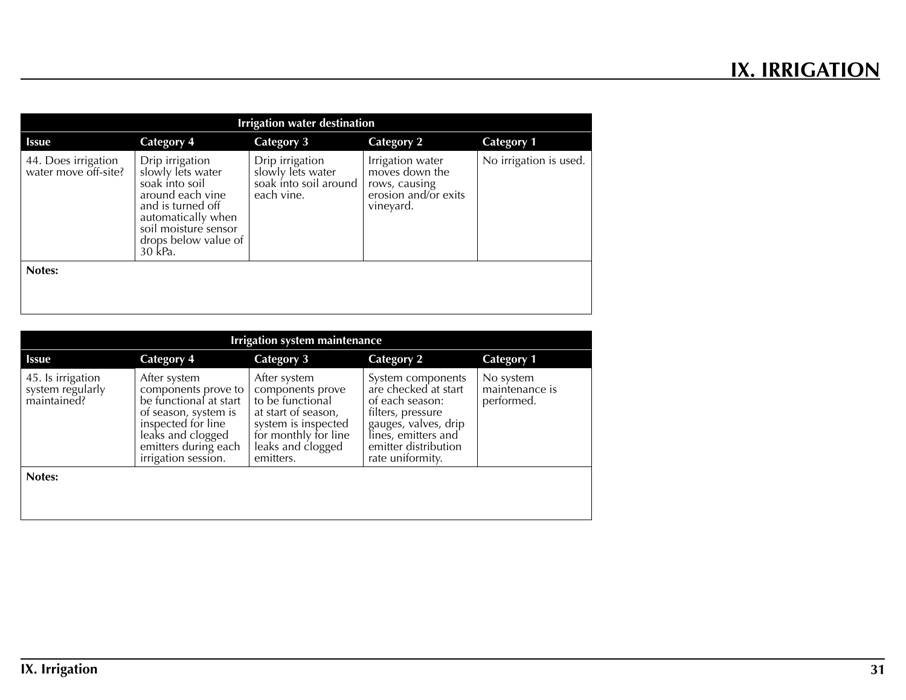# IX. IRRIGATION

| Irrigation water destination | | | | |
|---|---|---|---|---|
| **Issue** | **Category 4** | **Category 3** | **Category 2** | **Category 1** |
| 44. Does irrigation water move off-site? | Drip irrigation slowly lets water soak into soil around each vine and is turned off automatically when soil moisture sensor drops below value of 30 kPa. | Drip irrigation slowly lets water soak into soil around each vine. | Irrigation water moves down the rows, causing erosion and/or exits vineyard. | No irrigation is used. |
| **Notes:** | | | | |

| Irrigation system maintenance | | | | |
|---|---|---|---|---|
| **Issue** | **Category 4** | **Category 3** | **Category 2** | **Category 1** |
| 45. Is irrigation system regularly maintained? | After system components prove to be functional at start of season, system is inspected for line leaks and clogged emitters during each irrigation session. | After system components prove to be functional at start of season, system is inspected for monthly for line leaks and clogged emitters. | System components are checked at start of each season: filters, pressure gauges, valves, drip lines, emitters and emitter distribution rate uniformity. | No system maintenance is performed. |
| **Notes:** | | | | |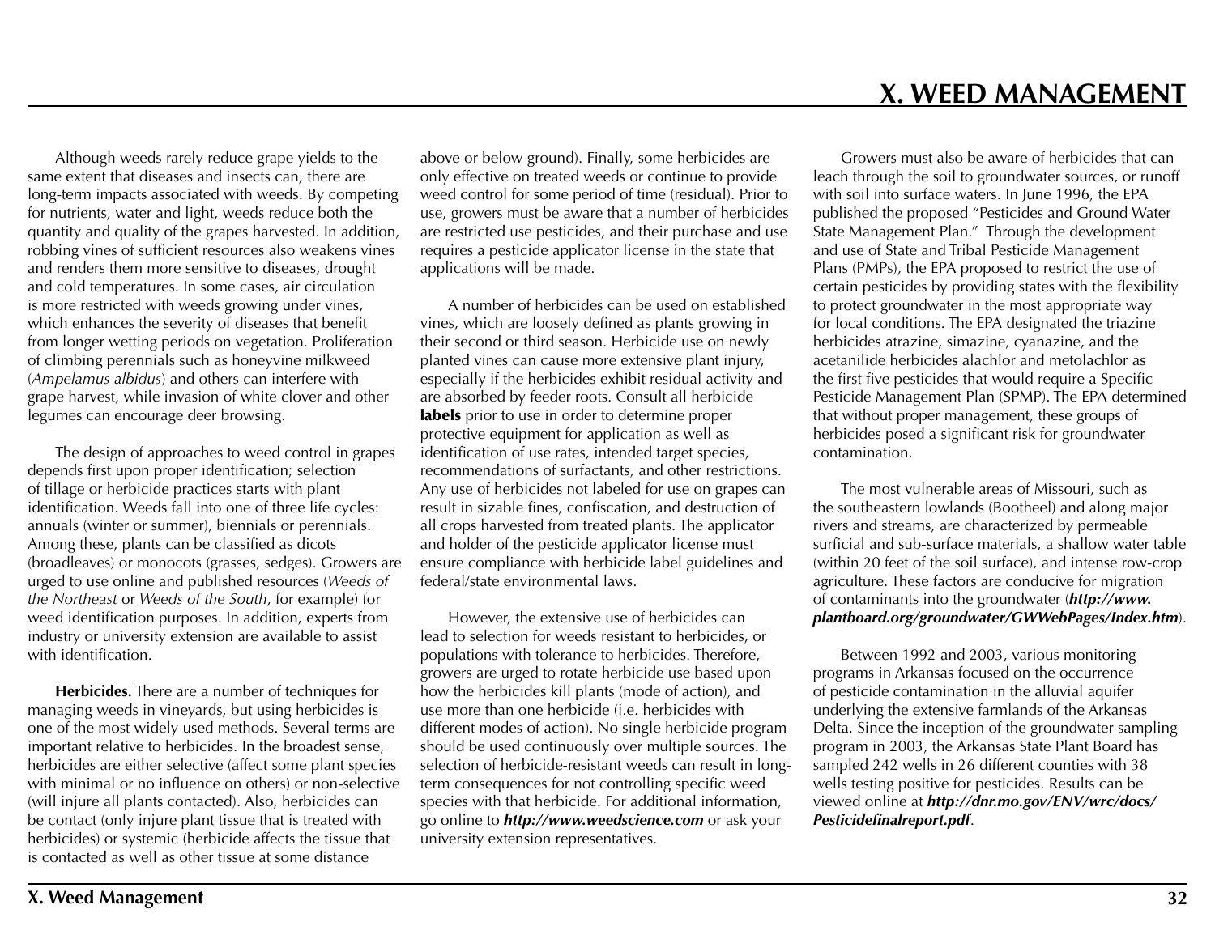# X. WEED MANAGEMENT

Although weeds rarely reduce grape yields to the same extent that diseases and insects can, there are long-term impacts associated with weeds. By competing for nutrients, water and light, weeds reduce both the quantity and quality of the grapes harvested. In addition, robbing vines of sufficient resources also weakens vines and renders them more sensitive to diseases, drought and cold temperatures. In some cases, air circulation is more restricted with weeds growing under vines, which enhances the severity of diseases that benefit from longer wetting periods on vegetation. Proliferation of climbing perennials such as honeyvine milkweed (*Ampelamus albidus*) and others can interfere with grape harvest, while invasion of white clover and other legumes can encourage deer browsing.

The design of approaches to weed control in grapes depends first upon proper identification; selection of tillage or herbicide practices starts with plant identification. Weeds fall into one of three life cycles: annuals (winter or summer), biennials or perennials. Among these, plants can be classified as dicots (broadleaves) or monocots (grasses, sedges). Growers are urged to use online and published resources (*Weeds of the Northeast* or *Weeds of the South*, for example) for weed identification purposes. In addition, experts from industry or university extension are available to assist with identification.

**Herbicides.** There are a number of techniques for managing weeds in vineyards, but using herbicides is one of the most widely used methods. Several terms are important relative to herbicides. In the broadest sense, herbicides are either selective (affect some plant species with minimal or no influence on others) or non-selective (will injure all plants contacted). Also, herbicides can be contact (only injure plant tissue that is treated with herbicides) or systemic (herbicide affects the tissue that is contacted as well as other tissue at some distance above or below ground). Finally, some herbicides are only effective on treated weeds or continue to provide weed control for some period of time (residual). Prior to use, growers must be aware that a number of herbicides are restricted use pesticides, and their purchase and use requires a pesticide applicator license in the state that applications will be made.

A number of herbicides can be used on established vines, which are loosely defined as plants growing in their second or third season. Herbicide use on newly planted vines can cause more extensive plant injury, especially if the herbicides exhibit residual activity and are absorbed by feeder roots. Consult all herbicide **labels** prior to use in order to determine proper protective equipment for application as well as identification of use rates, intended target species, recommendations of surfactants, and other restrictions. Any use of herbicides not labeled for use on grapes can result in sizable fines, confiscation, and destruction of all crops harvested from treated plants. The applicator and holder of the pesticide applicator license must ensure compliance with herbicide label guidelines and federal/state environmental laws.

However, the extensive use of herbicides can lead to selection for weeds resistant to herbicides, or populations with tolerance to herbicides. Therefore, growers are urged to rotate herbicide use based upon how the herbicides kill plants (mode of action), and use more than one herbicide (i.e. herbicides with different modes of action). No single herbicide program should be used continuously over multiple sources. The selection of herbicide-resistant weeds can result in long-term consequences for not controlling specific weed species with that herbicide. For additional information, go online to ***http://www.weedscience.com*** or ask your university extension representatives.

Growers must also be aware of herbicides that can leach through the soil to groundwater sources, or runoff with soil into surface waters. In June 1996, the EPA published the proposed "Pesticides and Ground Water State Management Plan." Through the development and use of State and Tribal Pesticide Management Plans (PMPs), the EPA proposed to restrict the use of certain pesticides by providing states with the flexibility to protect groundwater in the most appropriate way for local conditions. The EPA designated the triazine herbicides atrazine, simazine, cyanazine, and the acetanilide herbicides alachlor and metolachlor as the first five pesticides that would require a Specific Pesticide Management Plan (SPMP). The EPA determined that without proper management, these groups of herbicides posed a significant risk for groundwater contamination.

The most vulnerable areas of Missouri, such as the southeastern lowlands (Bootheel) and along major rivers and streams, are characterized by permeable surficial and sub-surface materials, a shallow water table (within 20 feet of the soil surface), and intense row-crop agriculture. These factors are conducive for migration of contaminants into the groundwater (***http://www.plantboard.org/groundwater/GWWebPages/Index.htm***).

Between 1992 and 2003, various monitoring programs in Arkansas focused on the occurrence of pesticide contamination in the alluvial aquifer underlying the extensive farmlands of the Arkansas Delta. Since the inception of the groundwater sampling program in 2003, the Arkansas State Plant Board has sampled 242 wells in 26 different counties with 38 wells testing positive for pesticides. Results can be viewed online at ***http://dnr.mo.gov/ENV/wrc/docs/Pesticidefinalreport.pdf***.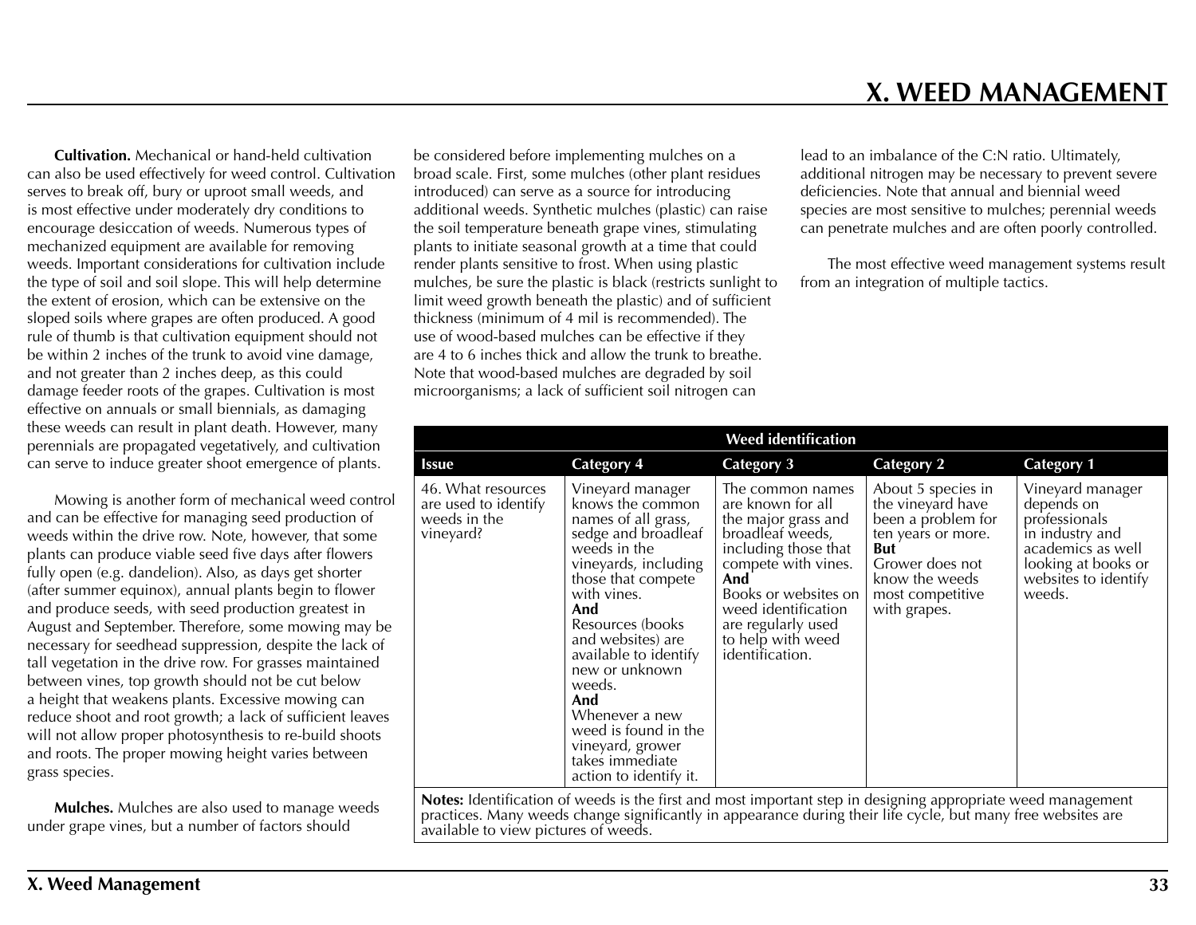**Cultivation.** Mechanical or hand-held cultivation can also be used effectively for weed control. Cultivation serves to break off, bury or uproot small weeds, and is most effective under moderately dry conditions to encourage desiccation of weeds. Numerous types of mechanized equipment are available for removing weeds. Important considerations for cultivation include the type of soil and soil slope. This will help determine the extent of erosion, which can be extensive on the sloped soils where grapes are often produced. A good rule of thumb is that cultivation equipment should not be within 2 inches of the trunk to avoid vine damage, and not greater than 2 inches deep, as this could damage feeder roots of the grapes. Cultivation is most effective on annuals or small biennials, as damaging these weeds can result in plant death. However, many perennials are propagated vegetatively, and cultivation can serve to induce greater shoot emergence of plants.

Mowing is another form of mechanical weed control and can be effective for managing seed production of weeds within the drive row. Note, however, that some plants can produce viable seed five days after flowers fully open (e.g. dandelion). Also, as days get shorter (after summer equinox), annual plants begin to flower and produce seeds, with seed production greatest in August and September. Therefore, some mowing may be necessary for seedhead suppression, despite the lack of tall vegetation in the drive row. For grasses maintained between vines, top growth should not be cut below a height that weakens plants. Excessive mowing can reduce shoot and root growth; a lack of sufficient leaves will not allow proper photosynthesis to re-build shoots and roots. The proper mowing height varies between grass species.

**Mulches.** Mulches are also used to manage weeds under grape vines, but a number of factors should be considered before implementing mulches on a broad scale. First, some mulches (other plant residues introduced) can serve as a source for introducing additional weeds. Synthetic mulches (plastic) can raise the soil temperature beneath grape vines, stimulating plants to initiate seasonal growth at a time that could render plants sensitive to frost. When using plastic mulches, be sure the plastic is black (restricts sunlight to limit weed growth beneath the plastic) and of sufficient thickness (minimum of 4 mil is recommended). The use of wood-based mulches can be effective if they are 4 to 6 inches thick and allow the trunk to breathe. Note that wood-based mulches are degraded by soil microorganisms; a lack of sufficient soil nitrogen can lead to an imbalance of the C:N ratio. Ultimately, additional nitrogen may be necessary to prevent severe deficiencies. Note that annual and biennial weed species are most sensitive to mulches; perennial weeds can penetrate mulches and are often poorly controlled.

The most effective weed management systems result from an integration of multiple tactics.

| Weed identification | | | | |
|---|---|---|---|---|
| **Issue** | **Category 4** | **Category 3** | **Category 2** | **Category 1** |
| 46. What resources are used to identify weeds in the vineyard? | Vineyard manager knows the common names of all grass, sedge and broadleaf weeds in the vineyards, including those that compete with vines. **And** Resources (books and websites) are available to identify new or unknown weeds. **And** Whenever a new weed is found in the vineyard, grower takes immediate action to identify it. | The common names are known for all the major grass and broadleaf weeds, including those that compete with vines. **And** Books or websites on weed identification are regularly used to help with weed identification. | About 5 species in the vineyard have been a problem for ten years or more. **But** Grower does not know the weeds most competitive with grapes. | Vineyard manager depends on professionals in industry and academics as well looking at books or websites to identify weeds. |

**Notes:** Identification of weeds is the first and most important step in designing appropriate weed management practices. Many weeds change significantly in appearance during their life cycle, but many free websites are available to view pictures of weeds.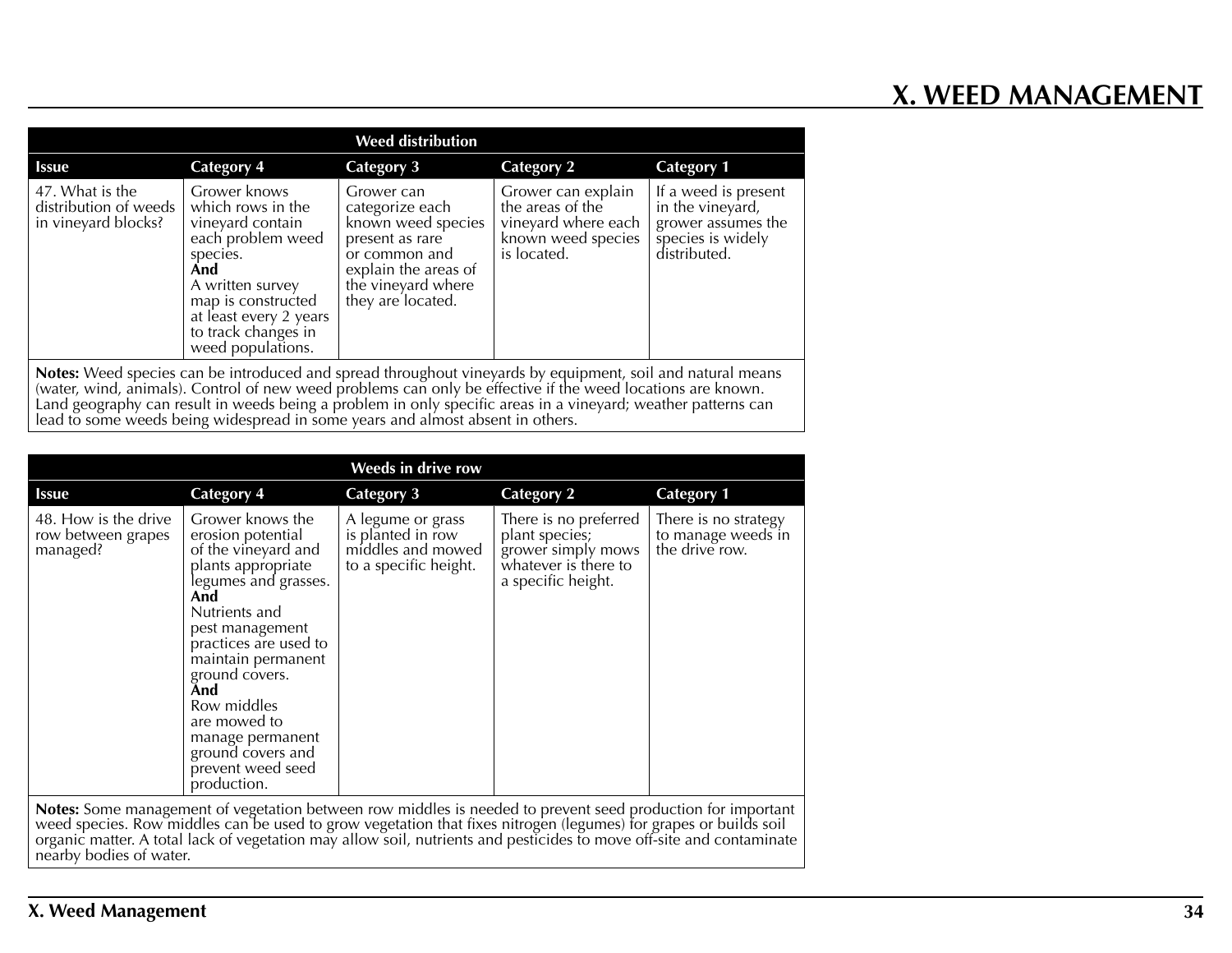# X. WEED MANAGEMENT

| Weed distribution | | | | |
|---|---|---|---|---|
| **Issue** | **Category 4** | **Category 3** | **Category 2** | **Category 1** |
| 47. What is the distribution of weeds in vineyard blocks? | Grower knows which rows in the vineyard contain each problem weed species. **And** A written survey map is constructed at least every 2 years to track changes in weed populations. | Grower can categorize each known weed species present as rare or common and explain the areas of the vineyard where they are located. | Grower can explain the areas of the vineyard where each known weed species is located. | If a weed is present in the vineyard, grower assumes the species is widely distributed. |

**Notes:** Weed species can be introduced and spread throughout vineyards by equipment, soil and natural means (water, wind, animals). Control of new weed problems can only be effective if the weed locations are known. Land geography can result in weeds being a problem in only specific areas in a vineyard; weather patterns can lead to some weeds being widespread in some years and almost absent in others.

| Weeds in drive row | | | | |
|---|---|---|---|---|
| **Issue** | **Category 4** | **Category 3** | **Category 2** | **Category 1** |
| 48. How is the drive row between grapes managed? | Grower knows the erosion potential of the vineyard and plants appropriate legumes and grasses. **And** Nutrients and pest management practices are used to maintain permanent ground covers. **And** Row middles are mowed to manage permanent ground covers and prevent weed seed production. | A legume or grass is planted in row middles and mowed to a specific height. | There is no preferred plant species; grower simply mows whatever is there to a specific height. | There is no strategy to manage weeds in the drive row. |

**Notes:** Some management of vegetation between row middles is needed to prevent seed production for important weed species. Row middles can be used to grow vegetation that fixes nitrogen (legumes) for grapes or builds soil organic matter. A total lack of vegetation may allow soil, nutrients and pesticides to move off-site and contaminate nearby bodies of water.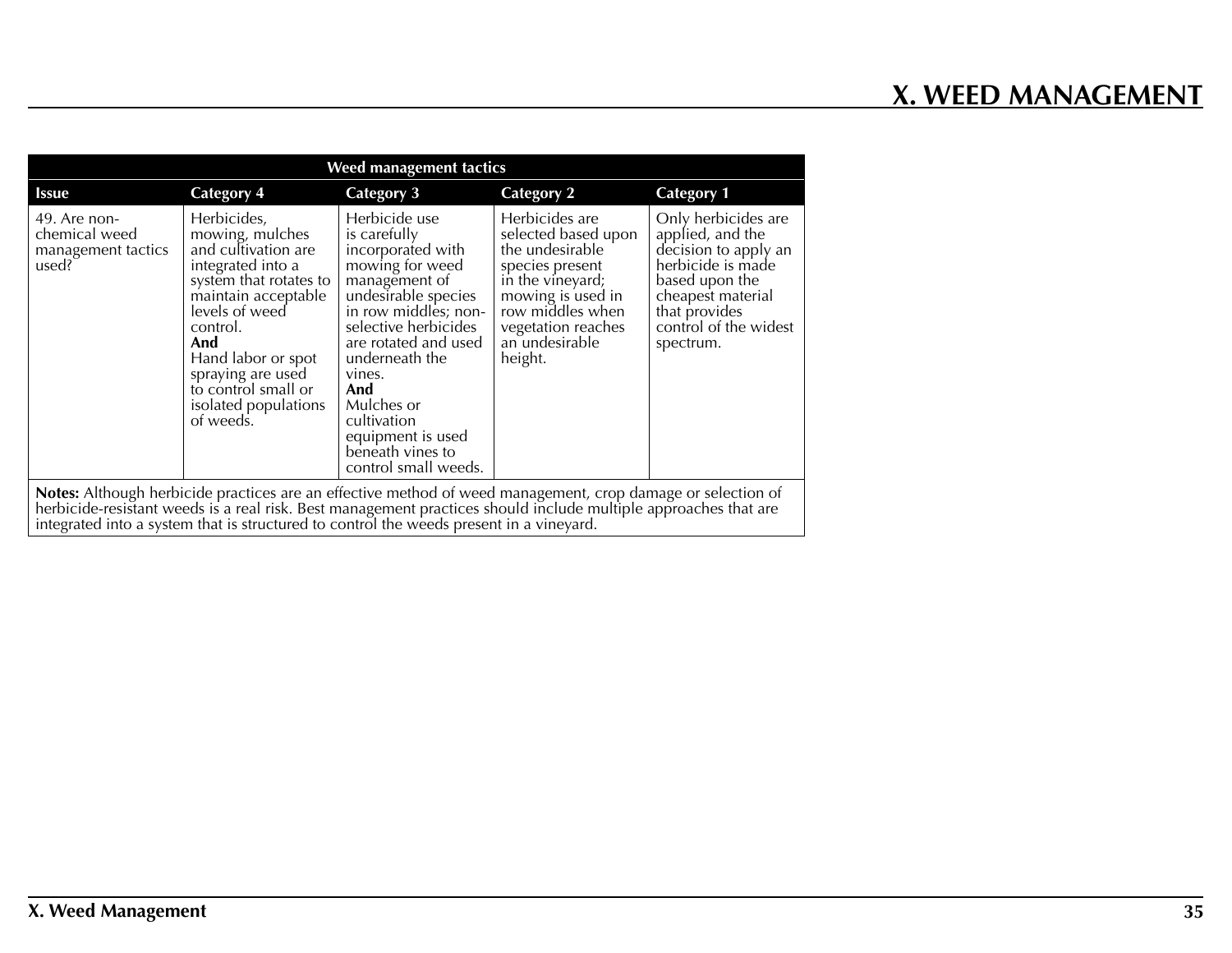# X. WEED MANAGEMENT

| Weed management tactics | | | | |
|---|---|---|---|---|
| **Issue** | **Category 4** | **Category 3** | **Category 2** | **Category 1** |
| 49. Are non-chemical weed management tactics used? | Herbicides, mowing, mulches and cultivation are integrated into a system that rotates to maintain acceptable levels of weed control. **And** Hand labor or spot spraying are used to control small or isolated populations of weeds. | Herbicide use is carefully incorporated with mowing for weed management of undesirable species in row middles; non-selective herbicides are rotated and used underneath the vines. **And** Mulches or cultivation equipment is used beneath vines to control small weeds. | Herbicides are selected based upon the undesirable species present in the vineyard; mowing is used in row middles when vegetation reaches an undesirable height. | Only herbicides are applied, and the decision to apply an herbicide is made based upon the cheapest material that provides control of the widest spectrum. |

**Notes:** Although herbicide practices are an effective method of weed management, crop damage or selection of herbicide-resistant weeds is a real risk. Best management practices should include multiple approaches that are integrated into a system that is structured to control the weeds present in a vineyard.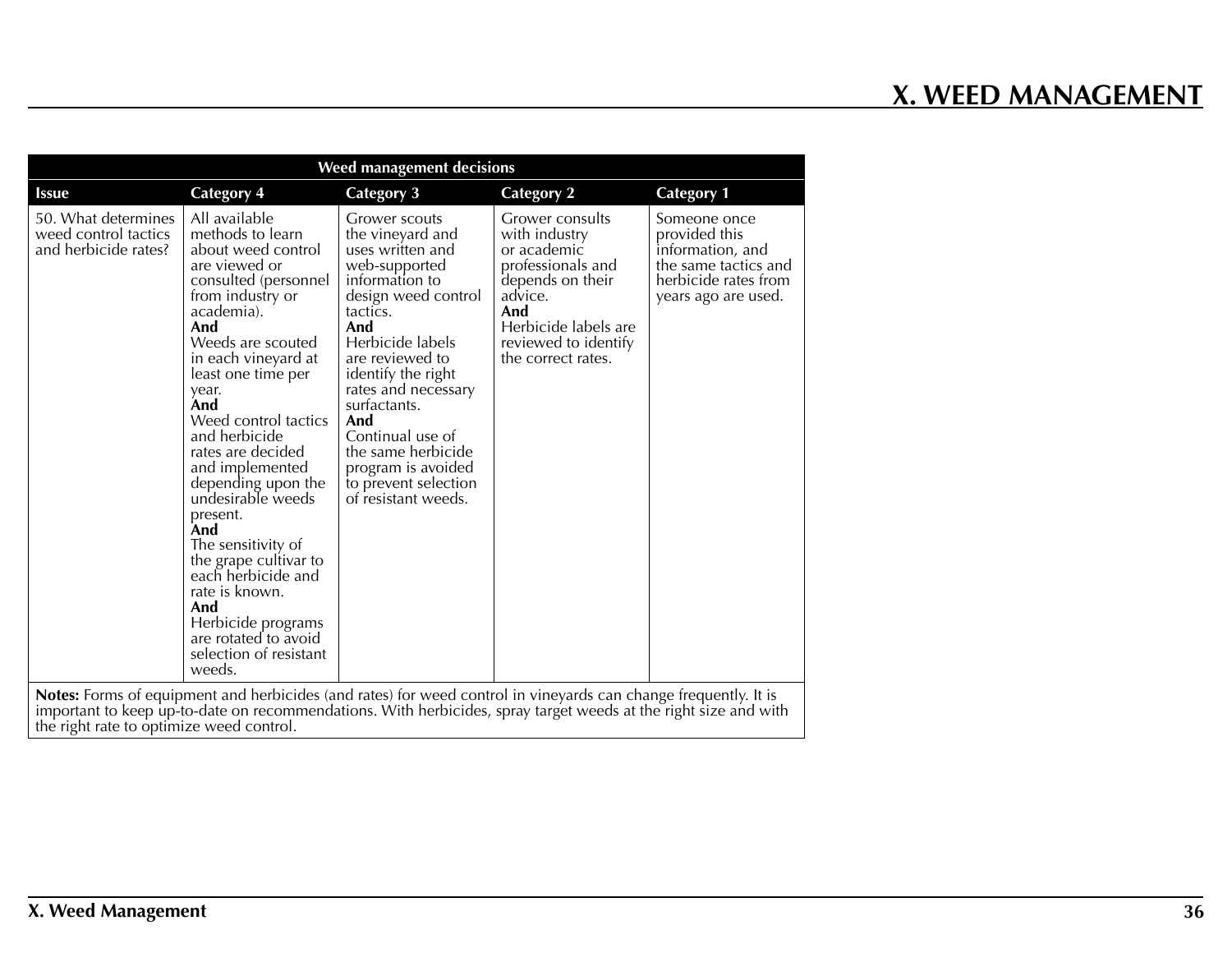# X. WEED MANAGEMENT

| Weed management decisions | | | | |
|---|---|---|---|---|
| **Issue** | **Category 4** | **Category 3** | **Category 2** | **Category 1** |
| 50. What determines weed control tactics and herbicide rates? | All available methods to learn about weed control are viewed or consulted (personnel from industry or academia). **And** Weeds are scouted in each vineyard at least one time per year. **And** Weed control tactics and herbicide rates are decided and implemented depending upon the undesirable weeds present. **And** The sensitivity of the grape cultivar to each herbicide and rate is known. **And** Herbicide programs are rotated to avoid selection of resistant weeds. | Grower scouts the vineyard and uses written and web-supported information to design weed control tactics. **And** Herbicide labels are reviewed to identify the right rates and necessary surfactants. **And** Continual use of the same herbicide program is avoided to prevent selection of resistant weeds. | Grower consults with industry or academic professionals and depends on their advice. **And** Herbicide labels are reviewed to identify the correct rates. | Someone once provided this information, and the same tactics and herbicide rates from years ago are used. |

**Notes:** Forms of equipment and herbicides (and rates) for weed control in vineyards can change frequently. It is important to keep up-to-date on recommendations. With herbicides, spray target weeds at the right size and with the right rate to optimize weed control.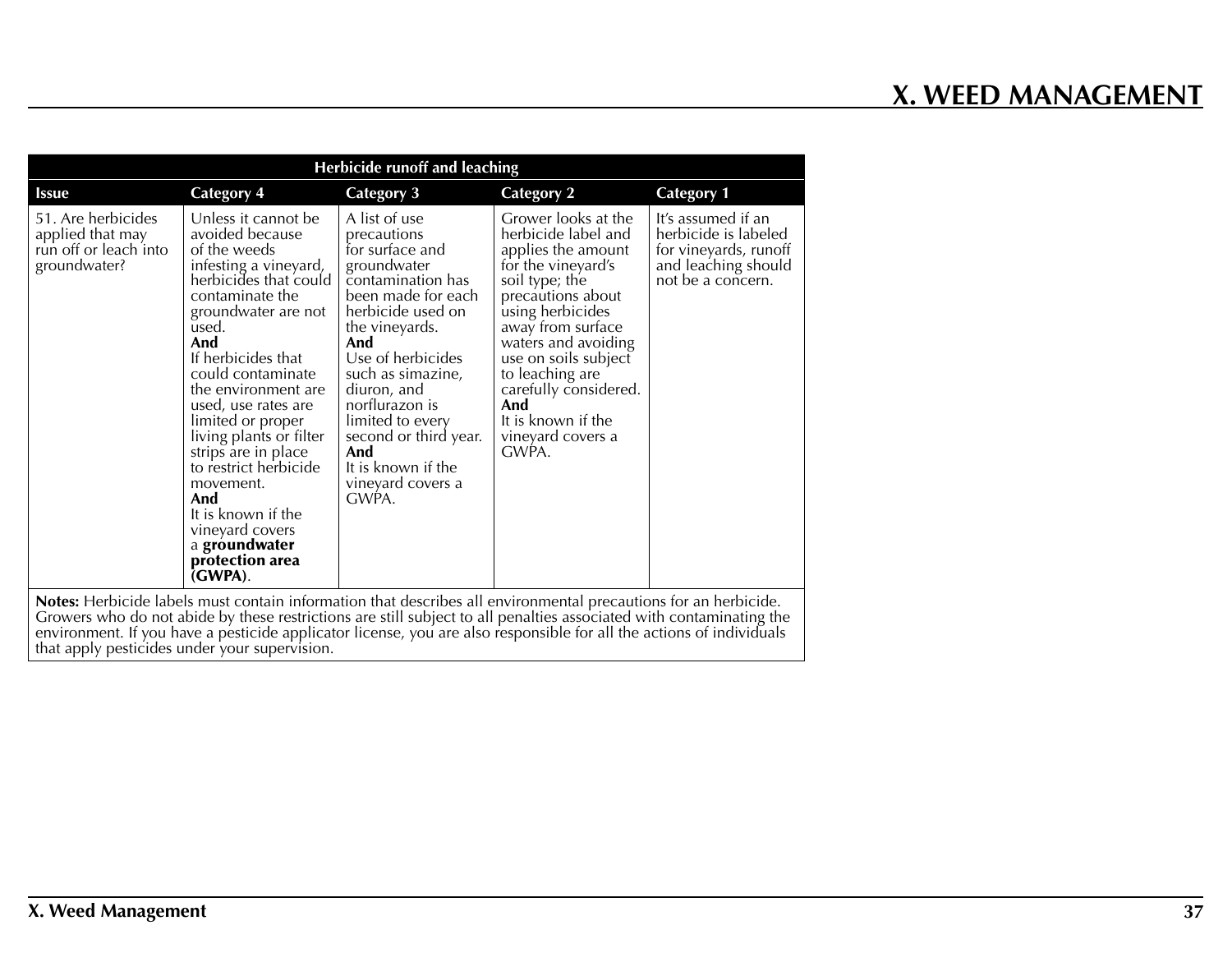| Herbicide runoff and leaching | | | | |
|---|---|---|---|---|
| **Issue** | **Category 4** | **Category 3** | **Category 2** | **Category 1** |
| 51. Are herbicides applied that may run off or leach into groundwater? | Unless it cannot be avoided because of the weeds infesting a vineyard, herbicides that could contaminate the groundwater are not used. **And** If herbicides that could contaminate the environment are used, use rates are limited or proper living plants or filter strips are in place to restrict herbicide movement. **And** It is known if the vineyard covers a **groundwater protection area (GWPA)**. | A list of use precautions for surface and groundwater contamination has been made for each herbicide used on the vineyards. **And** Use of herbicides such as simazine, diuron, and norflurazon is limited to every second or third year. **And** It is known if the vineyard covers a GWPA. | Grower looks at the herbicide label and applies the amount for the vineyard's soil type; the precautions about using herbicides away from surface waters and avoiding use on soils subject to leaching are carefully considered. **And** It is known if the vineyard covers a GWPA. | It's assumed if an herbicide is labeled for vineyards, runoff and leaching should not be a concern. |

**Notes:** Herbicide labels must contain information that describes all environmental precautions for an herbicide. Growers who do not abide by these restrictions are still subject to all penalties associated with contaminating the environment. If you have a pesticide applicator license, you are also responsible for all the actions of individuals that apply pesticides under your supervision.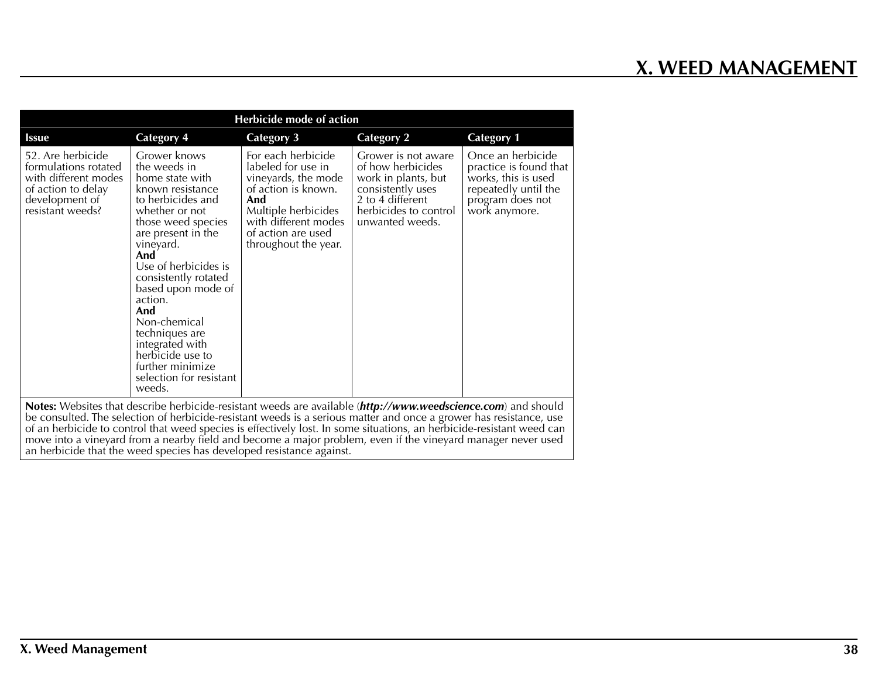| Herbicide mode of action | | | | |
|---|---|---|---|---|
| **Issue** | **Category 4** | **Category 3** | **Category 2** | **Category 1** |
| 52. Are herbicide formulations rotated with different modes of action to delay development of resistant weeds? | Grower knows the weeds in home state with known resistance to herbicides and whether or not those weed species are present in the vineyard. **And** Use of herbicides is consistently rotated based upon mode of action. **And** Non-chemical techniques are integrated with herbicide use to further minimize selection for resistant weeds. | For each herbicide labeled for use in vineyards, the mode of action is known. **And** Multiple herbicides with different modes of action are used throughout the year. | Grower is not aware of how herbicides work in plants, but consistently uses 2 to 4 different herbicides to control unwanted weeds. | Once an herbicide practice is found that works, this is used repeatedly until the program does not work anymore. |

**Notes:** Websites that describe herbicide-resistant weeds are available (***http://www.weedscience.com***) and should be consulted. The selection of herbicide-resistant weeds is a serious matter and once a grower has resistance, use of an herbicide to control that weed species is effectively lost. In some situations, an herbicide-resistant weed can move into a vineyard from a nearby field and become a major problem, even if the vineyard manager never used an herbicide that the weed species has developed resistance against.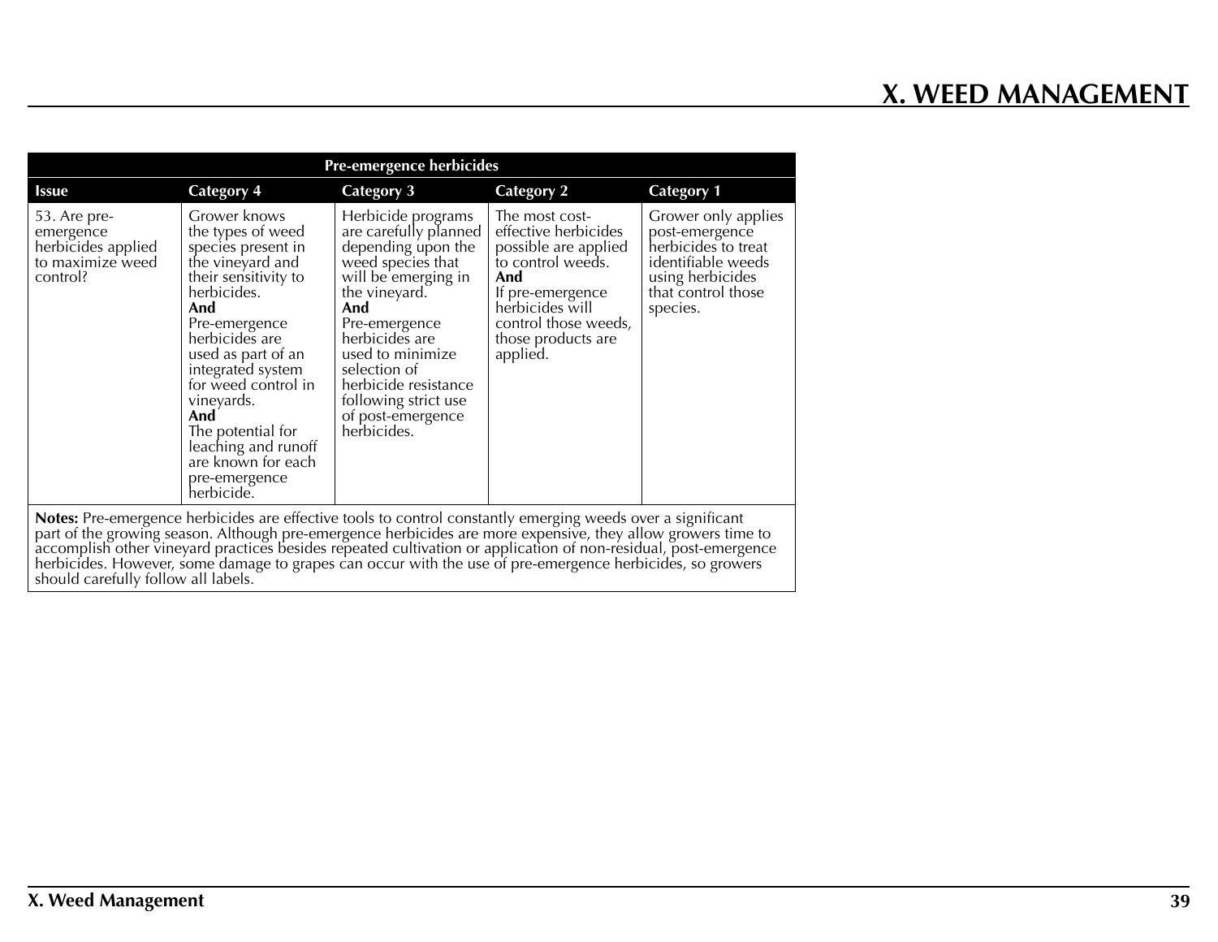| Pre-emergence herbicides | | | | |
|---|---|---|---|---|
| **Issue** | **Category 4** | **Category 3** | **Category 2** | **Category 1** |
| 53. Are pre-emergence herbicides applied to maximize weed control? | Grower knows the types of weed species present in the vineyard and their sensitivity to herbicides. **And** Pre-emergence herbicides are used as part of an integrated system for weed control in vineyards. **And** The potential for leaching and runoff are known for each pre-emergence herbicide. | Herbicide programs are carefully planned depending upon the weed species that will be emerging in the vineyard. **And** Pre-emergence herbicides are used to minimize selection of herbicide resistance following strict use of post-emergence herbicides. | The most cost-effective herbicides possible are applied to control weeds. **And** If pre-emergence herbicides will control those weeds, those products are applied. | Grower only applies post-emergence herbicides to treat identifiable weeds using herbicides that control those species. |
| **Notes:** Pre-emergence herbicides are effective tools to control constantly emerging weeds over a significant part of the growing season. Although pre-emergence herbicides are more expensive, they allow growers time to accomplish other vineyard practices besides repeated cultivation or application of non-residual, post-emergence herbicides. However, some damage to grapes can occur with the use of pre-emergence herbicides, so growers should carefully follow all labels. | | | | |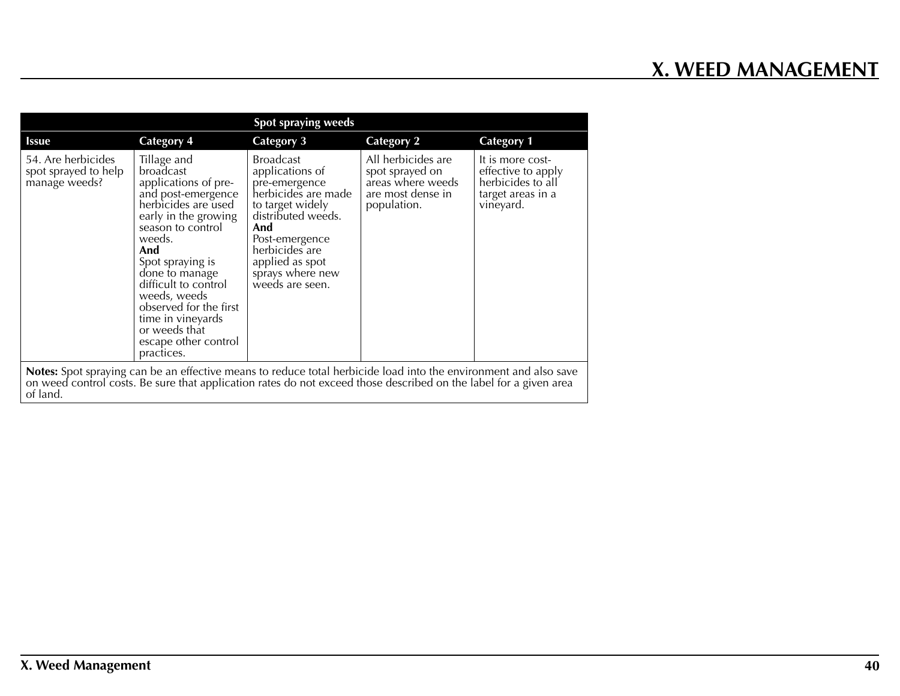| Spot spraying weeds | | | | |
|---|---|---|---|---|
| **Issue** | **Category 4** | **Category 3** | **Category 2** | **Category 1** |
| 54. Are herbicides spot sprayed to help manage weeds? | Tillage and broadcast applications of pre- and post-emergence herbicides are used early in the growing season to control weeds. **And** Spot spraying is done to manage difficult to control weeds, weeds observed for the first time in vineyards or weeds that escape other control practices. | Broadcast applications of pre-emergence herbicides are made to target widely distributed weeds. **And** Post-emergence herbicides are applied as spot sprays where new weeds are seen. | All herbicides are spot sprayed on areas where weeds are most dense in population. | It is more cost-effective to apply herbicides to all target areas in a vineyard. |

**Notes:** Spot spraying can be an effective means to reduce total herbicide load into the environment and also save on weed control costs. Be sure that application rates do not exceed those described on the label for a given area of land.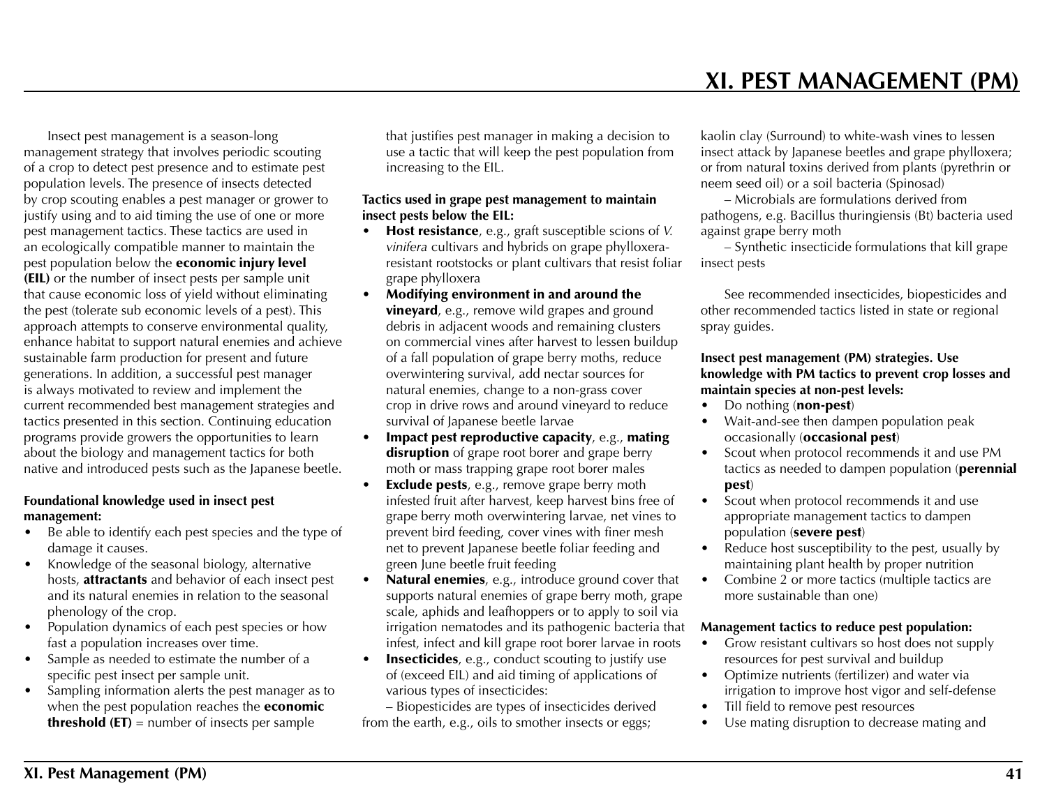# XI. PEST MANAGEMENT (PM)

Insect pest management is a season-long management strategy that involves periodic scouting of a crop to detect pest presence and to estimate pest population levels. The presence of insects detected by crop scouting enables a pest manager or grower to justify using and to aid timing the use of one or more pest management tactics. These tactics are used in an ecologically compatible manner to maintain the pest population below the **economic injury level (EIL)** or the number of insect pests per sample unit that cause economic loss of yield without eliminating the pest (tolerate sub economic levels of a pest). This approach attempts to conserve environmental quality, enhance habitat to support natural enemies and achieve sustainable farm production for present and future generations. In addition, a successful pest manager is always motivated to review and implement the current recommended best management strategies and tactics presented in this section. Continuing education programs provide growers the opportunities to learn about the biology and management tactics for both native and introduced pests such as the Japanese beetle.

**Foundational knowledge used in insect pest management:**

- Be able to identify each pest species and the type of damage it causes.
- Knowledge of the seasonal biology, alternative hosts, **attractants** and behavior of each insect pest and its natural enemies in relation to the seasonal phenology of the crop.
- Population dynamics of each pest species or how fast a population increases over time.
- Sample as needed to estimate the number of a specific pest insect per sample unit.
- Sampling information alerts the pest manager as to when the pest population reaches the **economic threshold (ET)** = number of insects per sample that justifies pest manager in making a decision to use a tactic that will keep the pest population from increasing to the EIL.

**Tactics used in grape pest management to maintain insect pests below the EIL:**

- **Host resistance**, e.g., graft susceptible scions of *V. vinifera* cultivars and hybrids on grape phylloxera-resistant rootstocks or plant cultivars that resist foliar grape phylloxera
- **Modifying environment in and around the vineyard**, e.g., remove wild grapes and ground debris in adjacent woods and remaining clusters on commercial vines after harvest to lessen buildup of a fall population of grape berry moths, reduce overwintering survival, add nectar sources for natural enemies, change to a non-grass cover crop in drive rows and around vineyard to reduce survival of Japanese beetle larvae
- **Impact pest reproductive capacity**, e.g., **mating disruption** of grape root borer and grape berry moth or mass trapping grape root borer males
- **Exclude pests**, e.g., remove grape berry moth infested fruit after harvest, keep harvest bins free of grape berry moth overwintering larvae, net vines to prevent bird feeding, cover vines with finer mesh net to prevent Japanese beetle foliar feeding and green June beetle fruit feeding
- **Natural enemies**, e.g., introduce ground cover that supports natural enemies of grape berry moth, grape scale, aphids and leafhoppers or to apply to soil via irrigation nematodes and its pathogenic bacteria that infest, infect and kill grape root borer larvae in roots
- **Insecticides**, e.g., conduct scouting to justify use of (exceed EIL) and aid timing of applications of various types of insecticides:

– Biopesticides are types of insecticides derived from the earth, e.g., oils to smother insects or eggs; kaolin clay (Surround) to white-wash vines to lessen insect attack by Japanese beetles and grape phylloxera; or from natural toxins derived from plants (pyrethrin or neem seed oil) or a soil bacteria (Spinosad)

– Microbials are formulations derived from pathogens, e.g. Bacillus thuringiensis (Bt) bacteria used against grape berry moth

– Synthetic insecticide formulations that kill grape insect pests

See recommended insecticides, biopesticides and other recommended tactics listed in state or regional spray guides.

**Insect pest management (PM) strategies. Use knowledge with PM tactics to prevent crop losses and maintain species at non-pest levels:**

- Do nothing (**non-pest**)
- Wait-and-see then dampen population peak occasionally (**occasional pest**)
- Scout when protocol recommends it and use PM tactics as needed to dampen population (**perennial pest**)
- Scout when protocol recommends it and use appropriate management tactics to dampen population (**severe pest**)
- Reduce host susceptibility to the pest, usually by maintaining plant health by proper nutrition
- Combine 2 or more tactics (multiple tactics are more sustainable than one)

**Management tactics to reduce pest population:**

- Grow resistant cultivars so host does not supply resources for pest survival and buildup
- Optimize nutrients (fertilizer) and water via irrigation to improve host vigor and self-defense
- Till field to remove pest resources
- Use mating disruption to decrease mating and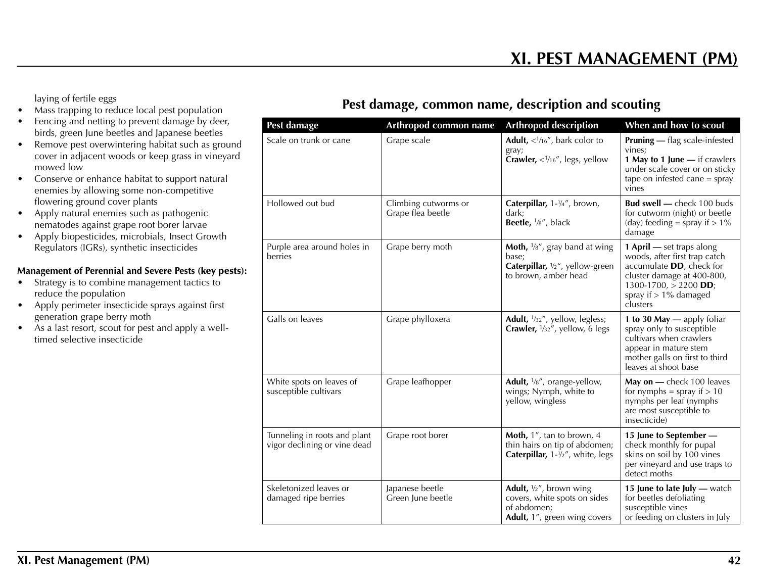laying of fertile eggs

- Mass trapping to reduce local pest population
- Fencing and netting to prevent damage by deer, birds, green June beetles and Japanese beetles
- Remove pest overwintering habitat such as ground cover in adjacent woods or keep grass in vineyard mowed low
- Conserve or enhance habitat to support natural enemies by allowing some non-competitive flowering ground cover plants
- Apply natural enemies such as pathogenic nematodes against grape root borer larvae
- Apply biopesticides, microbials, Insect Growth Regulators (IGRs), synthetic insecticides

**Management of Perennial and Severe Pests (key pests):**

- Strategy is to combine management tactics to reduce the population
- Apply perimeter insecticide sprays against first generation grape berry moth
- As a last resort, scout for pest and apply a well-timed selective insecticide

## Pest damage, common name, description and scouting

| Pest damage | Arthropod common name | Arthropod description | When and how to scout |
|---|---|---|---|
| Scale on trunk or cane | Grape scale | **Adult,** <1/16″, bark color to gray;<br>**Crawler,** <1/16″, legs, yellow | **Pruning —** flag scale-infested vines;<br>**1 May to 1 June —** if crawlers under scale cover or on sticky tape on infested cane = spray vines |
| Hollowed out bud | Climbing cutworms or Grape flea beetle | **Caterpillar,** 1-¼″, brown, dark;<br>**Beetle,** 1/8″, black | **Bud swell —** check 100 buds for cutworm (night) or beetle (day) feeding = spray if > 1% damage |
| Purple area around holes in berries | Grape berry moth | **Moth,** 3/8″, gray band at wing base;<br>**Caterpillar,** ½“, yellow-green to brown, amber head | **1 April —** set traps along woods, after first trap catch accumulate **DD**, check for cluster damage at 400-800, 1300-1700, > 2200 **DD**; spray if > 1% damaged clusters |
| Galls on leaves | Grape phylloxera | **Adult,** 1/32″, yellow, legless;<br>**Crawler,** 1/32″, yellow, 6 legs | **1 to 30 May —** apply foliar spray only to susceptible cultivars when crawlers appear in mature stem mother galls on first to third leaves at shoot base |
| White spots on leaves of susceptible cultivars | Grape leafhopper | **Adult,** 1/8″, orange-yellow, wings; Nymph, white to yellow, wingless | **May on —** check 100 leaves for nymphs = spray if > 10 nymphs per leaf (nymphs are most susceptible to insecticide) |
| Tunneling in roots and plant vigor declining or vine dead | Grape root borer | **Moth,** 1″, tan to brown, 4 thin hairs on tip of abdomen;<br>**Caterpillar,** 1-½″, white, legs | **15 June to September —** check monthly for pupal skins on soil by 100 vines per vineyard and use traps to detect moths |
| Skeletonized leaves or damaged ripe berries | Japanese beetle<br>Green June beetle | **Adult,** ½″, brown wing covers, white spots on sides of abdomen;<br>**Adult,** 1″, green wing covers | **15 June to late July —** watch for beetles defoliating susceptible vines<br>or feeding on clusters in July |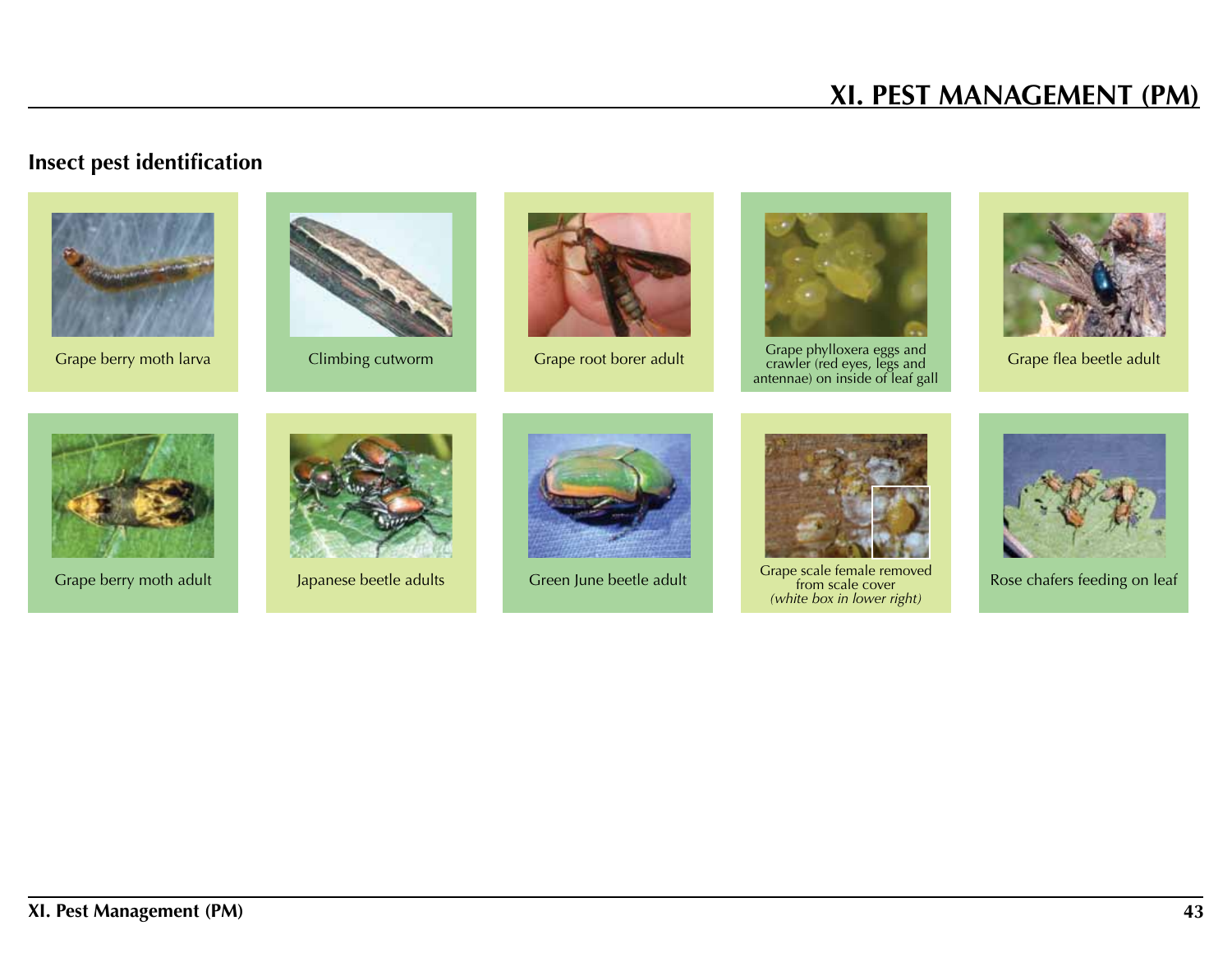## Insect pest identification

Grape berry moth larva

Climbing cutworm

Grape root borer adult

Grape phylloxera eggs and crawler (red eyes, legs and antennae) on inside of leaf gall

Grape flea beetle adult

Grape berry moth adult

Japanese beetle adults

Green June beetle adult

Grape scale female removed from scale cover *(white box in lower right)*

Rose chafers feeding on leaf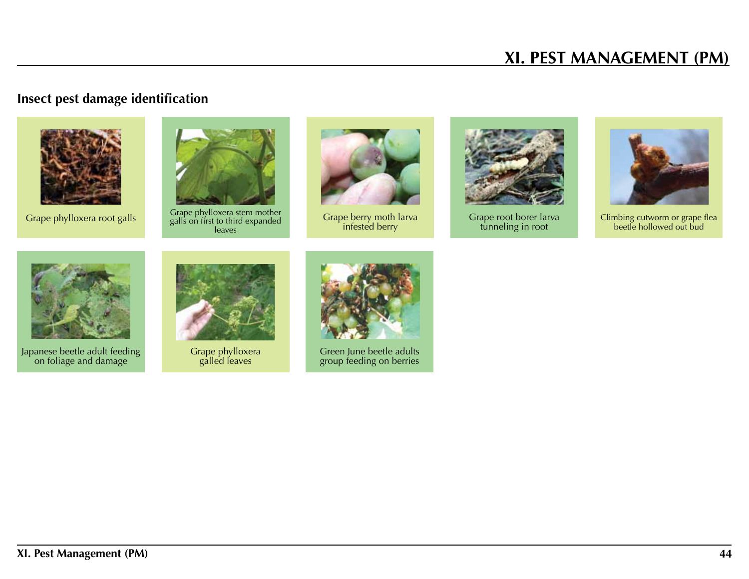## Insect pest damage identification

Grape phylloxera root galls

Grape phylloxera stem mother galls on first to third expanded leaves

Grape berry moth larva infested berry

Grape root borer larva tunneling in root

Climbing cutworm or grape flea beetle hollowed out bud

Japanese beetle adult feeding on foliage and damage

Grape phylloxera galled leaves

Green June beetle adults group feeding on berries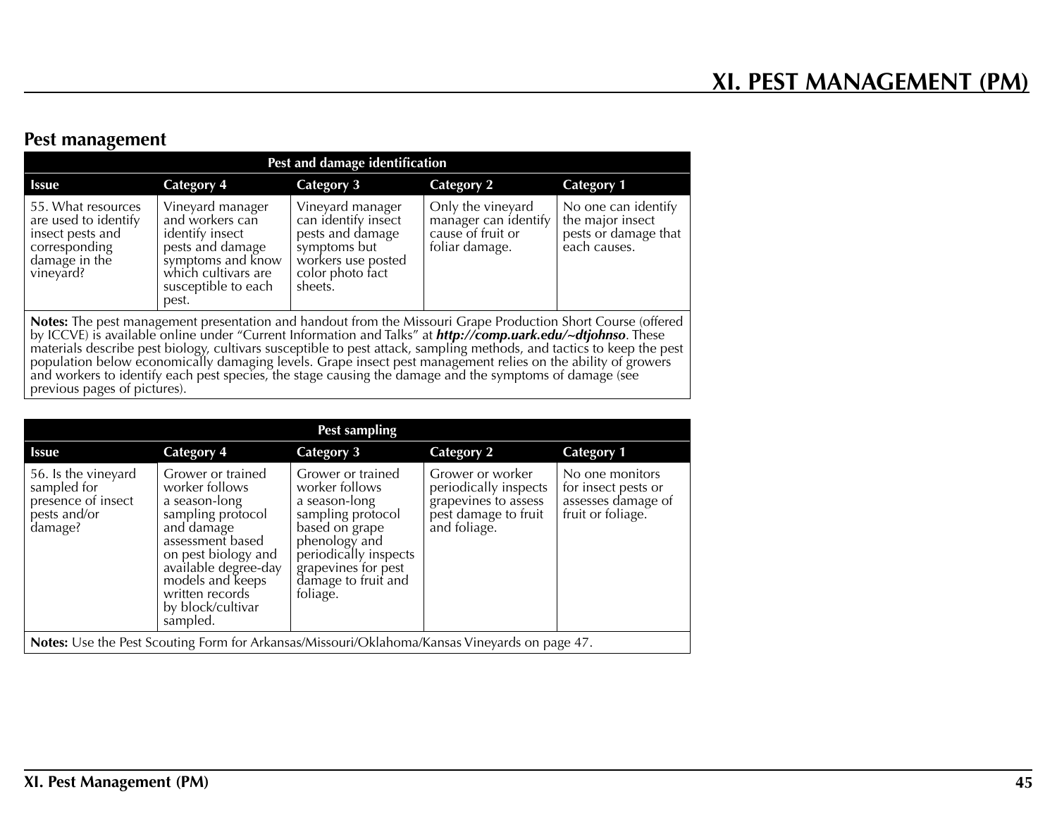# XI. PEST MANAGEMENT (PM)

## Pest management

| Pest and damage identification | | | | |
|---|---|---|---|---|
| **Issue** | **Category 4** | **Category 3** | **Category 2** | **Category 1** |
| 55. What resources are used to identify insect pests and corresponding damage in the vineyard? | Vineyard manager and workers can identify insect pests and damage symptoms and know which cultivars are susceptible to each pest. | Vineyard manager can identify insect pests and damage symptoms but workers use posted color photo fact sheets. | Only the vineyard manager can identify cause of fruit or foliar damage. | No one can identify the major insect pests or damage that each causes. |
| **Notes:** The pest management presentation and handout from the Missouri Grape Production Short Course (offered by ICCVE) is available online under "Current Information and Talks" at ***http://comp.uark.edu/~dtjohnso***. These materials describe pest biology, cultivars susceptible to pest attack, sampling methods, and tactics to keep the pest population below economically damaging levels. Grape insect pest management relies on the ability of growers and workers to identify each pest species, the stage causing the damage and the symptoms of damage (see previous pages of pictures). | | | | |

| Pest sampling | | | | |
|---|---|---|---|---|
| **Issue** | **Category 4** | **Category 3** | **Category 2** | **Category 1** |
| 56. Is the vineyard sampled for presence of insect pests and/or damage? | Grower or trained worker follows a season-long sampling protocol and damage assessment based on pest biology and available degree-day models and keeps written records by block/cultivar sampled. | Grower or trained worker follows a season-long sampling protocol based on grape phenology and periodically inspects grapevines for pest damage to fruit and foliage. | Grower or worker periodically inspects grapevines to assess pest damage to fruit and foliage. | No one monitors for insect pests or assesses damage of fruit or foliage. |
| **Notes:** Use the Pest Scouting Form for Arkansas/Missouri/Oklahoma/Kansas Vineyards on page 47. | | | | |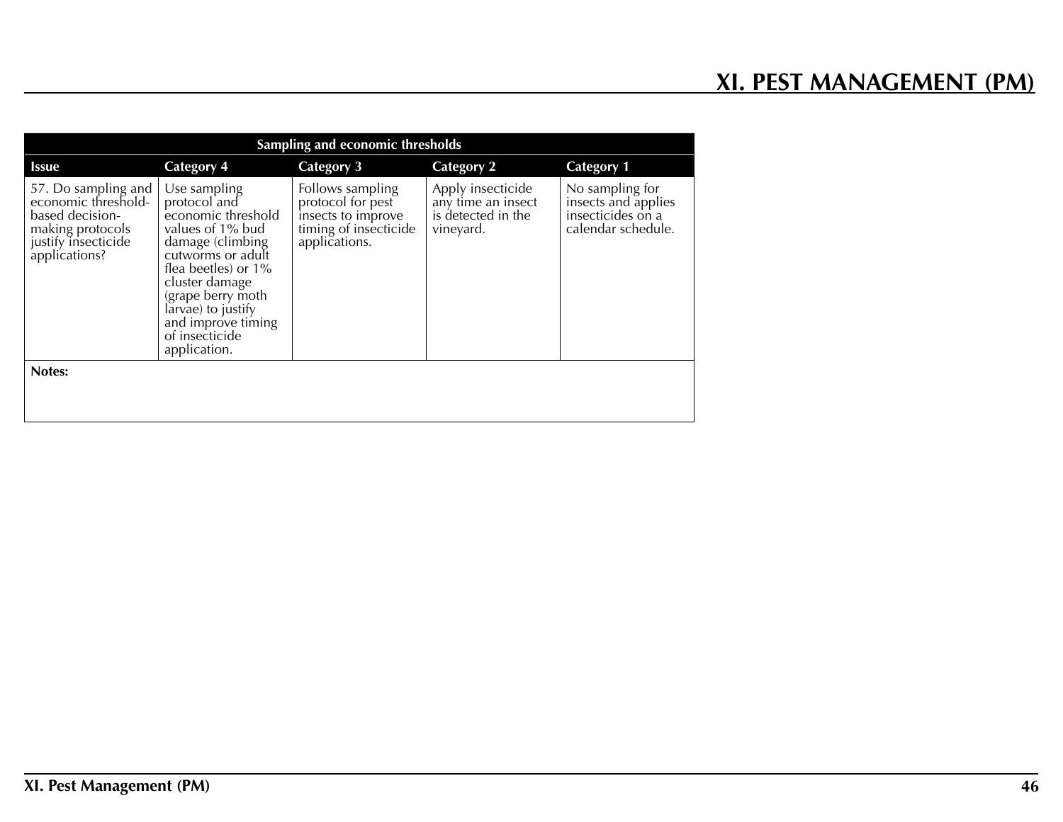# XI. PEST MANAGEMENT (PM)

| Sampling and economic thresholds | | | | |
|---|---|---|---|---|
| **Issue** | **Category 4** | **Category 3** | **Category 2** | **Category 1** |
| 57. Do sampling and economic threshold-based decision-making protocols justify insecticide applications? | Use sampling protocol and economic threshold values of 1% bud damage (climbing cutworms or adult flea beetles) or 1% cluster damage (grape berry moth larvae) to justify and improve timing of insecticide application. | Follows sampling protocol for pest insects to improve timing of insecticide applications. | Apply insecticide any time an insect is detected in the vineyard. | No sampling for insects and applies insecticides on a calendar schedule. |
| **Notes:** | | | | |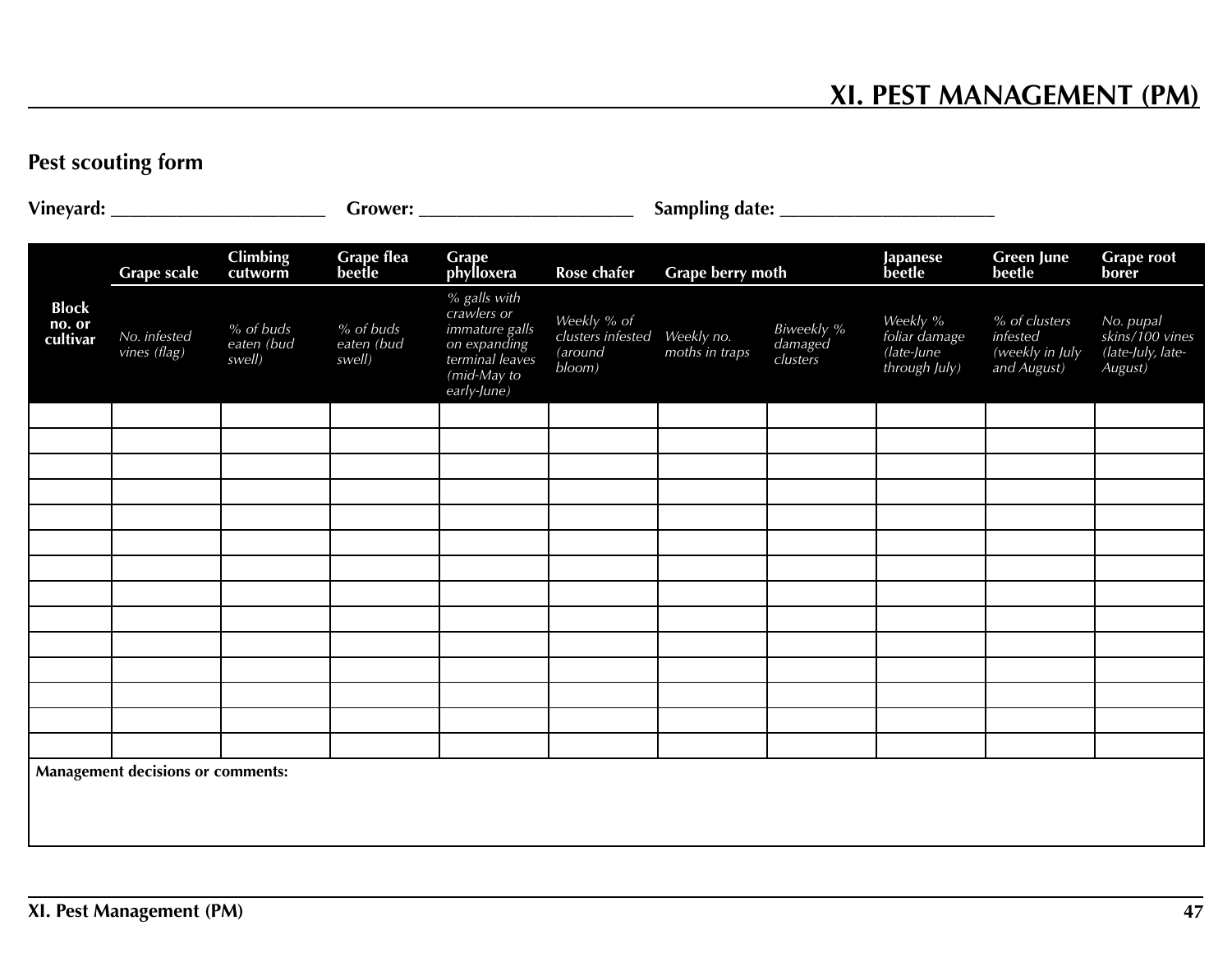## Pest scouting form

**Vineyard:** ______________________ **Grower:** ______________________ **Sampling date:** ______________________

| Block no. or cultivar | Grape scale | Climbing cutworm | Grape flea beetle | Grape phylloxera | Rose chafer | Grape berry moth | | Japanese beetle | Green June beetle | Grape root borer |
|---|---|---|---|---|---|---|---|---|---|---|
| | *No. infested vines (flag)* | *% of buds eaten (bud swell)* | *% of buds eaten (bud swell)* | *% galls with crawlers or immature galls on expanding terminal leaves (mid-May to early-June)* | *Weekly % of clusters infested (around bloom)* | *Weekly no. moths in traps* | *Biweekly % damaged clusters* | *Weekly % foliar damage (late-June through July)* | *% of clusters infested (weekly in July and August)* | *No. pupal skins/100 vines (late-July, late-August)* |
| | | | | | | | | | | |
| | | | | | | | | | | |
| | | | | | | | | | | |
| | | | | | | | | | | |
| | | | | | | | | | | |
| | | | | | | | | | | |
| | | | | | | | | | | |
| | | | | | | | | | | |
| | | | | | | | | | | |
| | | | | | | | | | | |
| | | | | | | | | | | |
| | | | | | | | | | | |
| | | | | | | | | | | |
| | | | | | | | | | | |

**Management decisions or comments:**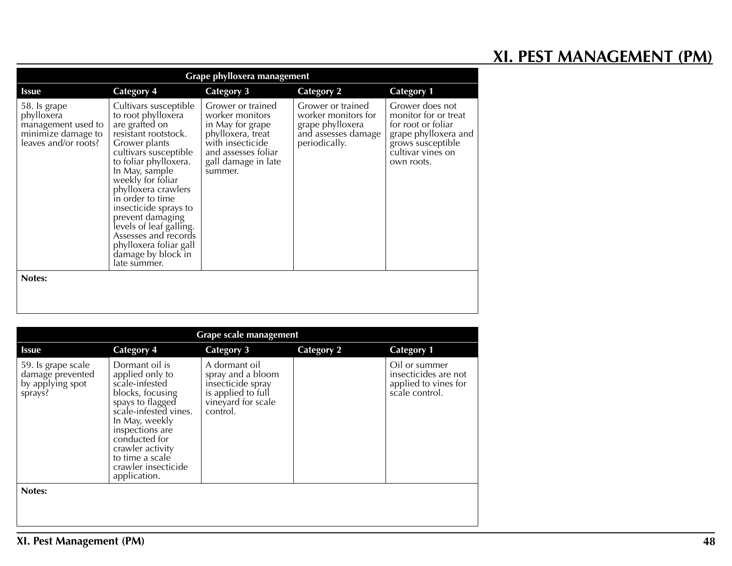# XI. PEST MANAGEMENT (PM)

| Grape phylloxera management | | | | |
|---|---|---|---|---|
| **Issue** | **Category 4** | **Category 3** | **Category 2** | **Category 1** |
| 58. Is grape phylloxera management used to minimize damage to leaves and/or roots? | Cultivars susceptible to root phylloxera are grafted on resistant rootstock. Grower plants cultivars susceptible to foliar phylloxera. In May, sample weekly for foliar phylloxera crawlers in order to time insecticide sprays to prevent damaging levels of leaf galling. Assesses and records phylloxera foliar gall damage by block in late summer. | Grower or trained worker monitors in May for grape phylloxera, treat with insecticide and assesses foliar gall damage in late summer. | Grower or trained worker monitors for grape phylloxera and assesses damage periodically. | Grower does not monitor for or treat for root or foliar grape phylloxera and grows susceptible cultivar vines on own roots. |

**Notes:**

| Grape scale management | | | | |
|---|---|---|---|---|
| **Issue** | **Category 4** | **Category 3** | **Category 2** | **Category 1** |
| 59. Is grape scale damage prevented by applying spot sprays? | Dormant oil is applied only to scale-infested blocks, focusing spays to flagged scale-infested vines. In May, weekly inspections are conducted for crawler activity to time a scale crawler insecticide application. | A dormant oil spray and a bloom insecticide spray is applied to full vineyard for scale control. | | Oil or summer insecticides are not applied to vines for scale control. |

**Notes:**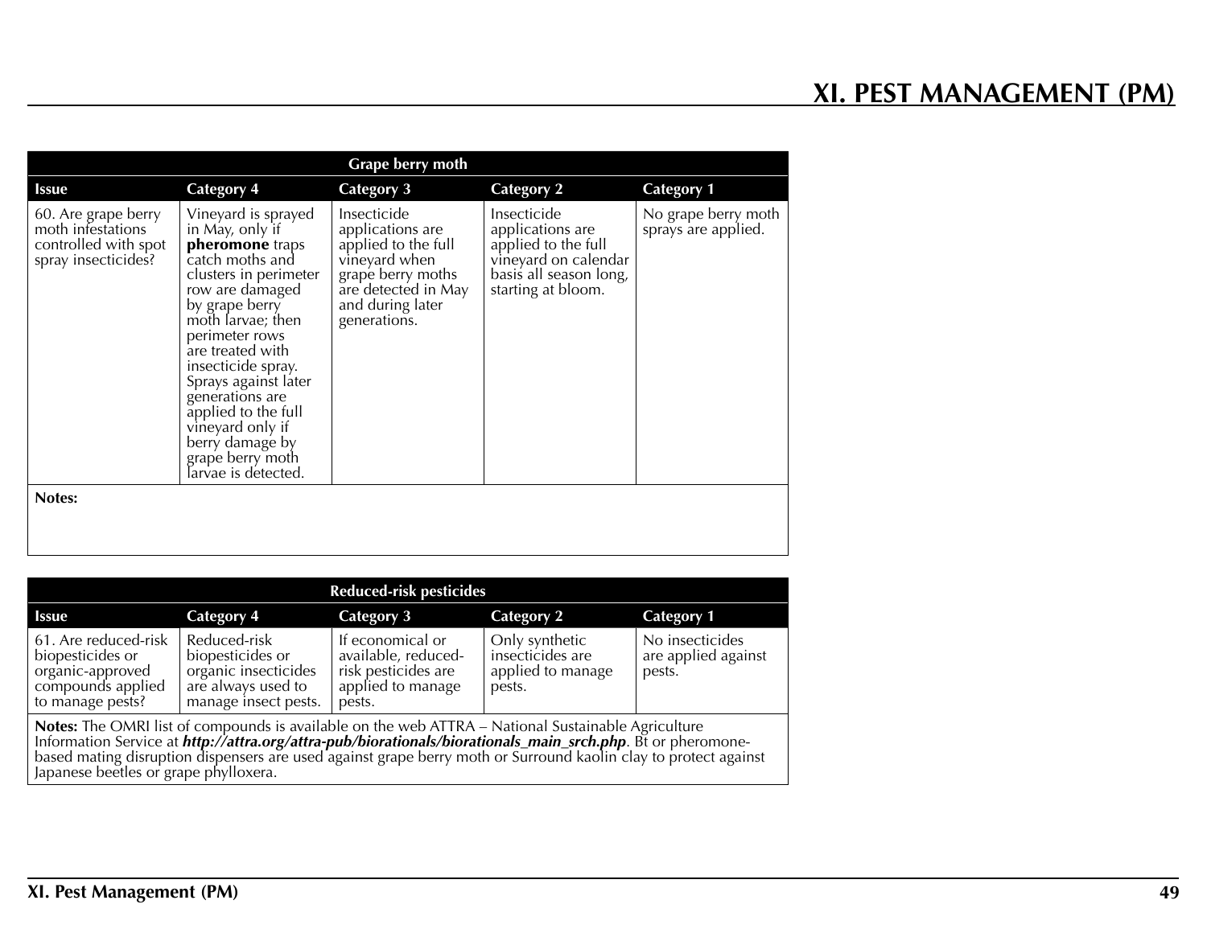| Grape berry moth | | | | |
|---|---|---|---|---|
| **Issue** | **Category 4** | **Category 3** | **Category 2** | **Category 1** |
| 60. Are grape berry moth infestations controlled with spot spray insecticides? | Vineyard is sprayed in May, only if **pheromone** traps catch moths and clusters in perimeter row are damaged by grape berry moth larvae; then perimeter rows are treated with insecticide spray. Sprays against later generations are applied to the full vineyard only if berry damage by grape berry moth larvae is detected. | Insecticide applications are applied to the full vineyard when grape berry moths are detected in May and during later generations. | Insecticide applications are applied to the full vineyard on calendar basis all season long, starting at bloom. | No grape berry moth sprays are applied. |

**Notes:**

| Reduced-risk pesticides | | | | |
|---|---|---|---|---|
| **Issue** | **Category 4** | **Category 3** | **Category 2** | **Category 1** |
| 61. Are reduced-risk biopesticides or organic-approved compounds applied to manage pests? | Reduced-risk biopesticides or organic insecticides are always used to manage insect pests. | If economical or available, reduced-risk pesticides are applied to manage pests. | Only synthetic insecticides are applied to manage pests. | No insecticides are applied against pests. |

**Notes:** The OMRI list of compounds is available on the web ATTRA – National Sustainable Agriculture Information Service at ***http://attra.org/attra-pub/biorationals/biorationals_main_srch.php***. Bt or pheromone-based mating disruption dispensers are used against grape berry moth or Surround kaolin clay to protect against Japanese beetles or grape phylloxera.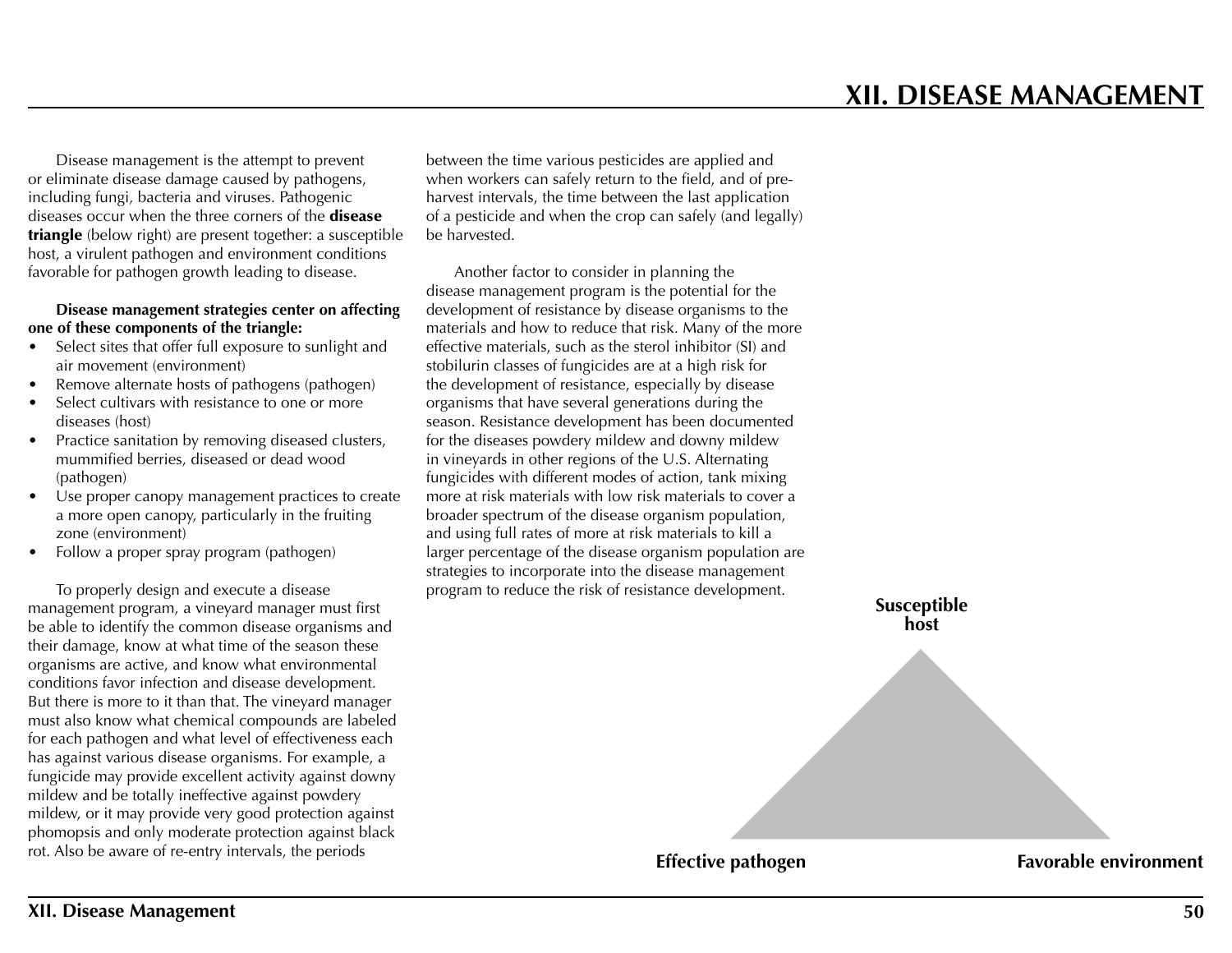# XII. DISEASE MANAGEMENT

Disease management is the attempt to prevent or eliminate disease damage caused by pathogens, including fungi, bacteria and viruses. Pathogenic diseases occur when the three corners of the **disease triangle** (below right) are present together: a susceptible host, a virulent pathogen and environment conditions favorable for pathogen growth leading to disease.

**Disease management strategies center on affecting one of these components of the triangle:**

- Select sites that offer full exposure to sunlight and air movement (environment)
- Remove alternate hosts of pathogens (pathogen)
- Select cultivars with resistance to one or more diseases (host)
- Practice sanitation by removing diseased clusters, mummified berries, diseased or dead wood (pathogen)
- Use proper canopy management practices to create a more open canopy, particularly in the fruiting zone (environment)
- Follow a proper spray program (pathogen)

To properly design and execute a disease management program, a vineyard manager must first be able to identify the common disease organisms and their damage, know at what time of the season these organisms are active, and know what environmental conditions favor infection and disease development. But there is more to it than that. The vineyard manager must also know what chemical compounds are labeled for each pathogen and what level of effectiveness each has against various disease organisms. For example, a fungicide may provide excellent activity against downy mildew and be totally ineffective against powdery mildew, or it may provide very good protection against phomopsis and only moderate protection against black rot. Also be aware of re-entry intervals, the periods between the time various pesticides are applied and when workers can safely return to the field, and of pre-harvest intervals, the time between the last application of a pesticide and when the crop can safely (and legally) be harvested.

Another factor to consider in planning the disease management program is the potential for the development of resistance by disease organisms to the materials and how to reduce that risk. Many of the more effective materials, such as the sterol inhibitor (SI) and stobilurin classes of fungicides are at a high risk for the development of resistance, especially by disease organisms that have several generations during the season. Resistance development has been documented for the diseases powdery mildew and downy mildew in vineyards in other regions of the U.S. Alternating fungicides with different modes of action, tank mixing more at risk materials with low risk materials to cover a broader spectrum of the disease organism population, and using full rates of more at risk materials to kill a larger percentage of the disease organism population are strategies to incorporate into the disease management program to reduce the risk of resistance development.

**Susceptible host**

**Effective pathogen** **Favorable environment**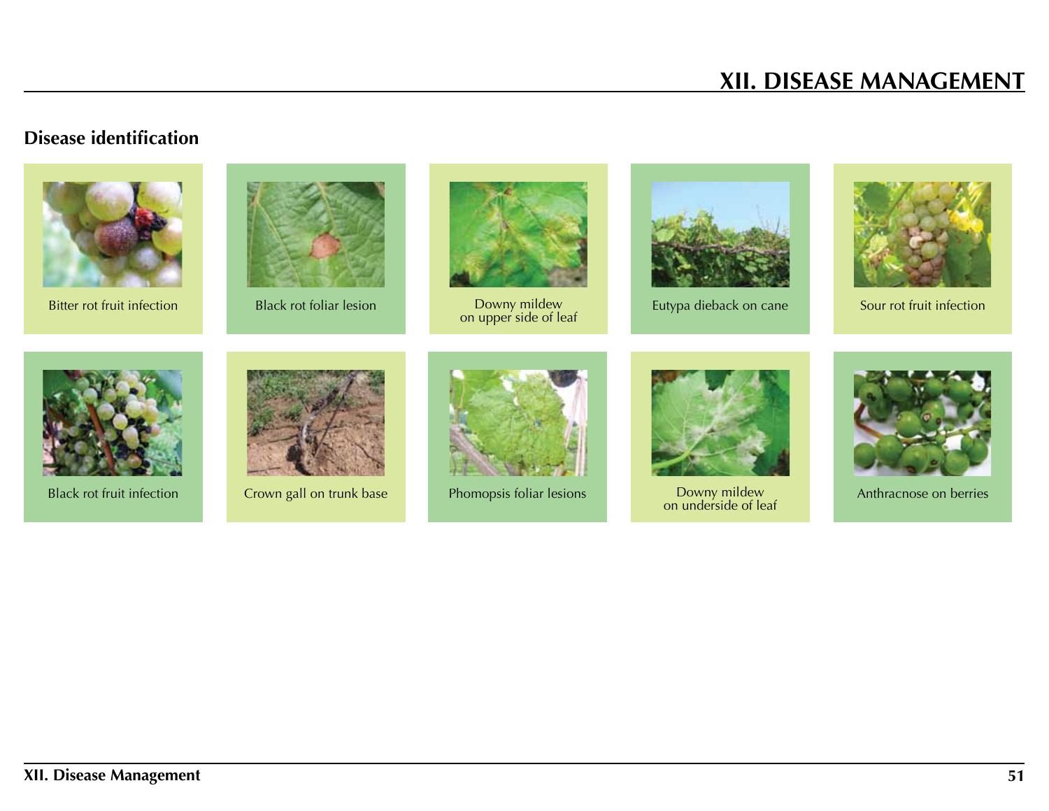## Disease identification

Bitter rot fruit infection

Black rot foliar lesion

Downy mildew on upper side of leaf

Eutypa dieback on cane

Sour rot fruit infection

Black rot fruit infection

Crown gall on trunk base

Phomopsis foliar lesions

Downy mildew on underside of leaf

Anthracnose on berries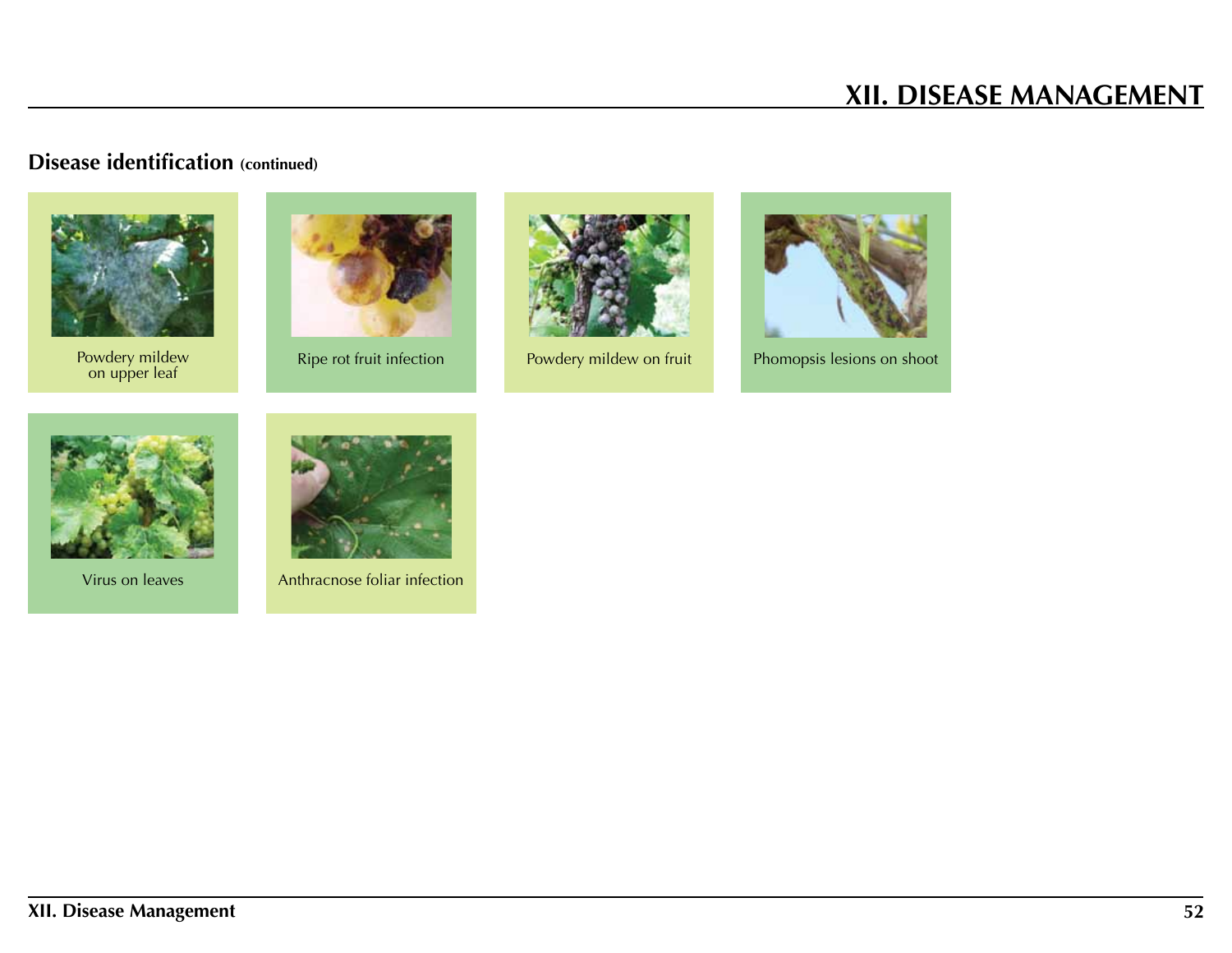## Disease identification (continued)

Powdery mildew on upper leaf

Ripe rot fruit infection

Powdery mildew on fruit

Phomopsis lesions on shoot

Virus on leaves

Anthracnose foliar infection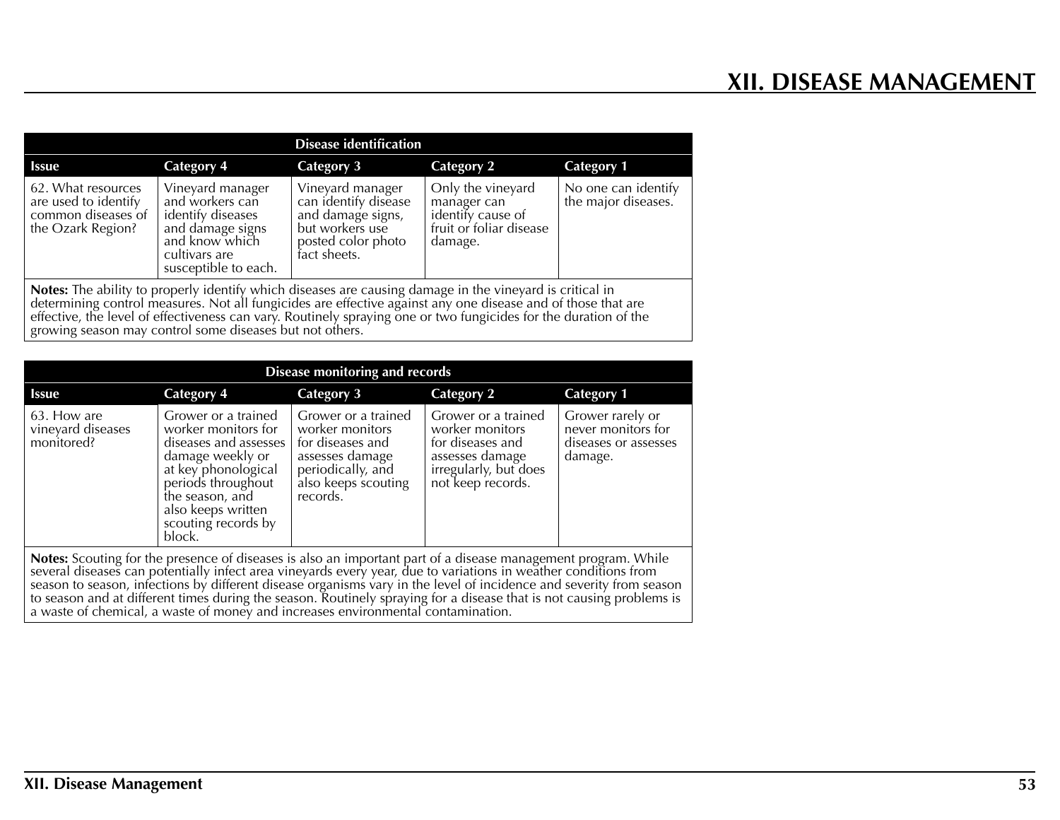# XII. DISEASE MANAGEMENT

| Disease identification | | | | |
|---|---|---|---|---|
| **Issue** | **Category 4** | **Category 3** | **Category 2** | **Category 1** |
| 62. What resources are used to identify common diseases of the Ozark Region? | Vineyard manager and workers can identify diseases and damage signs and know which cultivars are susceptible to each. | Vineyard manager can identify disease and damage signs, but workers use posted color photo fact sheets. | Only the vineyard manager can identify cause of fruit or foliar disease damage. | No one can identify the major diseases. |

**Notes:** The ability to properly identify which diseases are causing damage in the vineyard is critical in determining control measures. Not all fungicides are effective against any one disease and of those that are effective, the level of effectiveness can vary. Routinely spraying one or two fungicides for the duration of the growing season may control some diseases but not others.

| Disease monitoring and records | | | | |
|---|---|---|---|---|
| **Issue** | **Category 4** | **Category 3** | **Category 2** | **Category 1** |
| 63. How are vineyard diseases monitored? | Grower or a trained worker monitors for diseases and assesses damage weekly or at key phonological periods throughout the season, and also keeps written scouting records by block. | Grower or a trained worker monitors for diseases and assesses damage periodically, and also keeps scouting records. | Grower or a trained worker monitors for diseases and assesses damage irregularly, but does not keep records. | Grower rarely or never monitors for diseases or assesses damage. |

**Notes:** Scouting for the presence of diseases is also an important part of a disease management program. While several diseases can potentially infect area vineyards every year, due to variations in weather conditions from season to season, infections by different disease organisms vary in the level of incidence and severity from season to season and at different times during the season. Routinely spraying for a disease that is not causing problems is a waste of chemical, a waste of money and increases environmental contamination.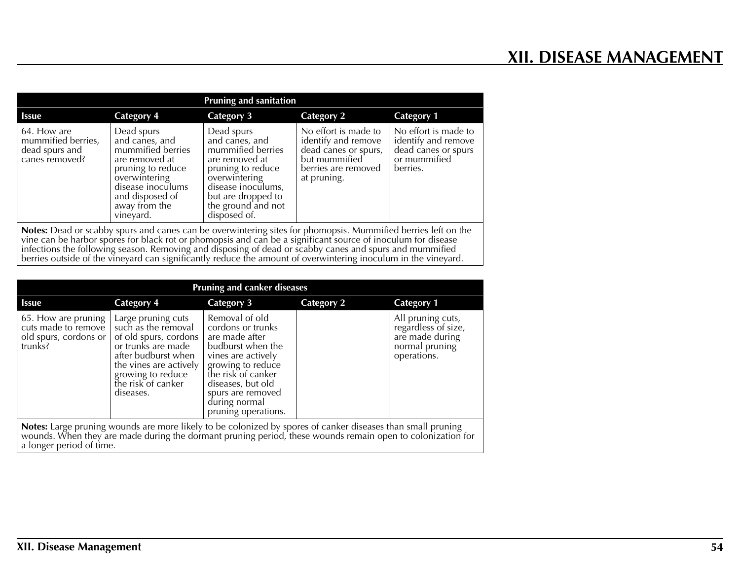| Pruning and sanitation | | | | |
|---|---|---|---|---|
| **Issue** | **Category 4** | **Category 3** | **Category 2** | **Category 1** |
| 64. How are mummified berries, dead spurs and canes removed? | Dead spurs and canes, and mummified berries are removed at pruning to reduce overwintering disease inoculums and disposed of away from the vineyard. | Dead spurs and canes, and mummified berries are removed at pruning to reduce overwintering disease inoculums, but are dropped to the ground and not disposed of. | No effort is made to identify and remove dead canes or spurs, but mummified berries are removed at pruning. | No effort is made to identify and remove dead canes or spurs or mummified berries. |

**Notes:** Dead or scabby spurs and canes can be overwintering sites for phomopsis. Mummified berries left on the vine can be harbor spores for black rot or phomopsis and can be a significant source of inoculum for disease infections the following season. Removing and disposing of dead or scabby canes and spurs and mummified berries outside of the vineyard can significantly reduce the amount of overwintering inoculum in the vineyard.

| Pruning and canker diseases | | | | |
|---|---|---|---|---|
| **Issue** | **Category 4** | **Category 3** | **Category 2** | **Category 1** |
| 65. How are pruning cuts made to remove old spurs, cordons or trunks? | Large pruning cuts such as the removal of old spurs, cordons or trunks are made after budburst when the vines are actively growing to reduce the risk of canker diseases. | Removal of old cordons or trunks are made after budburst when the vines are actively growing to reduce the risk of canker diseases, but old spurs are removed during normal pruning operations. | | All pruning cuts, regardless of size, are made during normal pruning operations. |

**Notes:** Large pruning wounds are more likely to be colonized by spores of canker diseases than small pruning wounds. When they are made during the dormant pruning period, these wounds remain open to colonization for a longer period of time.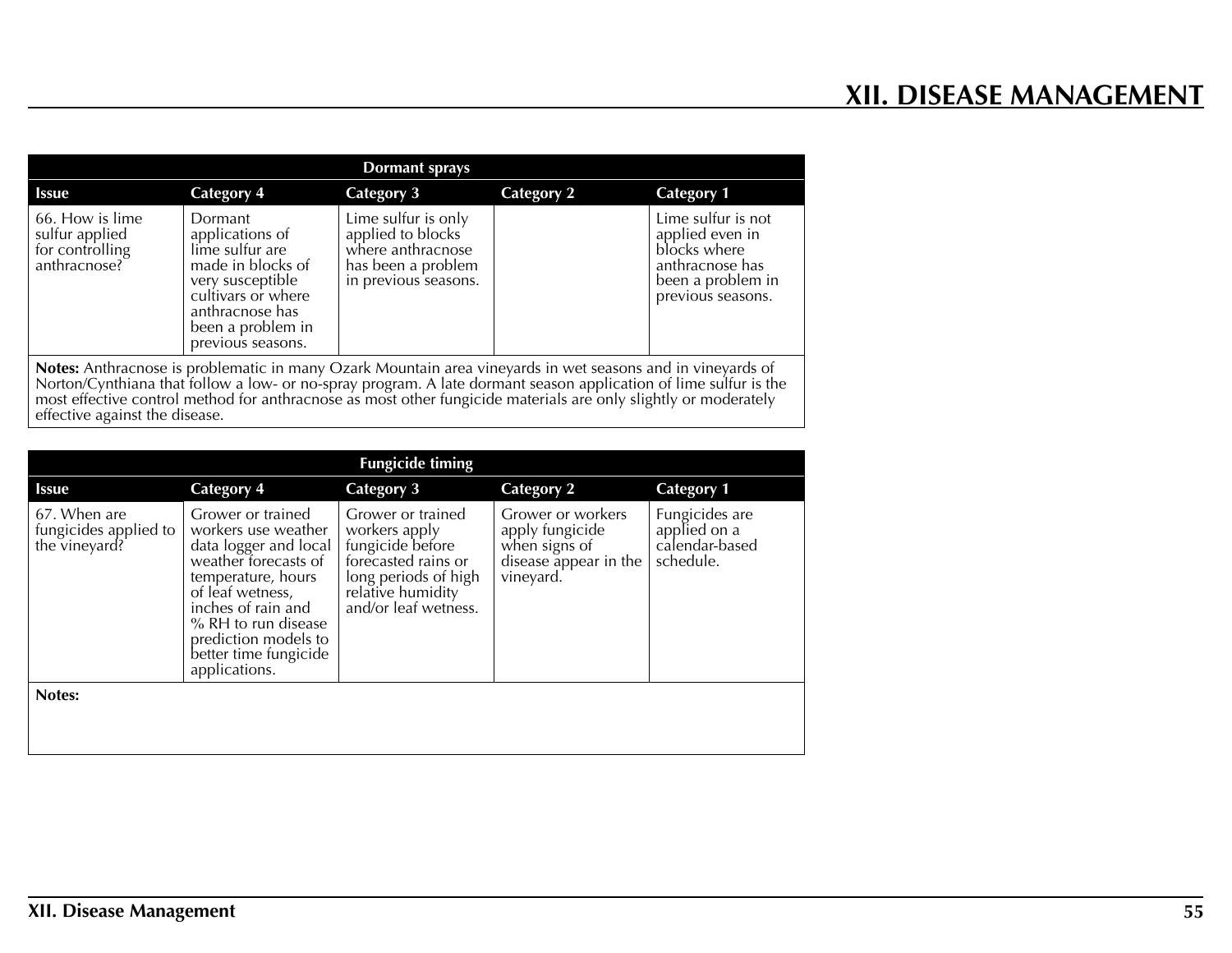# XII. DISEASE MANAGEMENT

| Dormant sprays | | | | |
|---|---|---|---|---|
| **Issue** | **Category 4** | **Category 3** | **Category 2** | **Category 1** |
| 66. How is lime sulfur applied for controlling anthracnose? | Dormant applications of lime sulfur are made in blocks of very susceptible cultivars or where anthracnose has been a problem in previous seasons. | Lime sulfur is only applied to blocks where anthracnose has been a problem in previous seasons. | | Lime sulfur is not applied even in blocks where anthracnose has been a problem in previous seasons. |

**Notes:** Anthracnose is problematic in many Ozark Mountain area vineyards in wet seasons and in vineyards of Norton/Cynthiana that follow a low- or no-spray program. A late dormant season application of lime sulfur is the most effective control method for anthracnose as most other fungicide materials are only slightly or moderately effective against the disease.

| Fungicide timing | | | | |
|---|---|---|---|---|
| **Issue** | **Category 4** | **Category 3** | **Category 2** | **Category 1** |
| 67. When are fungicides applied to the vineyard? | Grower or trained workers use weather data logger and local weather forecasts of temperature, hours of leaf wetness, inches of rain and % RH to run disease prediction models to better time fungicide applications. | Grower or trained workers apply fungicide before forecasted rains or long periods of high relative humidity and/or leaf wetness. | Grower or workers apply fungicide when signs of disease appear in the vineyard. | Fungicides are applied on a calendar-based schedule. |

**Notes:**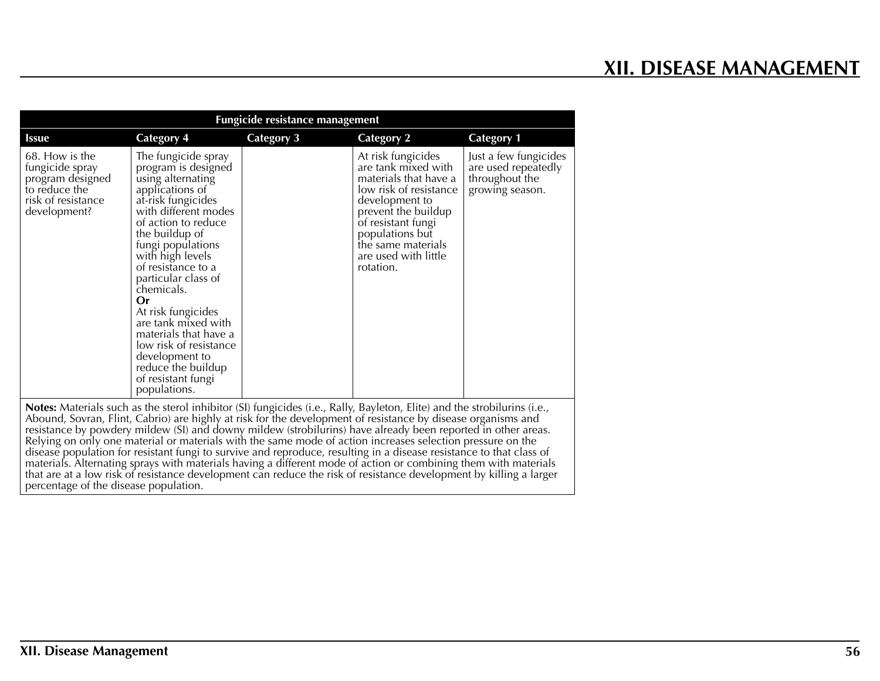| Fungicide resistance management | | | | |
|---|---|---|---|---|
| **Issue** | **Category 4** | **Category 3** | **Category 2** | **Category 1** |
| 68. How is the fungicide spray program designed to reduce the risk of resistance development? | The fungicide spray program is designed using alternating applications of at-risk fungicides with different modes of action to reduce the buildup of fungi populations with high levels of resistance to a particular class of chemicals. **Or** At risk fungicides are tank mixed with materials that have a low risk of resistance development to reduce the buildup of resistant fungi populations. | | At risk fungicides are tank mixed with materials that have a low risk of resistance development to prevent the buildup of resistant fungi populations but the same materials are used with little rotation. | Just a few fungicides are used repeatedly throughout the growing season. |

**Notes:** Materials such as the sterol inhibitor (SI) fungicides (i.e., Rally, Bayleton, Elite) and the strobilurins (i.e., Abound, Sovran, Flint, Cabrio) are highly at risk for the development of resistance by disease organisms and resistance by powdery mildew (SI) and downy mildew (strobilurins) have already been reported in other areas. Relying on only one material or materials with the same mode of action increases selection pressure on the disease population for resistant fungi to survive and reproduce, resulting in a disease resistance to that class of materials. Alternating sprays with materials having a different mode of action or combining them with materials that are at a low risk of resistance development can reduce the risk of resistance development by killing a larger percentage of the disease population.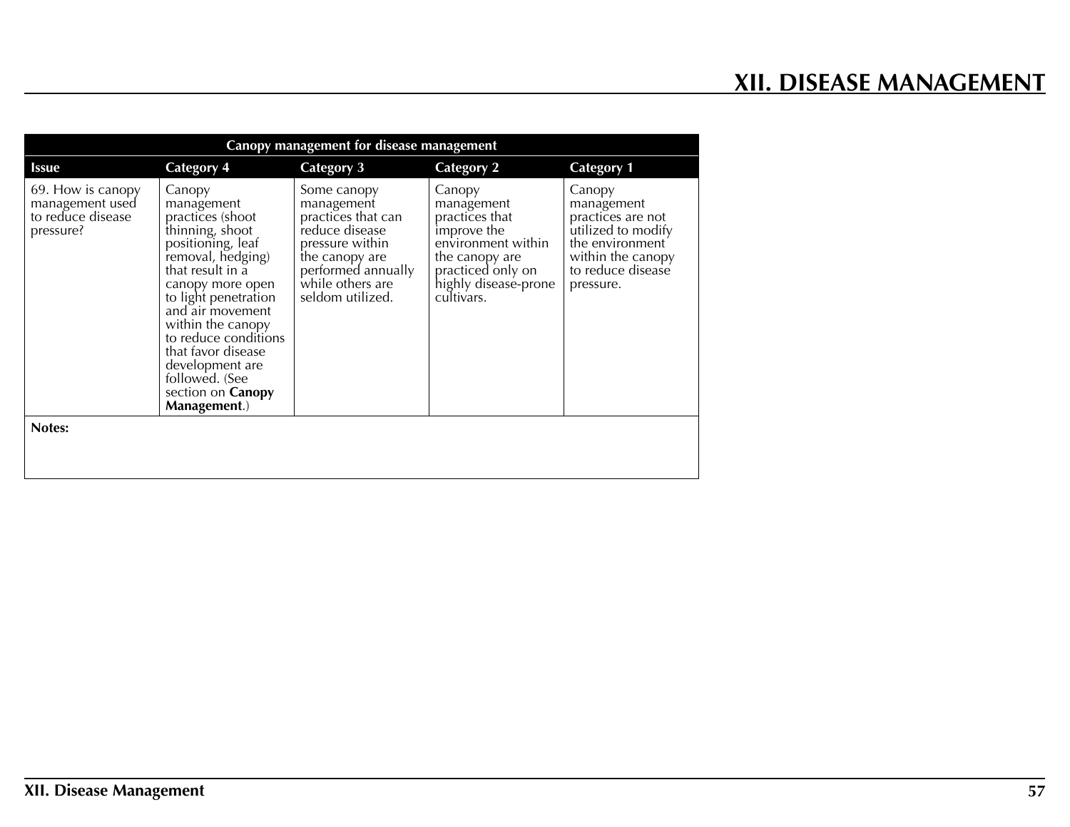| Canopy management for disease management | | | | |
|---|---|---|---|---|
| **Issue** | **Category 4** | **Category 3** | **Category 2** | **Category 1** |
| 69. How is canopy management used to reduce disease pressure? | Canopy management practices (shoot thinning, shoot positioning, leaf removal, hedging) that result in a canopy more open to light penetration and air movement within the canopy to reduce conditions that favor disease development are followed. (See section on **Canopy Management**.) | Some canopy management practices that can reduce disease pressure within the canopy are performed annually while others are seldom utilized. | Canopy management practices that improve the environment within the canopy are practiced only on highly disease-prone cultivars. | Canopy management practices are not utilized to modify the environment within the canopy to reduce disease pressure. |

**Notes:**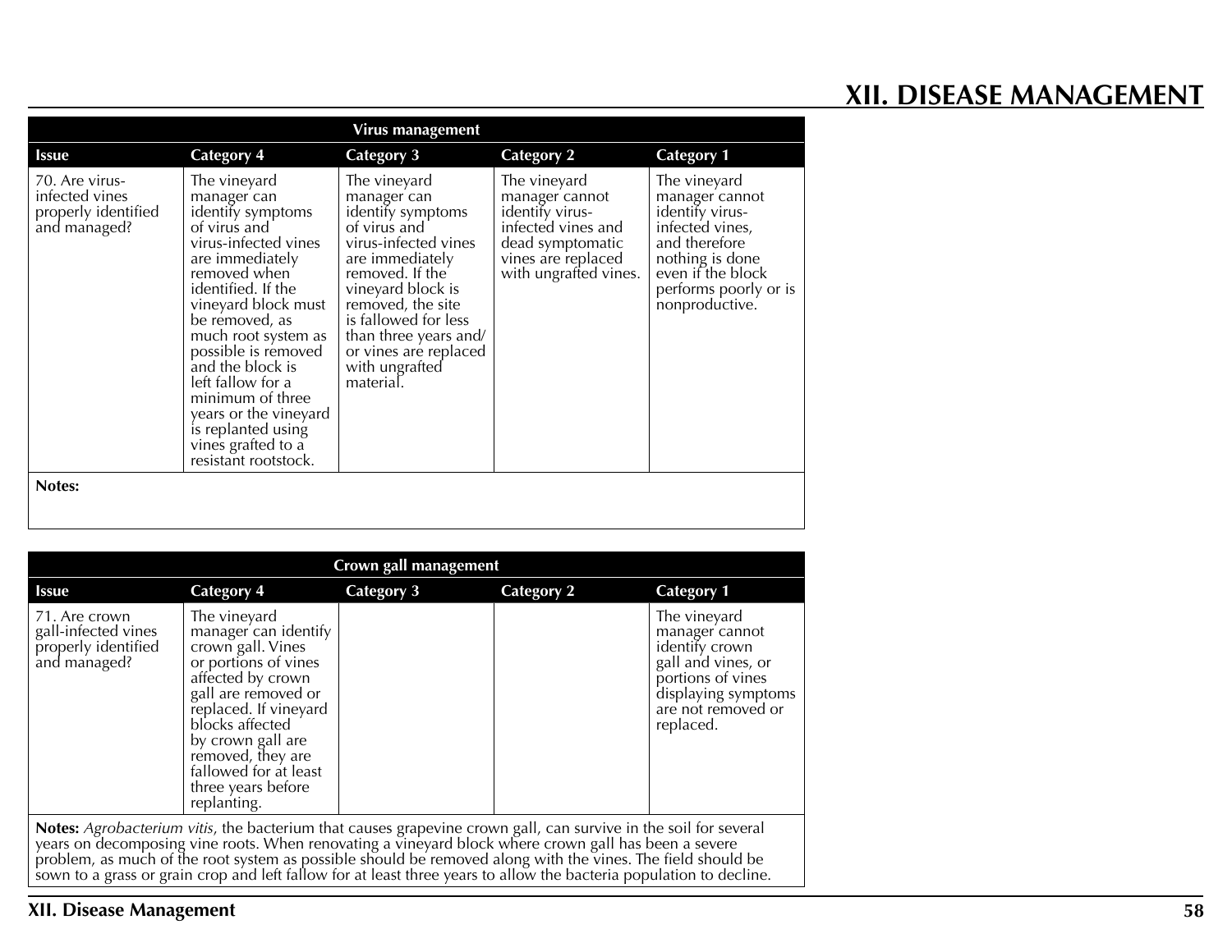# XII. DISEASE MANAGEMENT

| Virus management | | | | |
|---|---|---|---|---|
| **Issue** | **Category 4** | **Category 3** | **Category 2** | **Category 1** |
| 70. Are virus-infected vines properly identified and managed? | The vineyard manager can identify symptoms of virus and virus-infected vines are immediately removed when identified. If the vineyard block must be removed, as much root system as possible is removed and the block is left fallow for a minimum of three years or the vineyard is replanted using vines grafted to a resistant rootstock. | The vineyard manager can identify symptoms of virus and virus-infected vines are immediately removed. If the vineyard block is removed, the site is fallowed for less than three years and/or vines are replaced with ungrafted material. | The vineyard manager cannot identify virus-infected vines and dead symptomatic vines are replaced with ungrafted vines. | The vineyard manager cannot identify virus-infected vines, and therefore nothing is done even if the block performs poorly or is nonproductive. |

**Notes:**

| Crown gall management | | | | |
|---|---|---|---|---|
| **Issue** | **Category 4** | **Category 3** | **Category 2** | **Category 1** |
| 71. Are crown gall-infected vines properly identified and managed? | The vineyard manager can identify crown gall. Vines or portions of vines affected by crown gall are removed or replaced. If vineyard blocks affected by crown gall are removed, they are fallowed for at least three years before replanting. | | | The vineyard manager cannot identify crown gall and vines, or portions of vines displaying symptoms are not removed or replaced. |

**Notes:** *Agrobacterium vitis*, the bacterium that causes grapevine crown gall, can survive in the soil for several years on decomposing vine roots. When renovating a vineyard block where crown gall has been a severe problem, as much of the root system as possible should be removed along with the vines. The field should be sown to a grass or grain crop and left fallow for at least three years to allow the bacteria population to decline.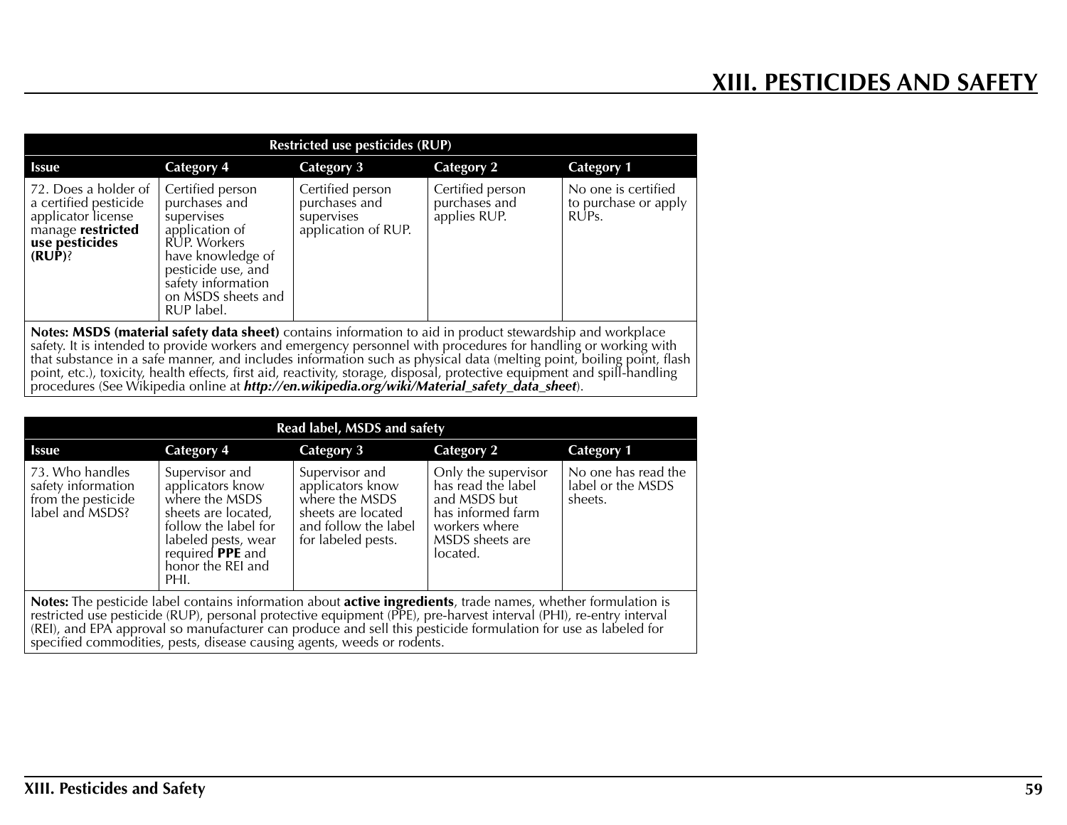# XIII. PESTICIDES AND SAFETY

| Restricted use pesticides (RUP) | | | | |
|---|---|---|---|---|
| **Issue** | **Category 4** | **Category 3** | **Category 2** | **Category 1** |
| 72. Does a holder of a certified pesticide applicator license manage **restricted use pesticides (RUP)**? | Certified person purchases and supervises application of RUP. Workers have knowledge of pesticide use, and safety information on MSDS sheets and RUP label. | Certified person purchases and supervises application of RUP. | Certified person purchases and applies RUP. | No one is certified to purchase or apply RUPs. |

**Notes: MSDS (material safety data sheet)** contains information to aid in product stewardship and workplace safety. It is intended to provide workers and emergency personnel with procedures for handling or working with that substance in a safe manner, and includes information such as physical data (melting point, boiling point, flash point, etc.), toxicity, health effects, first aid, reactivity, storage, disposal, protective equipment and spill-handling procedures (See Wikipedia online at ***http://en.wikipedia.org/wiki/Material_safety_data_sheet***).

| Read label, MSDS and safety | | | | |
|---|---|---|---|---|
| **Issue** | **Category 4** | **Category 3** | **Category 2** | **Category 1** |
| 73. Who handles safety information from the pesticide label and MSDS? | Supervisor and applicators know where the MSDS sheets are located, follow the label for labeled pests, wear required **PPE** and honor the REI and PHI. | Supervisor and applicators know where the MSDS sheets are located and follow the label for labeled pests. | Only the supervisor has read the label and MSDS but has informed farm workers where MSDS sheets are located. | No one has read the label or the MSDS sheets. |

**Notes:** The pesticide label contains information about **active ingredients**, trade names, whether formulation is restricted use pesticide (RUP), personal protective equipment (PPE), pre-harvest interval (PHI), re-entry interval (REI), and EPA approval so manufacturer can produce and sell this pesticide formulation for use as labeled for specified commodities, pests, disease causing agents, weeds or rodents.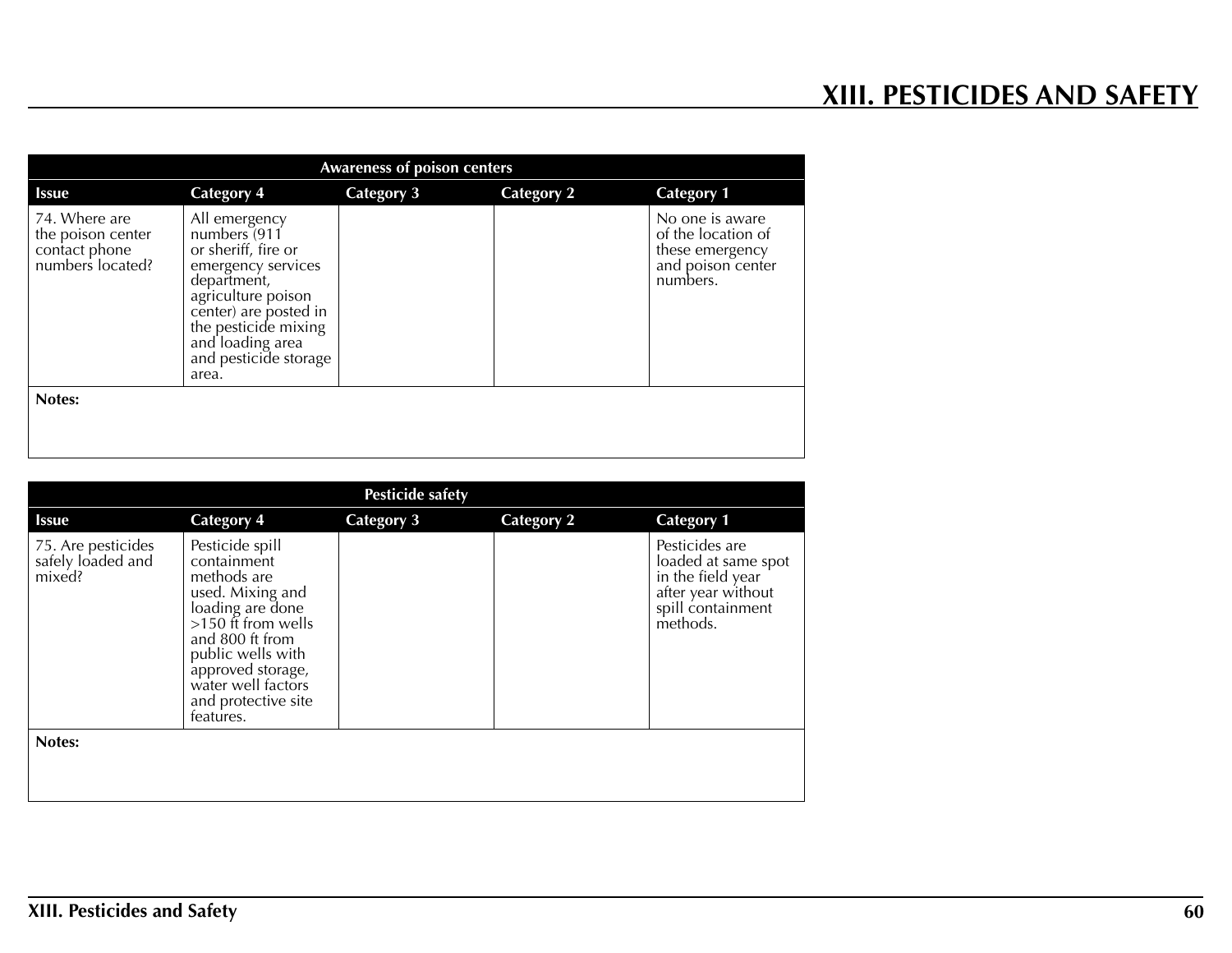# XIII. PESTICIDES AND SAFETY

| Awareness of poison centers | | | | |
|---|---|---|---|---|
| **Issue** | **Category 4** | **Category 3** | **Category 2** | **Category 1** |
| 74. Where are the poison center contact phone numbers located? | All emergency numbers (911 or sheriff, fire or emergency services department, agriculture poison center) are posted in the pesticide mixing and loading area and pesticide storage area. | | | No one is aware of the location of these emergency and poison center numbers. |

**Notes:**

| Pesticide safety | | | | |
|---|---|---|---|---|
| **Issue** | **Category 4** | **Category 3** | **Category 2** | **Category 1** |
| 75. Are pesticides safely loaded and mixed? | Pesticide spill containment methods are used. Mixing and loading are done >150 ft from wells and 800 ft from public wells with approved storage, water well factors and protective site features. | | | Pesticides are loaded at same spot in the field year after year without spill containment methods. |

**Notes:**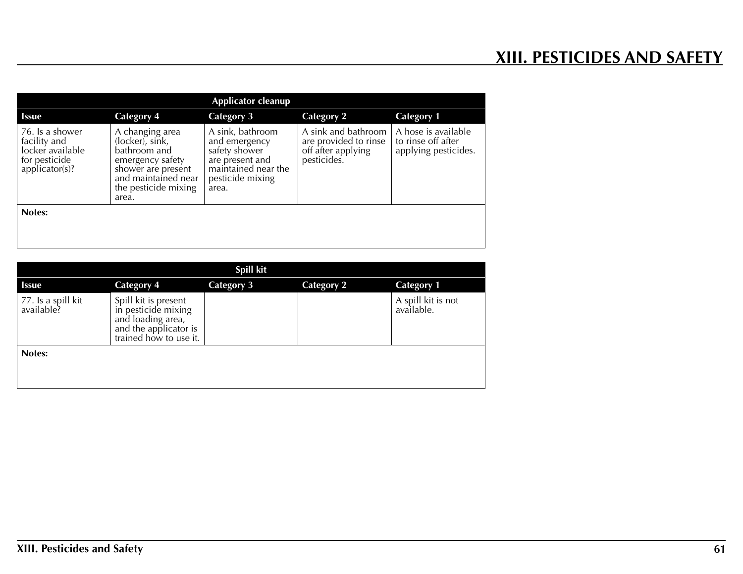# XIII. PESTICIDES AND SAFETY

| Applicator cleanup | | | | |
|---|---|---|---|---|
| **Issue** | **Category 4** | **Category 3** | **Category 2** | **Category 1** |
| 76. Is a shower facility and locker available for pesticide applicator(s)? | A changing area (locker), sink, bathroom and emergency safety shower are present and maintained near the pesticide mixing area. | A sink, bathroom and emergency safety shower are present and maintained near the pesticide mixing area. | A sink and bathroom are provided to rinse off after applying pesticides. | A hose is available to rinse off after applying pesticides. |
| **Notes:** | | | | |

| Spill kit | | | | |
|---|---|---|---|---|
| **Issue** | **Category 4** | **Category 3** | **Category 2** | **Category 1** |
| 77. Is a spill kit available? | Spill kit is present in pesticide mixing and loading area, and the applicator is trained how to use it. | | | A spill kit is not available. |
| **Notes:** | | | | |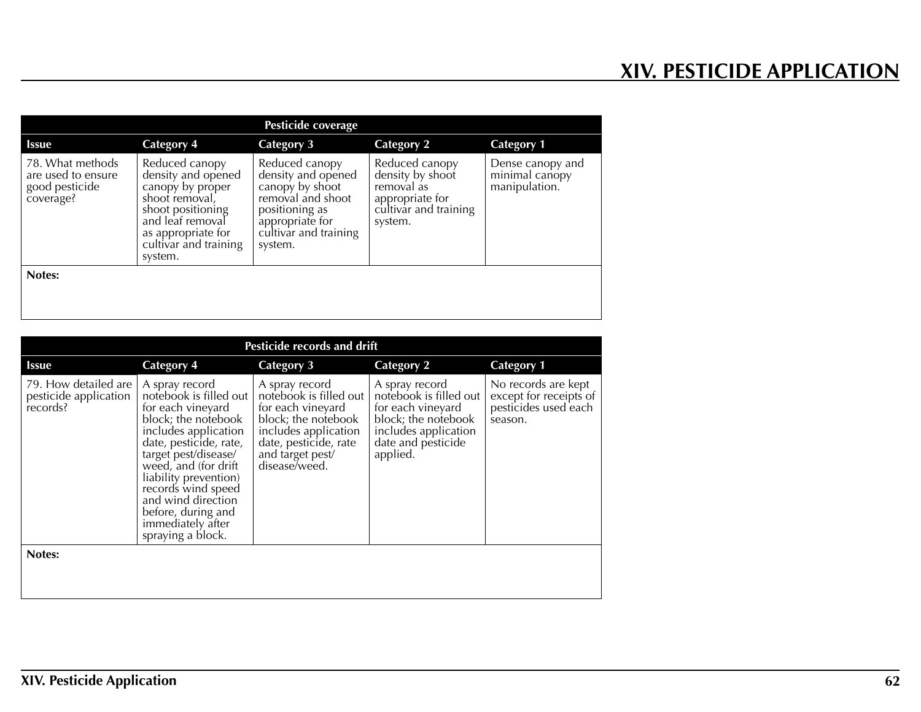# XIV. PESTICIDE APPLICATION

| Pesticide coverage | | | | |
|---|---|---|---|---|
| **Issue** | **Category 4** | **Category 3** | **Category 2** | **Category 1** |
| 78. What methods are used to ensure good pesticide coverage? | Reduced canopy density and opened canopy by proper shoot removal, shoot positioning and leaf removal as appropriate for cultivar and training system. | Reduced canopy density and opened canopy by shoot removal and shoot positioning as appropriate for cultivar and training system. | Reduced canopy density by shoot removal as appropriate for cultivar and training system. | Dense canopy and minimal canopy manipulation. |
| **Notes:** | | | | |

| Pesticide records and drift | | | | |
|---|---|---|---|---|
| **Issue** | **Category 4** | **Category 3** | **Category 2** | **Category 1** |
| 79. How detailed are pesticide application records? | A spray record notebook is filled out for each vineyard block; the notebook includes application date, pesticide, rate, target pest/disease/weed, and (for drift liability prevention) records wind speed and wind direction before, during and immediately after spraying a block. | A spray record notebook is filled out for each vineyard block; the notebook includes application date, pesticide, rate and target pest/disease/weed. | A spray record notebook is filled out for each vineyard block; the notebook includes application date and pesticide applied. | No records are kept except for receipts of pesticides used each season. |
| **Notes:** | | | | |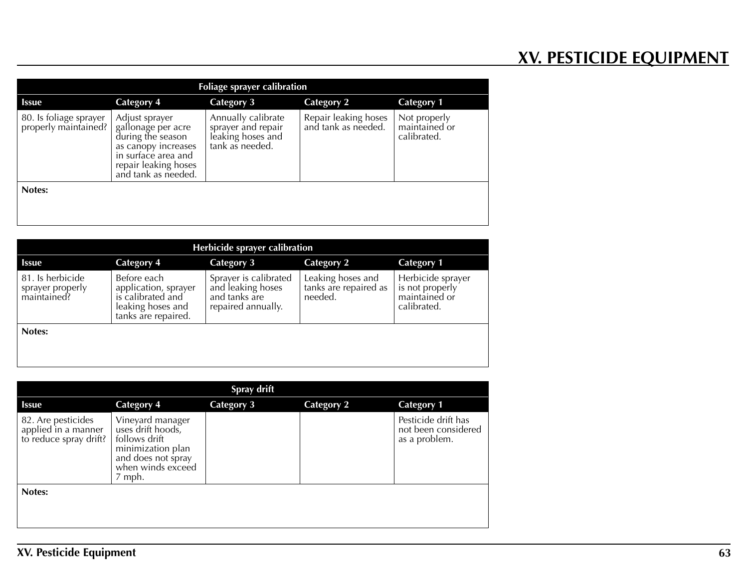# XV. PESTICIDE EQUIPMENT

| Foliage sprayer calibration | | | | |
|---|---|---|---|---|
| **Issue** | **Category 4** | **Category 3** | **Category 2** | **Category 1** |
| 80. Is foliage sprayer properly maintained? | Adjust sprayer gallonage per acre during the season as canopy increases in surface area and repair leaking hoses and tank as needed. | Annually calibrate sprayer and repair leaking hoses and tank as needed. | Repair leaking hoses and tank as needed. | Not properly maintained or calibrated. |
| **Notes:** | | | | |

| Herbicide sprayer calibration | | | | |
|---|---|---|---|---|
| **Issue** | **Category 4** | **Category 3** | **Category 2** | **Category 1** |
| 81. Is herbicide sprayer properly maintained? | Before each application, sprayer is calibrated and leaking hoses and tanks are repaired. | Sprayer is calibrated and leaking hoses and tanks are repaired annually. | Leaking hoses and tanks are repaired as needed. | Herbicide sprayer is not properly maintained or calibrated. |
| **Notes:** | | | | |

| Spray drift | | | | |
|---|---|---|---|---|
| **Issue** | **Category 4** | **Category 3** | **Category 2** | **Category 1** |
| 82. Are pesticides applied in a manner to reduce spray drift? | Vineyard manager uses drift hoods, follows drift minimization plan and does not spray when winds exceed 7 mph. | | | Pesticide drift has not been considered as a problem. |
| **Notes:** | | | | |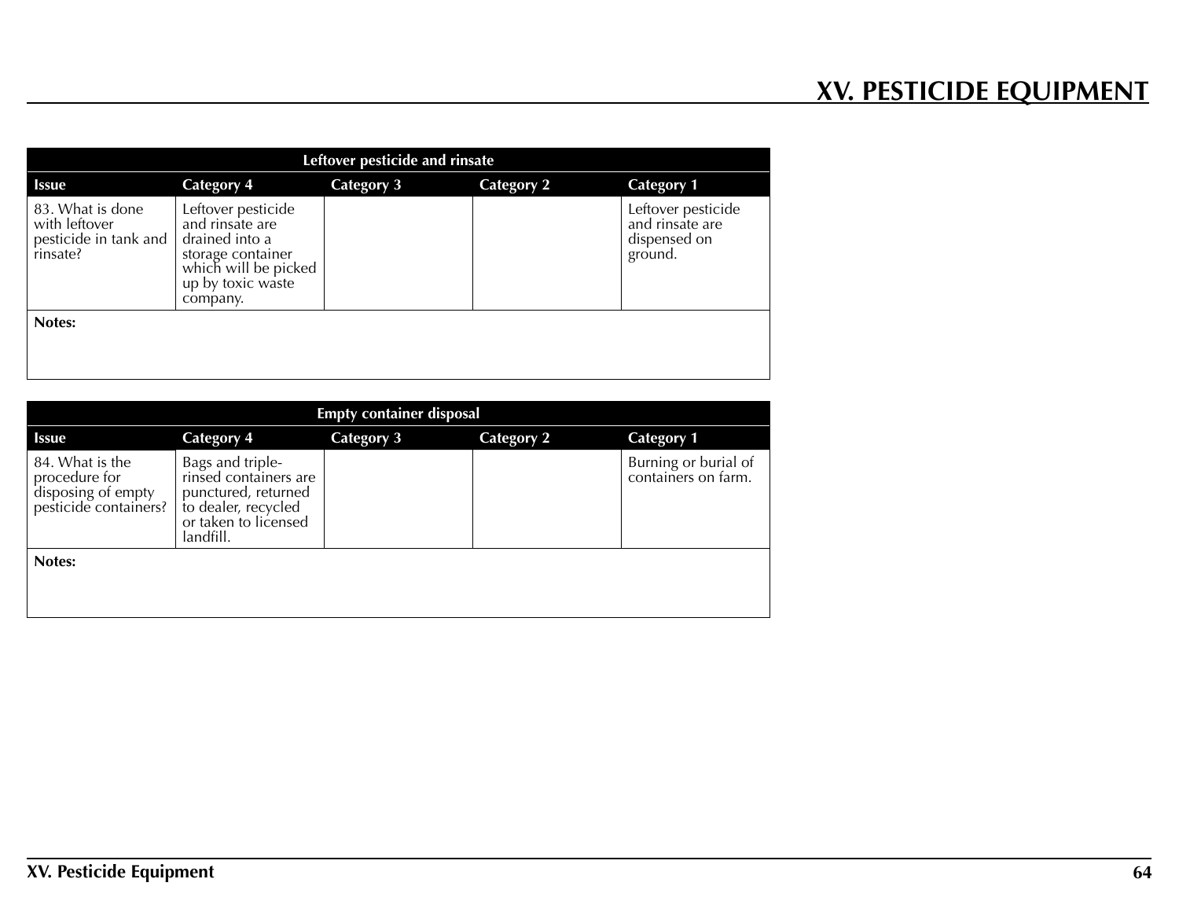# XV. PESTICIDE EQUIPMENT

| Leftover pesticide and rinsate | | | | |
|---|---|---|---|---|
| **Issue** | **Category 4** | **Category 3** | **Category 2** | **Category 1** |
| 83. What is done with leftover pesticide in tank and rinsate? | Leftover pesticide and rinsate are drained into a storage container which will be picked up by toxic waste company. | | | Leftover pesticide and rinsate are dispensed on ground. |
| **Notes:** | | | | |

| Empty container disposal | | | | |
|---|---|---|---|---|
| **Issue** | **Category 4** | **Category 3** | **Category 2** | **Category 1** |
| 84. What is the procedure for disposing of empty pesticide containers? | Bags and triple-rinsed containers are punctured, returned to dealer, recycled or taken to licensed landfill. | | | Burning or burial of containers on farm. |
| **Notes:** | | | | |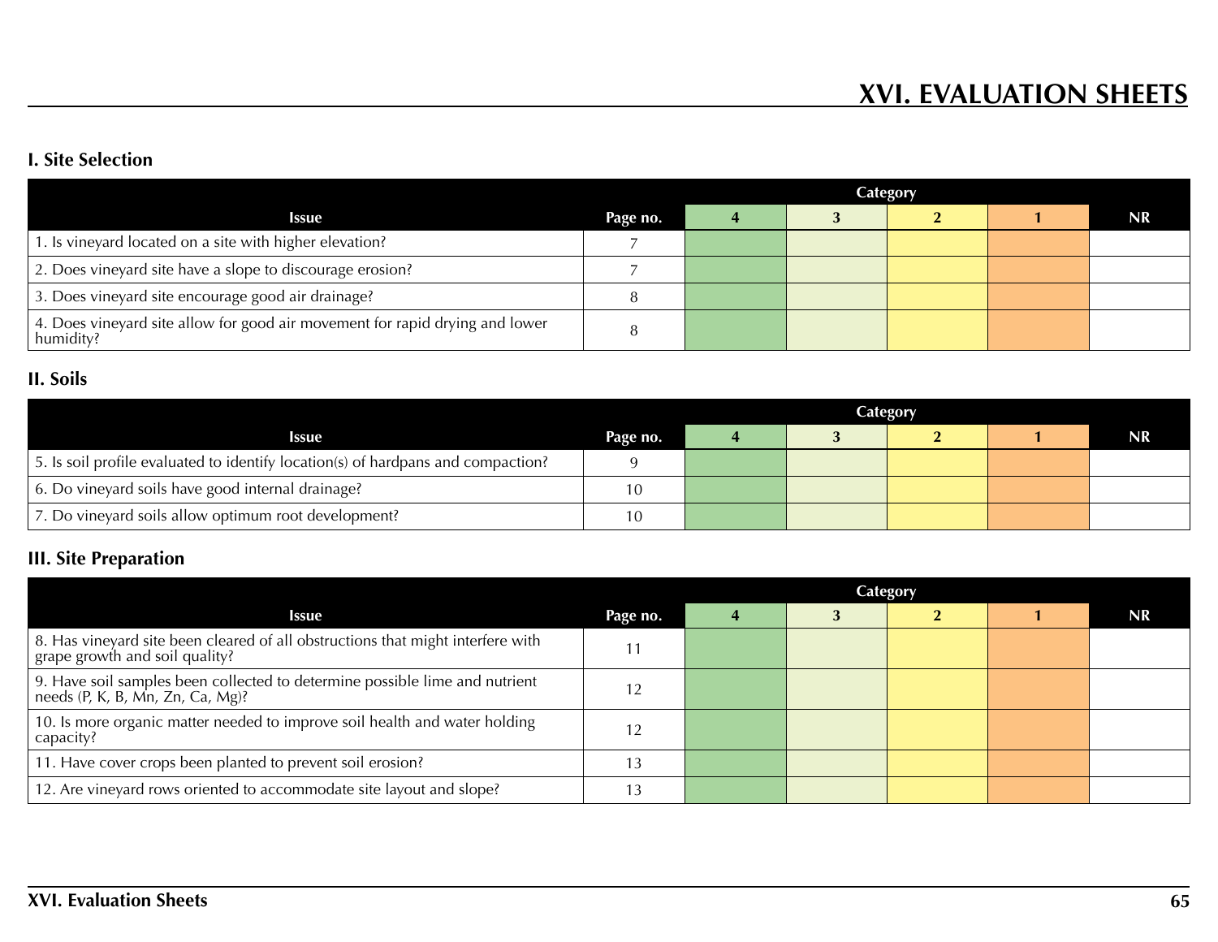# XVI. EVALUATION SHEETS

## I. Site Selection

| Issue | Page no. | Category | | | | |
|---|---|---|---|---|---|---|
| | | 4 | 3 | 2 | 1 | NR |
| 1. Is vineyard located on a site with higher elevation? | 7 | | | | | |
| 2. Does vineyard site have a slope to discourage erosion? | 7 | | | | | |
| 3. Does vineyard site encourage good air drainage? | 8 | | | | | |
| 4. Does vineyard site allow for good air movement for rapid drying and lower humidity? | 8 | | | | | |

## II. Soils

| Issue | Page no. | Category | | | | |
|---|---|---|---|---|---|---|
| | | 4 | 3 | 2 | 1 | NR |
| 5. Is soil profile evaluated to identify location(s) of hardpans and compaction? | 9 | | | | | |
| 6. Do vineyard soils have good internal drainage? | 10 | | | | | |
| 7. Do vineyard soils allow optimum root development? | 10 | | | | | |

## III. Site Preparation

| Issue | Page no. | Category | | | | |
|---|---|---|---|---|---|---|
| | | 4 | 3 | 2 | 1 | NR |
| 8. Has vineyard site been cleared of all obstructions that might interfere with grape growth and soil quality? | 11 | | | | | |
| 9. Have soil samples been collected to determine possible lime and nutrient needs (P, K, B, Mn, Zn, Ca, Mg)? | 12 | | | | | |
| 10. Is more organic matter needed to improve soil health and water holding capacity? | 12 | | | | | |
| 11. Have cover crops been planted to prevent soil erosion? | 13 | | | | | |
| 12. Are vineyard rows oriented to accommodate site layout and slope? | 13 | | | | | |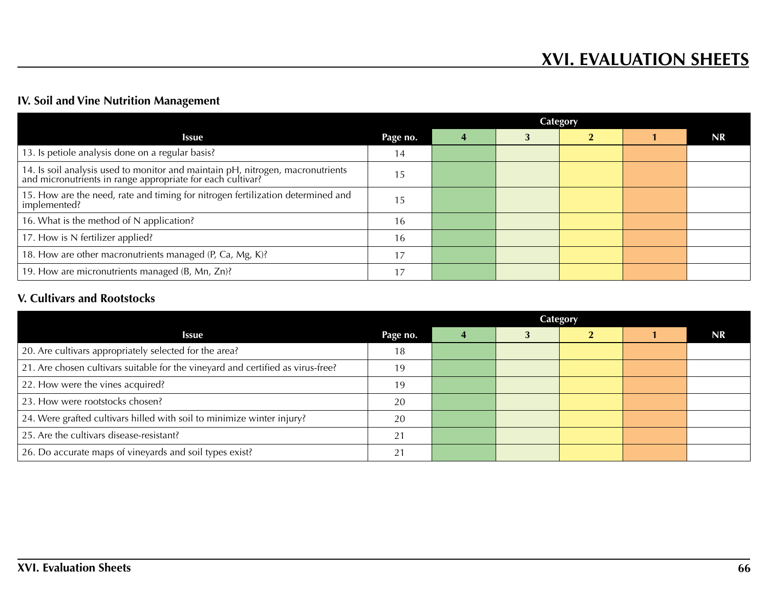# XVI. EVALUATION SHEETS

### IV. Soil and Vine Nutrition Management

| Issue | Page no. | Category | | | | |
|---|---|---|---|---|---|---|
| | | 4 | 3 | 2 | 1 | NR |
| 13. Is petiole analysis done on a regular basis? | 14 | | | | | |
| 14. Is soil analysis used to monitor and maintain pH, nitrogen, macronutrients and micronutrients in range appropriate for each cultivar? | 15 | | | | | |
| 15. How are the need, rate and timing for nitrogen fertilization determined and implemented? | 15 | | | | | |
| 16. What is the method of N application? | 16 | | | | | |
| 17. How is N fertilizer applied? | 16 | | | | | |
| 18. How are other macronutrients managed (P, Ca, Mg, K)? | 17 | | | | | |
| 19. How are micronutrients managed (B, Mn, Zn)? | 17 | | | | | |

### V. Cultivars and Rootstocks

| Issue | Page no. | Category | | | | |
|---|---|---|---|---|---|---|
| | | 4 | 3 | 2 | 1 | NR |
| 20. Are cultivars appropriately selected for the area? | 18 | | | | | |
| 21. Are chosen cultivars suitable for the vineyard and certified as virus-free? | 19 | | | | | |
| 22. How were the vines acquired? | 19 | | | | | |
| 23. How were rootstocks chosen? | 20 | | | | | |
| 24. Were grafted cultivars hilled with soil to minimize winter injury? | 20 | | | | | |
| 25. Are the cultivars disease-resistant? | 21 | | | | | |
| 26. Do accurate maps of vineyards and soil types exist? | 21 | | | | | |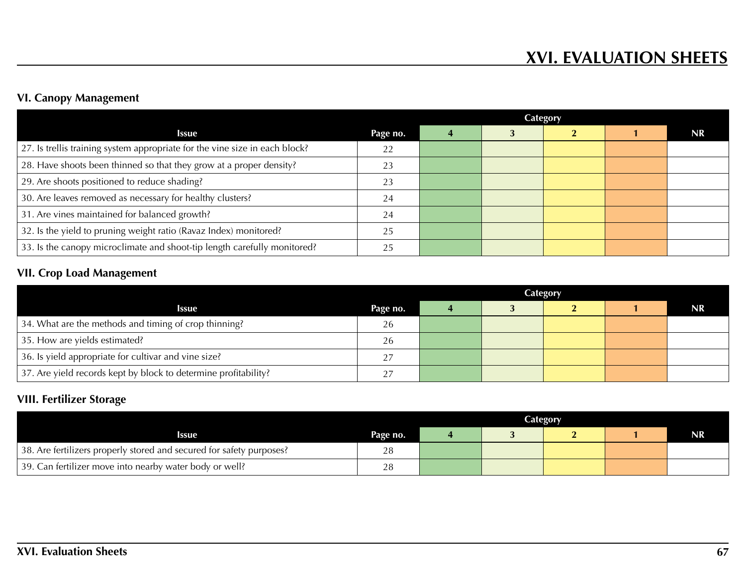# XVI. EVALUATION SHEETS

## VI. Canopy Management

| Issue | Page no. | Category | | | | |
|---|---|---|---|---|---|---|
| | | 4 | 3 | 2 | 1 | NR |
| 27. Is trellis training system appropriate for the vine size in each block? | 22 | | | | | |
| 28. Have shoots been thinned so that they grow at a proper density? | 23 | | | | | |
| 29. Are shoots positioned to reduce shading? | 23 | | | | | |
| 30. Are leaves removed as necessary for healthy clusters? | 24 | | | | | |
| 31. Are vines maintained for balanced growth? | 24 | | | | | |
| 32. Is the yield to pruning weight ratio (Ravaz Index) monitored? | 25 | | | | | |
| 33. Is the canopy microclimate and shoot-tip length carefully monitored? | 25 | | | | | |

## VII. Crop Load Management

| Issue | Page no. | Category | | | | |
|---|---|---|---|---|---|---|
| | | 4 | 3 | 2 | 1 | NR |
| 34. What are the methods and timing of crop thinning? | 26 | | | | | |
| 35. How are yields estimated? | 26 | | | | | |
| 36. Is yield appropriate for cultivar and vine size? | 27 | | | | | |
| 37. Are yield records kept by block to determine profitability? | 27 | | | | | |

## VIII. Fertilizer Storage

| Issue | Page no. | Category | | | | |
|---|---|---|---|---|---|---|
| | | 4 | 3 | 2 | 1 | NR |
| 38. Are fertilizers properly stored and secured for safety purposes? | 28 | | | | | |
| 39. Can fertilizer move into nearby water body or well? | 28 | | | | | |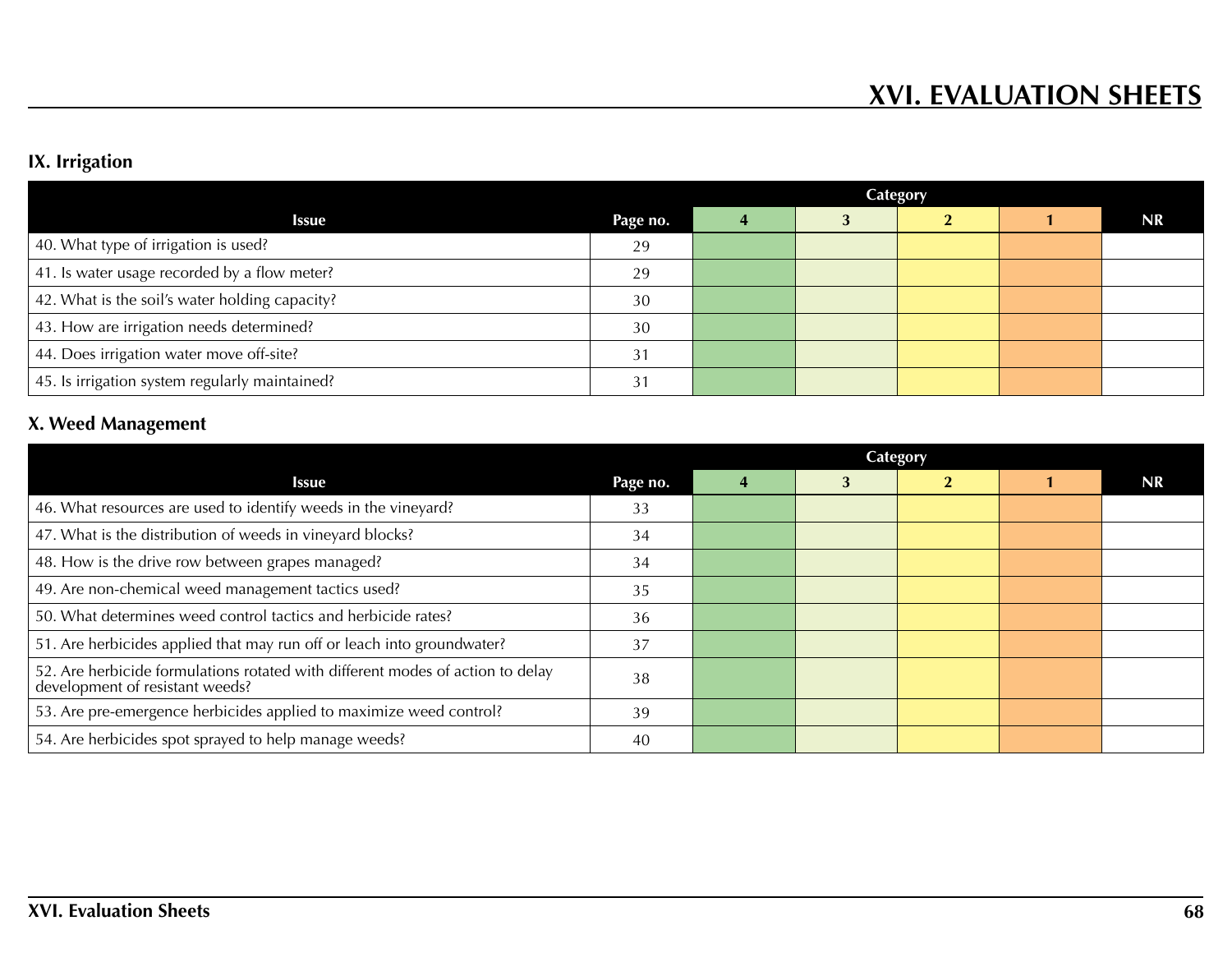# XVI. EVALUATION SHEETS

## IX. Irrigation

| Issue | Page no. | Category | | | | |
|---|---|---|---|---|---|---|
| | | 4 | 3 | 2 | 1 | NR |
| 40. What type of irrigation is used? | 29 | | | | | |
| 41. Is water usage recorded by a flow meter? | 29 | | | | | |
| 42. What is the soil's water holding capacity? | 30 | | | | | |
| 43. How are irrigation needs determined? | 30 | | | | | |
| 44. Does irrigation water move off-site? | 31 | | | | | |
| 45. Is irrigation system regularly maintained? | 31 | | | | | |

## X. Weed Management

| Issue | Page no. | Category | | | | |
|---|---|---|---|---|---|---|
| | | 4 | 3 | 2 | 1 | NR |
| 46. What resources are used to identify weeds in the vineyard? | 33 | | | | | |
| 47. What is the distribution of weeds in vineyard blocks? | 34 | | | | | |
| 48. How is the drive row between grapes managed? | 34 | | | | | |
| 49. Are non-chemical weed management tactics used? | 35 | | | | | |
| 50. What determines weed control tactics and herbicide rates? | 36 | | | | | |
| 51. Are herbicides applied that may run off or leach into groundwater? | 37 | | | | | |
| 52. Are herbicide formulations rotated with different modes of action to delay development of resistant weeds? | 38 | | | | | |
| 53. Are pre-emergence herbicides applied to maximize weed control? | 39 | | | | | |
| 54. Are herbicides spot sprayed to help manage weeds? | 40 | | | | | |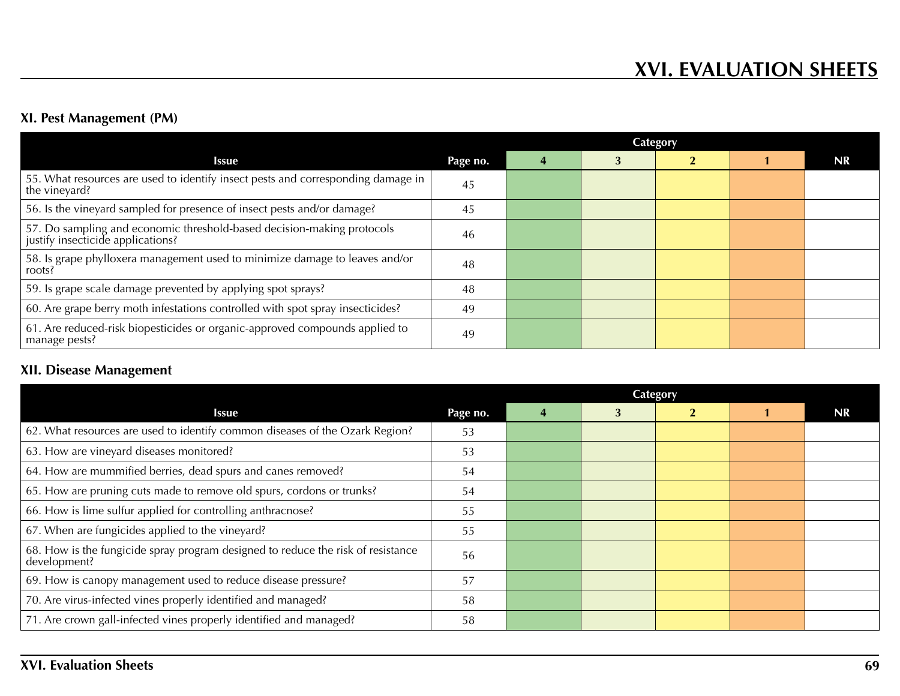# XVI. EVALUATION SHEETS

### XI. Pest Management (PM)

| Issue | Page no. | Category | | | | |
|---|---|---|---|---|---|---|
| | | 4 | 3 | 2 | 1 | NR |
| 55. What resources are used to identify insect pests and corresponding damage in the vineyard? | 45 | | | | | |
| 56. Is the vineyard sampled for presence of insect pests and/or damage? | 45 | | | | | |
| 57. Do sampling and economic threshold-based decision-making protocols justify insecticide applications? | 46 | | | | | |
| 58. Is grape phylloxera management used to minimize damage to leaves and/or roots? | 48 | | | | | |
| 59. Is grape scale damage prevented by applying spot sprays? | 48 | | | | | |
| 60. Are grape berry moth infestations controlled with spot spray insecticides? | 49 | | | | | |
| 61. Are reduced-risk biopesticides or organic-approved compounds applied to manage pests? | 49 | | | | | |

### XII. Disease Management

| Issue | Page no. | Category | | | | |
|---|---|---|---|---|---|---|
| | | 4 | 3 | 2 | 1 | NR |
| 62. What resources are used to identify common diseases of the Ozark Region? | 53 | | | | | |
| 63. How are vineyard diseases monitored? | 53 | | | | | |
| 64. How are mummified berries, dead spurs and canes removed? | 54 | | | | | |
| 65. How are pruning cuts made to remove old spurs, cordons or trunks? | 54 | | | | | |
| 66. How is lime sulfur applied for controlling anthracnose? | 55 | | | | | |
| 67. When are fungicides applied to the vineyard? | 55 | | | | | |
| 68. How is the fungicide spray program designed to reduce the risk of resistance development? | 56 | | | | | |
| 69. How is canopy management used to reduce disease pressure? | 57 | | | | | |
| 70. Are virus-infected vines properly identified and managed? | 58 | | | | | |
| 71. Are crown gall-infected vines properly identified and managed? | 58 | | | | | |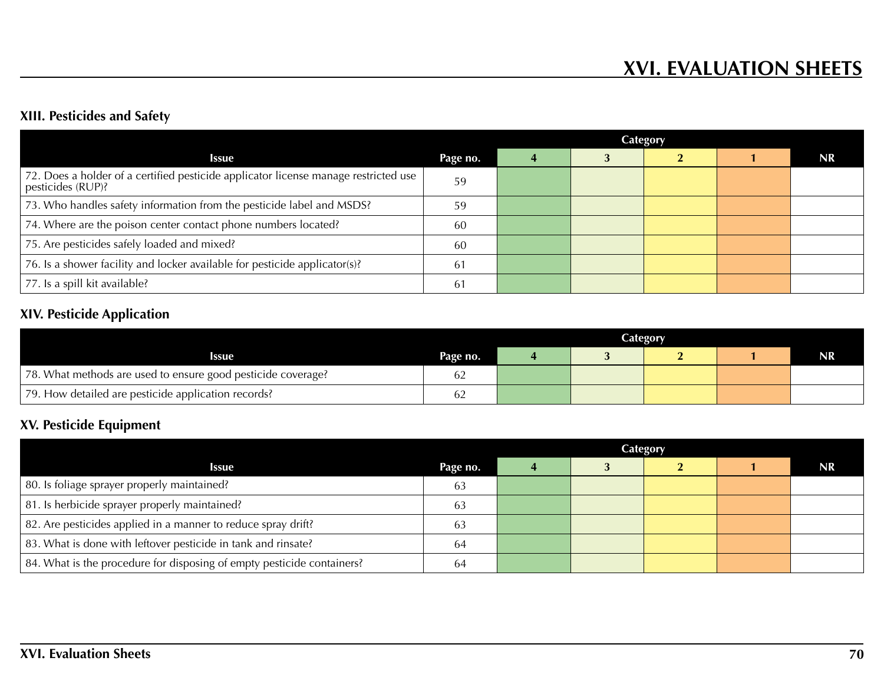# XVI. EVALUATION SHEETS

### XIII. Pesticides and Safety

| Issue | Page no. | Category | | | | |
|---|---|---|---|---|---|---|
| | | 4 | 3 | 2 | 1 | NR |
| 72. Does a holder of a certified pesticide applicator license manage restricted use pesticides (RUP)? | 59 | | | | | |
| 73. Who handles safety information from the pesticide label and MSDS? | 59 | | | | | |
| 74. Where are the poison center contact phone numbers located? | 60 | | | | | |
| 75. Are pesticides safely loaded and mixed? | 60 | | | | | |
| 76. Is a shower facility and locker available for pesticide applicator(s)? | 61 | | | | | |
| 77. Is a spill kit available? | 61 | | | | | |

### XIV. Pesticide Application

| Issue | Page no. | Category | | | | |
|---|---|---|---|---|---|---|
| | | 4 | 3 | 2 | 1 | NR |
| 78. What methods are used to ensure good pesticide coverage? | 62 | | | | | |
| 79. How detailed are pesticide application records? | 62 | | | | | |

### XV. Pesticide Equipment

| Issue | Page no. | Category | | | | |
|---|---|---|---|---|---|---|
| | | 4 | 3 | 2 | 1 | NR |
| 80. Is foliage sprayer properly maintained? | 63 | | | | | |
| 81. Is herbicide sprayer properly maintained? | 63 | | | | | |
| 82. Are pesticides applied in a manner to reduce spray drift? | 63 | | | | | |
| 83. What is done with leftover pesticide in tank and rinsate? | 64 | | | | | |
| 84. What is the procedure for disposing of empty pesticide containers? | 64 | | | | | |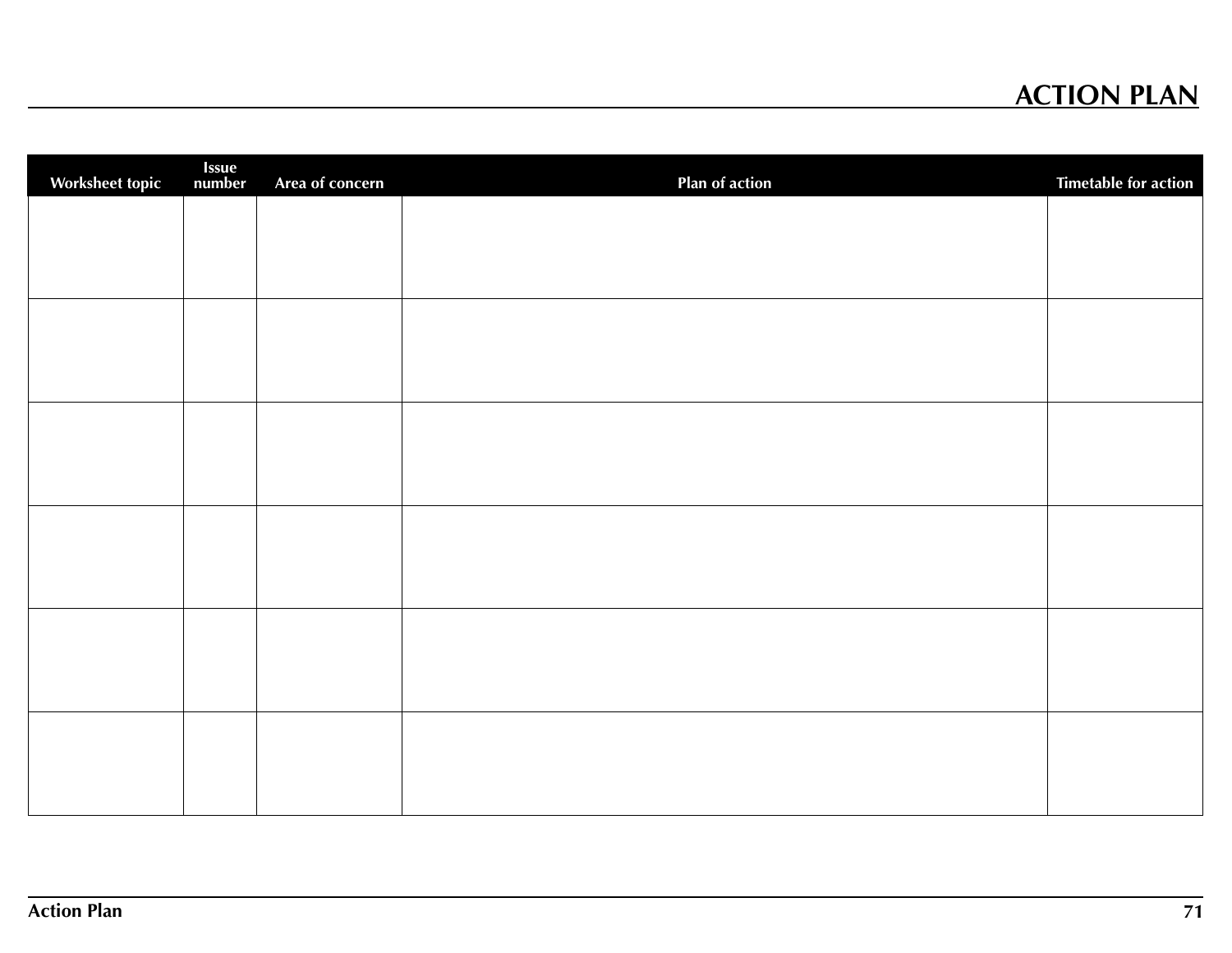# ACTION PLAN

| Worksheet topic | Issue number | Area of concern | Plan of action | Timetable for action |
|---|---|---|---|---|
| | | | | |
| | | | | |
| | | | | |
| | | | | |
| | | | | |
| | | | | |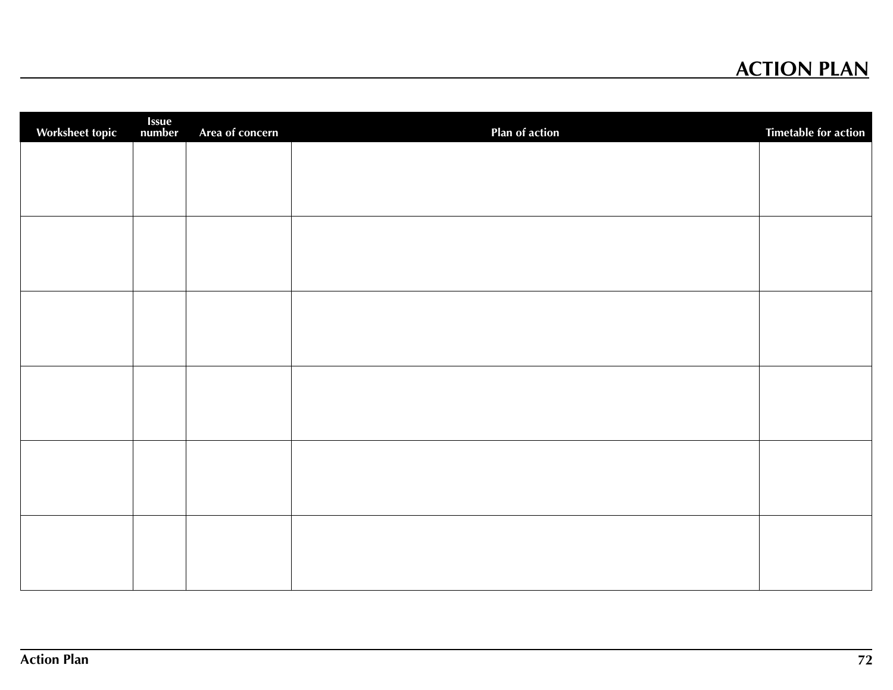# ACTION PLAN

| Worksheet topic | Issue number | Area of concern | Plan of action | Timetable for action |
|---|---|---|---|---|
| | | | | |
| | | | | |
| | | | | |
| | | | | |
| | | | | |
| | | | | |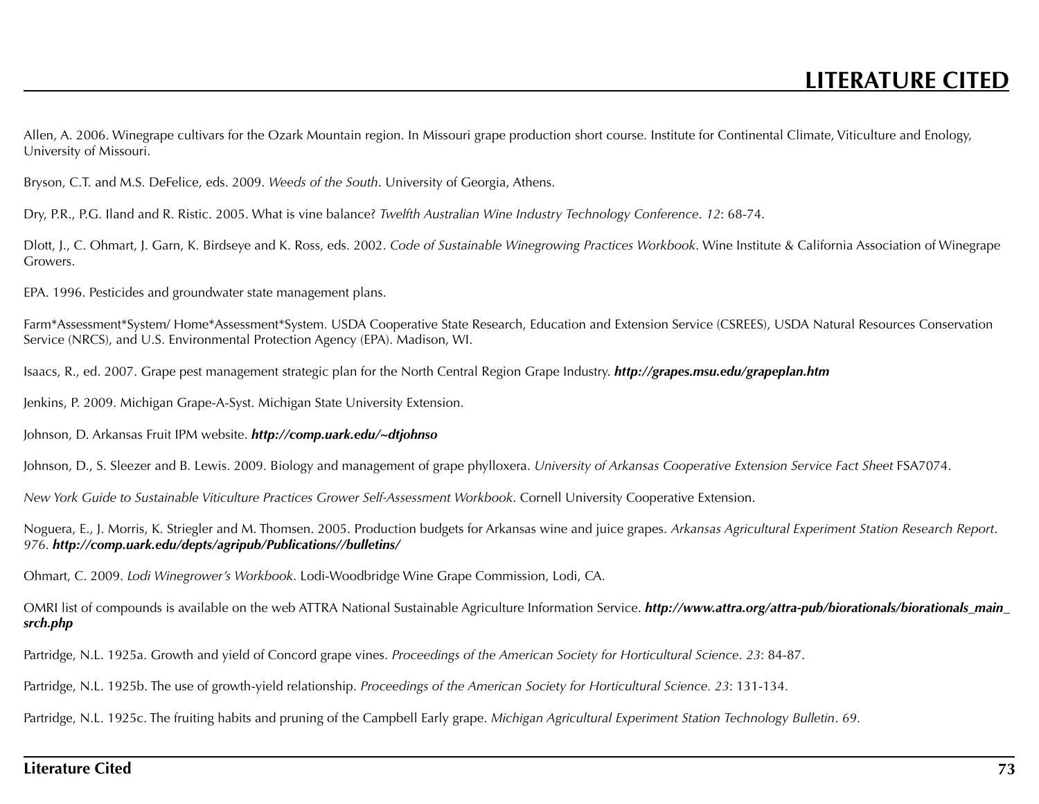# LITERATURE CITED

Allen, A. 2006. Winegrape cultivars for the Ozark Mountain region. In Missouri grape production short course. Institute for Continental Climate, Viticulture and Enology, University of Missouri.

Bryson, C.T. and M.S. DeFelice, eds. 2009. *Weeds of the South*. University of Georgia, Athens.

Dry, P.R., P.G. Iland and R. Ristic. 2005. What is vine balance? *Twelfth Australian Wine Industry Technology Conference*. *12*: 68-74.

Dlott, J., C. Ohmart, J. Garn, K. Birdseye and K. Ross, eds. 2002. *Code of Sustainable Winegrowing Practices Workbook*. Wine Institute & California Association of Winegrape Growers.

EPA. 1996. Pesticides and groundwater state management plans.

Farm*Assessment*System/ Home*Assessment*System. USDA Cooperative State Research, Education and Extension Service (CSREES), USDA Natural Resources Conservation Service (NRCS), and U.S. Environmental Protection Agency (EPA). Madison, WI.

Isaacs, R., ed. 2007. Grape pest management strategic plan for the North Central Region Grape Industry. ***http://grapes.msu.edu/grapeplan.htm***

Jenkins, P. 2009. Michigan Grape-A-Syst. Michigan State University Extension.

Johnson, D. Arkansas Fruit IPM website. ***http://comp.uark.edu/~dtjohnso***

Johnson, D., S. Sleezer and B. Lewis. 2009. Biology and management of grape phylloxera. *University of Arkansas Cooperative Extension Service Fact Sheet* FSA7074.

*New York Guide to Sustainable Viticulture Practices Grower Self-Assessment Workbook*. Cornell University Cooperative Extension.

Noguera, E., J. Morris, K. Striegler and M. Thomsen. 2005. Production budgets for Arkansas wine and juice grapes. *Arkansas Agricultural Experiment Station Research Report*. *976*. ***http://comp.uark.edu/depts/agripub/Publications//bulletins/***

Ohmart, C. 2009. *Lodi Winegrower's Workbook*. Lodi-Woodbridge Wine Grape Commission, Lodi, CA.

OMRI list of compounds is available on the web ATTRA National Sustainable Agriculture Information Service. ***http://www.attra.org/attra-pub/biorationals/biorationals_main_srch.php***

Partridge, N.L. 1925a. Growth and yield of Concord grape vines. *Proceedings of the American Society for Horticultural Science*. *23*: 84-87.

Partridge, N.L. 1925b. The use of growth-yield relationship. *Proceedings of the American Society for Horticultural Science. 23*: 131-134.

Partridge, N.L. 1925c. The fruiting habits and pruning of the Campbell Early grape. *Michigan Agricultural Experiment Station Technology Bulletin*. *69*.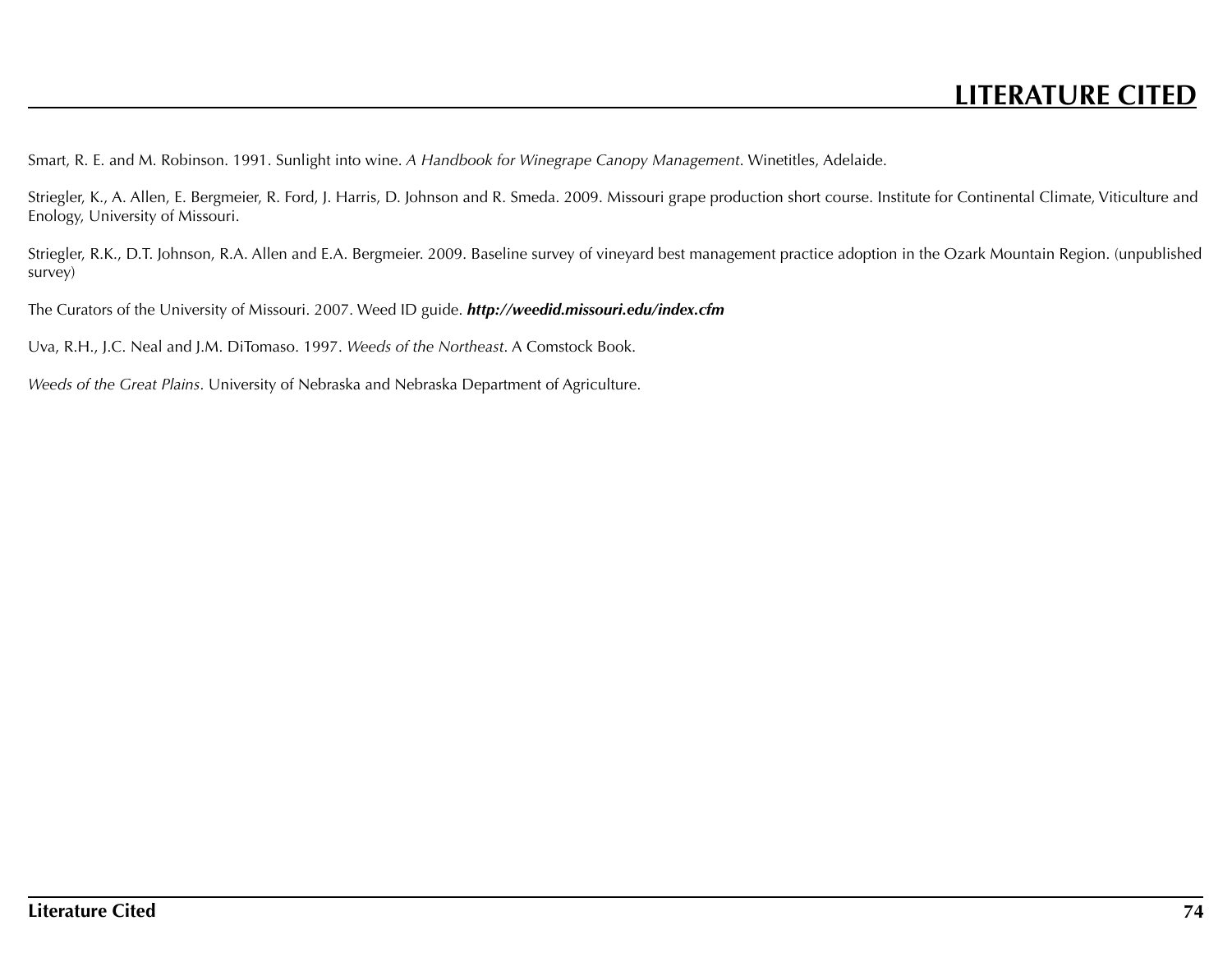# LITERATURE CITED

Smart, R. E. and M. Robinson. 1991. Sunlight into wine. *A Handbook for Winegrape Canopy Management*. Winetitles, Adelaide.

Striegler, K., A. Allen, E. Bergmeier, R. Ford, J. Harris, D. Johnson and R. Smeda. 2009. Missouri grape production short course. Institute for Continental Climate, Viticulture and Enology, University of Missouri.

Striegler, R.K., D.T. Johnson, R.A. Allen and E.A. Bergmeier. 2009. Baseline survey of vineyard best management practice adoption in the Ozark Mountain Region. (unpublished survey)

The Curators of the University of Missouri. 2007. Weed ID guide. ***http://weedid.missouri.edu/index.cfm***

Uva, R.H., J.C. Neal and J.M. DiTomaso. 1997. *Weeds of the Northeast*. A Comstock Book.

*Weeds of the Great Plains*. University of Nebraska and Nebraska Department of Agriculture.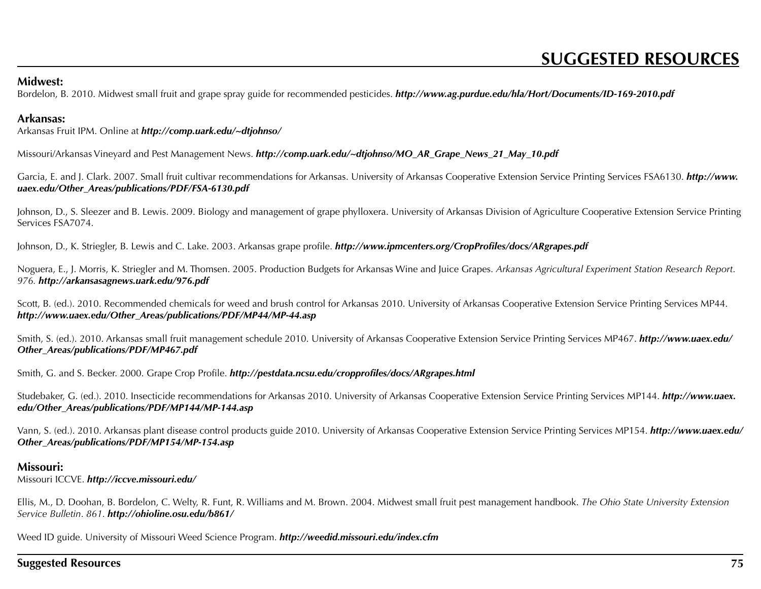# SUGGESTED RESOURCES

**Midwest:**

Bordelon, B. 2010. Midwest small fruit and grape spray guide for recommended pesticides. ***http://www.ag.purdue.edu/hla/Hort/Documents/ID-169-2010.pdf***

**Arkansas:**

Arkansas Fruit IPM. Online at ***http://comp.uark.edu/~dtjohnso/***

Missouri/Arkansas Vineyard and Pest Management News. ***http://comp.uark.edu/~dtjohnso/MO_AR_Grape_News_21_May_10.pdf***

Garcia, E. and J. Clark. 2007. Small fruit cultivar recommendations for Arkansas. University of Arkansas Cooperative Extension Service Printing Services FSA6130. ***http://www.uaex.edu/Other_Areas/publications/PDF/FSA-6130.pdf***

Johnson, D., S. Sleezer and B. Lewis. 2009. Biology and management of grape phylloxera. University of Arkansas Division of Agriculture Cooperative Extension Service Printing Services FSA7074.

Johnson, D., K. Striegler, B. Lewis and C. Lake. 2003. Arkansas grape profile. ***http://www.ipmcenters.org/CropProfiles/docs/ARgrapes.pdf***

Noguera, E., J. Morris, K. Striegler and M. Thomsen. 2005. Production Budgets for Arkansas Wine and Juice Grapes. *Arkansas Agricultural Experiment Station Research Report. 976.* ***http://arkansasagnews.uark.edu/976.pdf***

Scott, B. (ed.). 2010. Recommended chemicals for weed and brush control for Arkansas 2010. University of Arkansas Cooperative Extension Service Printing Services MP44. ***http://www.uaex.edu/Other_Areas/publications/PDF/MP44/MP-44.asp***

Smith, S. (ed.). 2010. Arkansas small fruit management schedule 2010. University of Arkansas Cooperative Extension Service Printing Services MP467. ***http://www.uaex.edu/Other_Areas/publications/PDF/MP467.pdf***

Smith, G. and S. Becker. 2000. Grape Crop Profile. ***http://pestdata.ncsu.edu/cropprofiles/docs/ARgrapes.html***

Studebaker, G. (ed.). 2010. Insecticide recommendations for Arkansas 2010. University of Arkansas Cooperative Extension Service Printing Services MP144. ***http://www.uaex.edu/Other_Areas/publications/PDF/MP144/MP-144.asp***

Vann, S. (ed.). 2010. Arkansas plant disease control products guide 2010. University of Arkansas Cooperative Extension Service Printing Services MP154. ***http://www.uaex.edu/Other_Areas/publications/PDF/MP154/MP-154.asp***

**Missouri:**

Missouri ICCVE. ***http://iccve.missouri.edu/***

Ellis, M., D. Doohan, B. Bordelon, C. Welty, R. Funt, R. Williams and M. Brown. 2004. Midwest small fruit pest management handbook. *The Ohio State University Extension Service Bulletin. 861.* ***http://ohioline.osu.edu/b861/***

Weed ID guide. University of Missouri Weed Science Program. ***http://weedid.missouri.edu/index.cfm***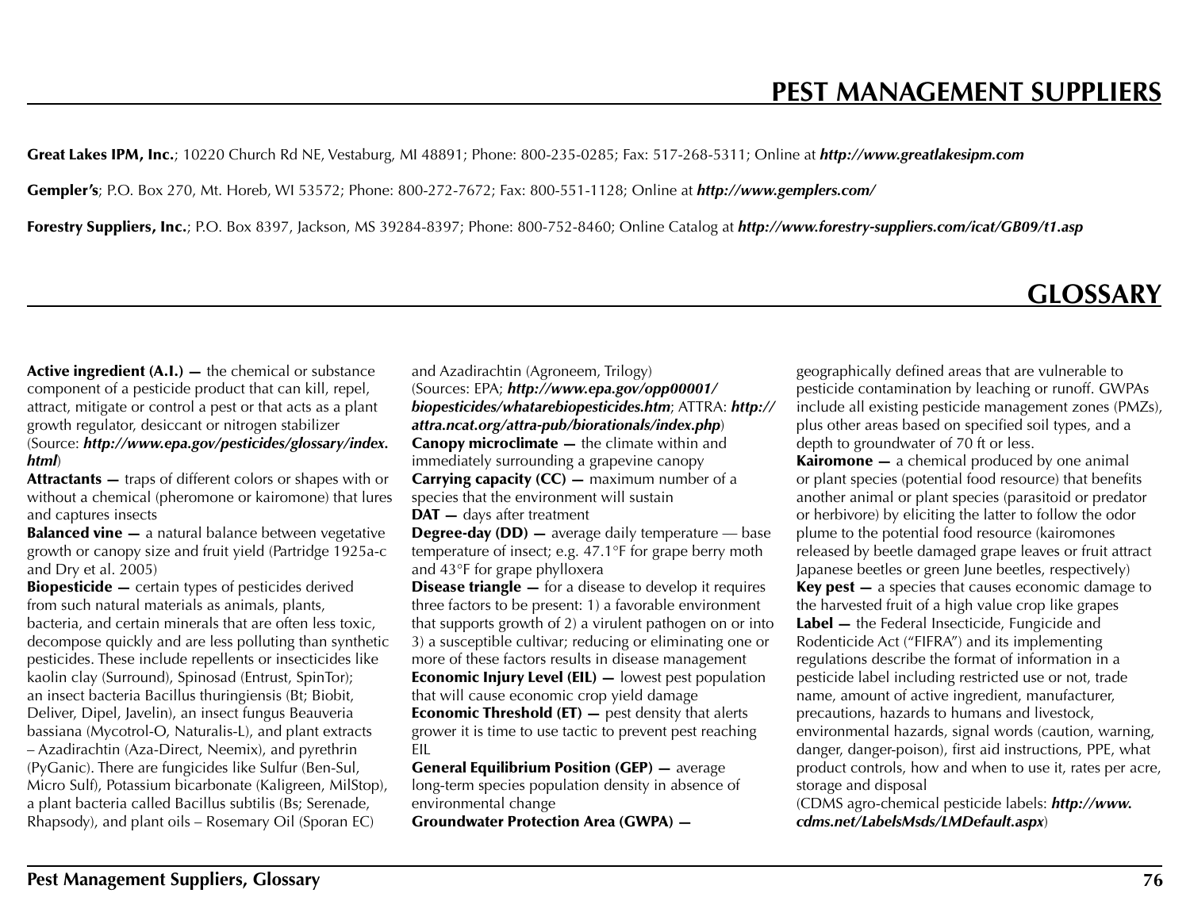# PEST MANAGEMENT SUPPLIERS

**Great Lakes IPM, Inc.**; 10220 Church Rd NE, Vestaburg, MI 48891; Phone: 800-235-0285; Fax: 517-268-5311; Online at ***http://www.greatlakesipm.com***

**Gempler's**; P.O. Box 270, Mt. Horeb, WI 53572; Phone: 800-272-7672; Fax: 800-551-1128; Online at ***http://www.gemplers.com/***

**Forestry Suppliers, Inc.**; P.O. Box 8397, Jackson, MS 39284-8397; Phone: 800-752-8460; Online Catalog at ***http://www.forestry-suppliers.com/icat/GB09/t1.asp***

# GLOSSARY

**Active ingredient (A.I.) —** the chemical or substance component of a pesticide product that can kill, repel, attract, mitigate or control a pest or that acts as a plant growth regulator, desiccant or nitrogen stabilizer (Source: ***http://www.epa.gov/pesticides/glossary/index.html***)

**Attractants —** traps of different colors or shapes with or without a chemical (pheromone or kairomone) that lures and captures insects

**Balanced vine —** a natural balance between vegetative growth or canopy size and fruit yield (Partridge 1925a-c and Dry et al. 2005)

**Biopesticide —** certain types of pesticides derived from such natural materials as animals, plants, bacteria, and certain minerals that are often less toxic, decompose quickly and are less polluting than synthetic pesticides. These include repellents or insecticides like kaolin clay (Surround), Spinosad (Entrust, SpinTor); an insect bacteria Bacillus thuringiensis (Bt; Biobit, Deliver, Dipel, Javelin), an insect fungus Beauveria bassiana (Mycotrol-O, Naturalis-L), and plant extracts – Azadirachtin (Aza-Direct, Neemix), and pyrethrin (PyGanic). There are fungicides like Sulfur (Ben-Sul, Micro Sulf), Potassium bicarbonate (Kaligreen, MilStop), a plant bacteria called Bacillus subtilis (Bs; Serenade, Rhapsody), and plant oils – Rosemary Oil (Sporan EC) and Azadirachtin (Agroneem, Trilogy) (Sources: EPA; ***http://www.epa.gov/opp00001/biopesticides/whatarebiopesticides.htm***; ATTRA: ***http://attra.ncat.org/attra-pub/biorationals/index.php***)

**Canopy microclimate —** the climate within and immediately surrounding a grapevine canopy

**Carrying capacity (CC) —** maximum number of a species that the environment will sustain

**DAT —** days after treatment

**Degree-day (DD) —** average daily temperature — base temperature of insect; e.g. 47.1°F for grape berry moth and 43°F for grape phylloxera

**Disease triangle —** for a disease to develop it requires three factors to be present: 1) a favorable environment that supports growth of 2) a virulent pathogen on or into 3) a susceptible cultivar; reducing or eliminating one or more of these factors results in disease management

**Economic Injury Level (EIL) —** lowest pest population that will cause economic crop yield damage

**Economic Threshold (ET) —** pest density that alerts grower it is time to use tactic to prevent pest reaching EIL

**General Equilibrium Position (GEP) —** average long-term species population density in absence of environmental change

**Groundwater Protection Area (GWPA) —** geographically defined areas that are vulnerable to pesticide contamination by leaching or runoff. GWPAs include all existing pesticide management zones (PMZs), plus other areas based on specified soil types, and a depth to groundwater of 70 ft or less.

**Kairomone —** a chemical produced by one animal or plant species (potential food resource) that benefits another animal or plant species (parasitoid or predator or herbivore) by eliciting the latter to follow the odor plume to the potential food resource (kairomones released by beetle damaged grape leaves or fruit attract Japanese beetles or green June beetles, respectively)

**Key pest —** a species that causes economic damage to the harvested fruit of a high value crop like grapes

**Label —** the Federal Insecticide, Fungicide and Rodenticide Act ("FIFRA") and its implementing regulations describe the format of information in a pesticide label including restricted use or not, trade name, amount of active ingredient, manufacturer, precautions, hazards to humans and livestock, environmental hazards, signal words (caution, warning, danger, danger-poison), first aid instructions, PPE, what product controls, how and when to use it, rates per acre, storage and disposal (CDMS agro-chemical pesticide labels: ***http://www.cdms.net/LabelsMsds/LMDefault.aspx***)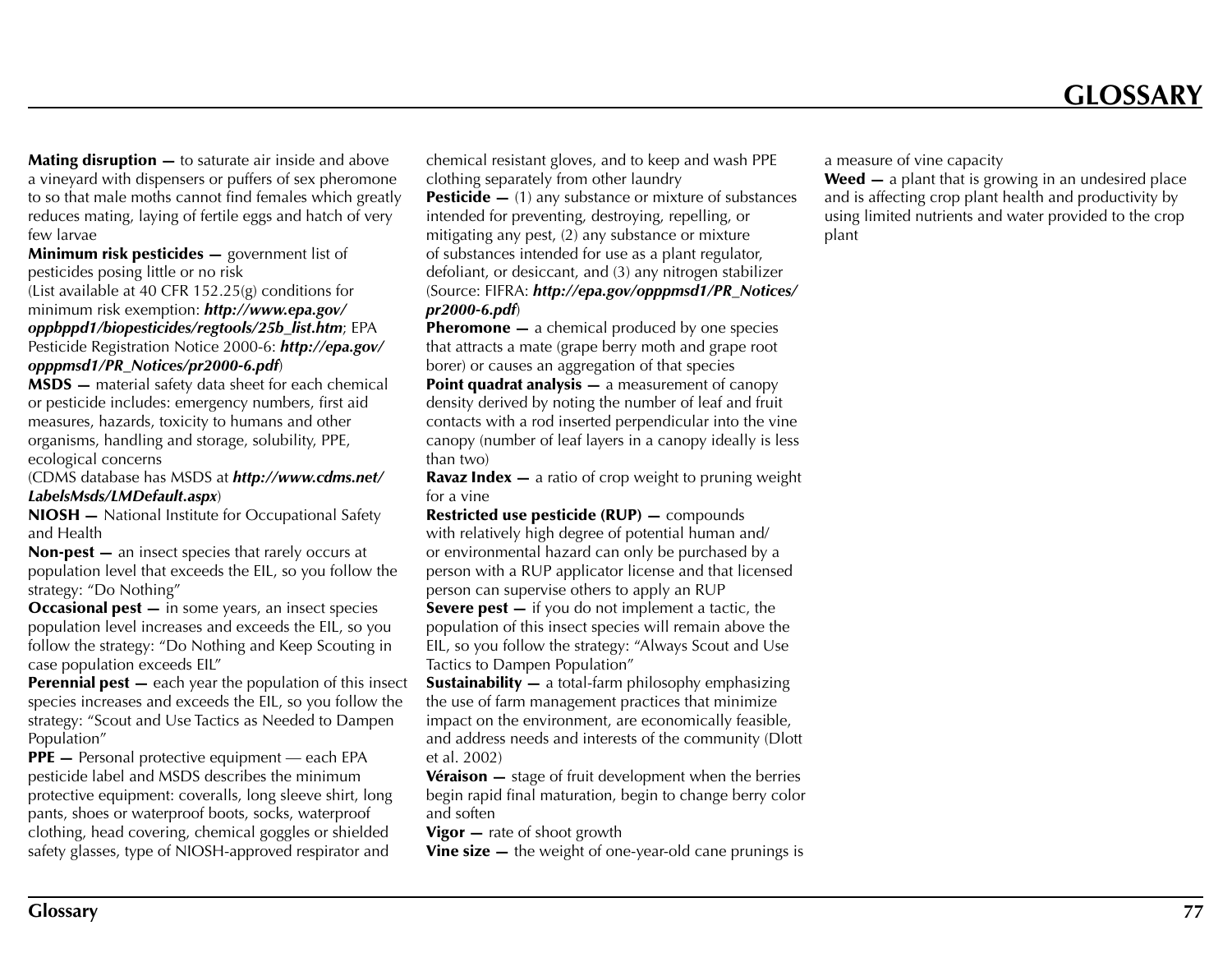# GLOSSARY

**Mating disruption —** to saturate air inside and above a vineyard with dispensers or puffers of sex pheromone to so that male moths cannot find females which greatly reduces mating, laying of fertile eggs and hatch of very few larvae

**Minimum risk pesticides —** government list of pesticides posing little or no risk
(List available at 40 CFR 152.25(g) conditions for minimum risk exemption: ***http://www.epa.gov/oppbppd1/biopesticides/regtools/25b_list.htm***; EPA Pesticide Registration Notice 2000-6: ***http://epa.gov/opppmsd1/PR_Notices/pr2000-6.pdf***)

**MSDS —** material safety data sheet for each chemical or pesticide includes: emergency numbers, first aid measures, hazards, toxicity to humans and other organisms, handling and storage, solubility, PPE, ecological concerns
(CDMS database has MSDS at ***http://www.cdms.net/LabelsMsds/LMDefault.aspx***)

**NIOSH —** National Institute for Occupational Safety and Health

**Non-pest —** an insect species that rarely occurs at population level that exceeds the EIL, so you follow the strategy: "Do Nothing"

**Occasional pest —** in some years, an insect species population level increases and exceeds the EIL, so you follow the strategy: "Do Nothing and Keep Scouting in case population exceeds EIL"

**Perennial pest —** each year the population of this insect species increases and exceeds the EIL, so you follow the strategy: "Scout and Use Tactics as Needed to Dampen Population"

**PPE —** Personal protective equipment — each EPA pesticide label and MSDS describes the minimum protective equipment: coveralls, long sleeve shirt, long pants, shoes or waterproof boots, socks, waterproof clothing, head covering, chemical goggles or shielded safety glasses, type of NIOSH-approved respirator and chemical resistant gloves, and to keep and wash PPE clothing separately from other laundry

**Pesticide —** (1) any substance or mixture of substances intended for preventing, destroying, repelling, or mitigating any pest, (2) any substance or mixture of substances intended for use as a plant regulator, defoliant, or desiccant, and (3) any nitrogen stabilizer (Source: FIFRA: ***http://epa.gov/opppmsd1/PR_Notices/pr2000-6.pdf***)

**Pheromone —** a chemical produced by one species that attracts a mate (grape berry moth and grape root borer) or causes an aggregation of that species

**Point quadrat analysis —** a measurement of canopy density derived by noting the number of leaf and fruit contacts with a rod inserted perpendicular into the vine canopy (number of leaf layers in a canopy ideally is less than two)

**Ravaz Index —** a ratio of crop weight to pruning weight for a vine

**Restricted use pesticide (RUP) —** compounds with relatively high degree of potential human and/or environmental hazard can only be purchased by a person with a RUP applicator license and that licensed person can supervise others to apply an RUP

**Severe pest —** if you do not implement a tactic, the population of this insect species will remain above the EIL, so you follow the strategy: "Always Scout and Use Tactics to Dampen Population"

**Sustainability —** a total-farm philosophy emphasizing the use of farm management practices that minimize impact on the environment, are economically feasible, and address needs and interests of the community (Dlott et al. 2002)

**Véraison —** stage of fruit development when the berries begin rapid final maturation, begin to change berry color and soften

**Vigor —** rate of shoot growth

**Vine size —** the weight of one-year-old cane prunings is a measure of vine capacity

**Weed —** a plant that is growing in an undesired place and is affecting crop plant health and productivity by using limited nutrients and water provided to the crop plant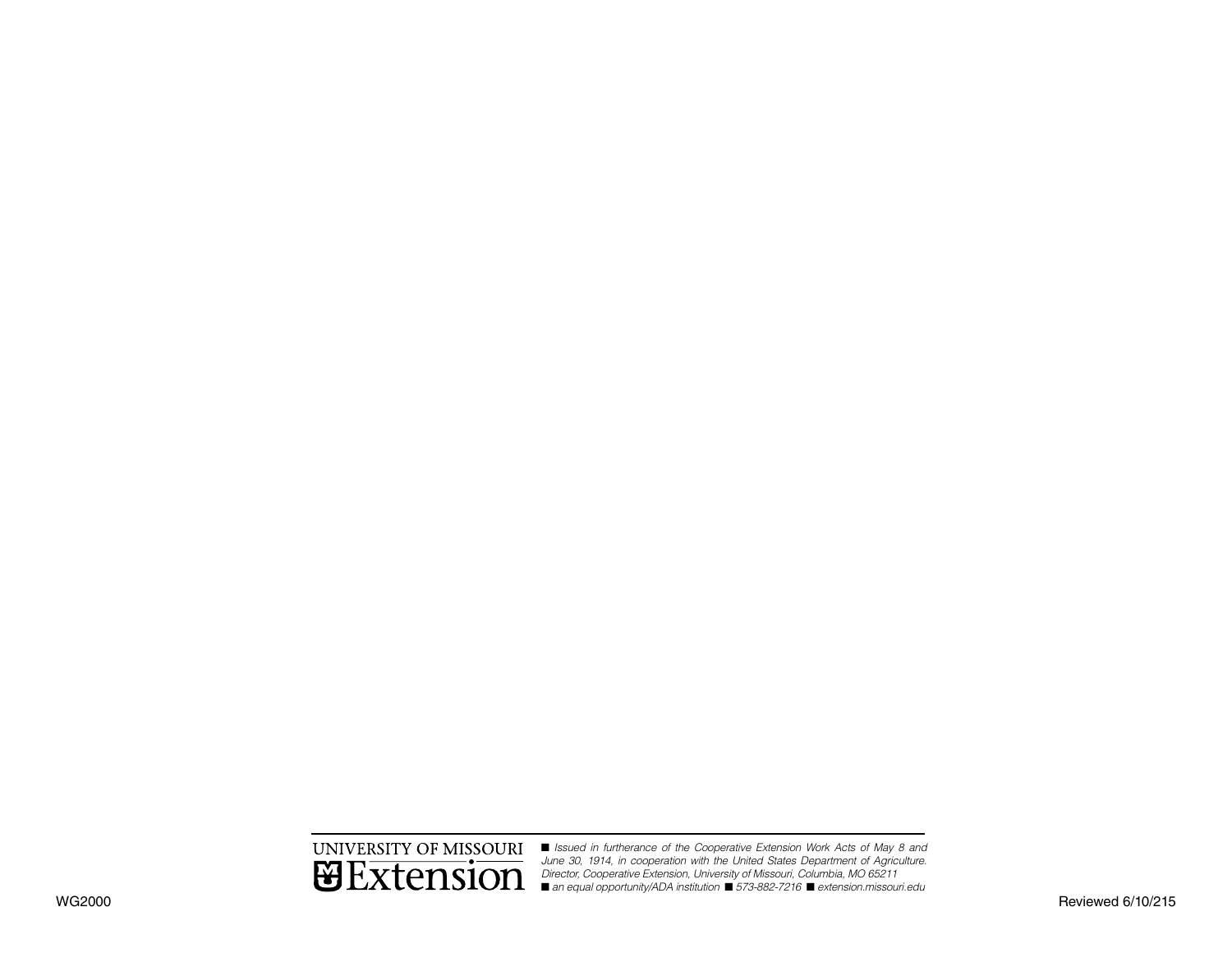UNIVERSITY OF MISSOURI Extension

■ *Issued in furtherance of the Cooperative Extension Work Acts of May 8 and June 30, 1914, in cooperation with the United States Department of Agriculture. Director, Cooperative Extension, University of Missouri, Columbia, MO 65211*
■ *an equal opportunity/ADA institution* ■ *573-882-7216* ■ *extension.missouri.edu*

WG2000

Reviewed 6/10/215